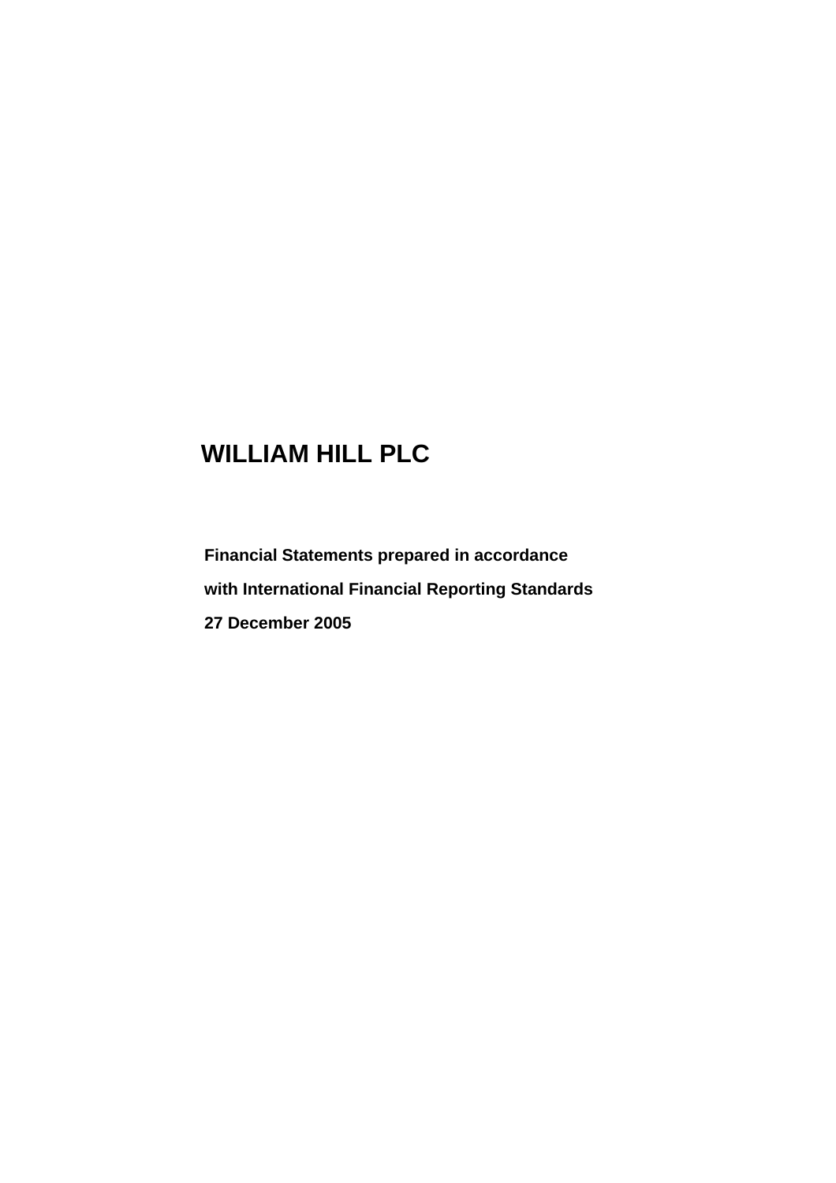# WILLIAM HILL PLC

**Financial Statements prepared in accordance**

**with International Financial Reporting Standards**

**27 December 2005**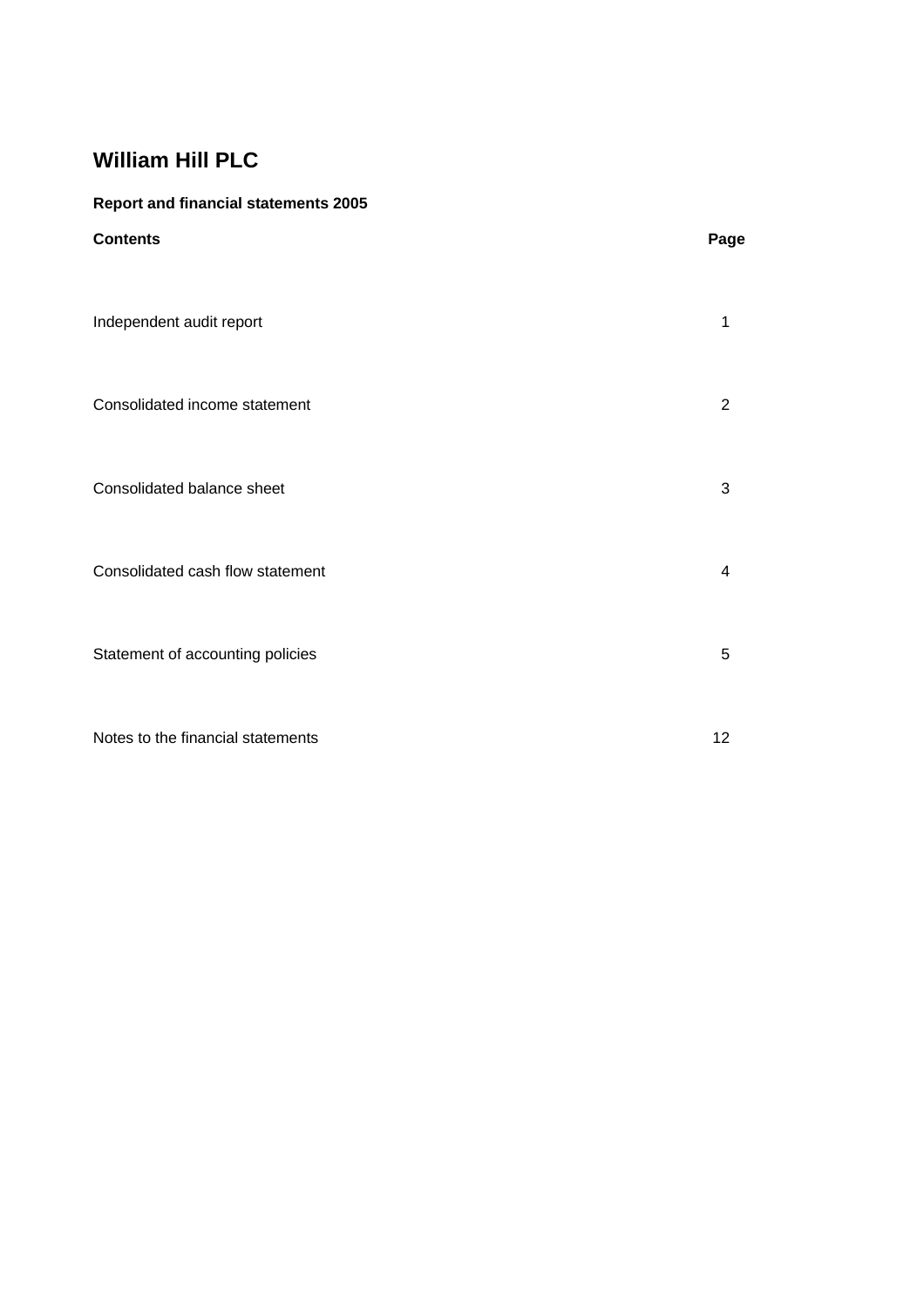# William Hill PLC

**Report and financial statements 2005**

| **Contents** | **Page** |
|---|---|
| Independent audit report | 1 |
| Consolidated income statement | 2 |
| Consolidated balance sheet | 3 |
| Consolidated cash flow statement | 4 |
| Statement of accounting policies | 5 |
| Notes to the financial statements | 12 |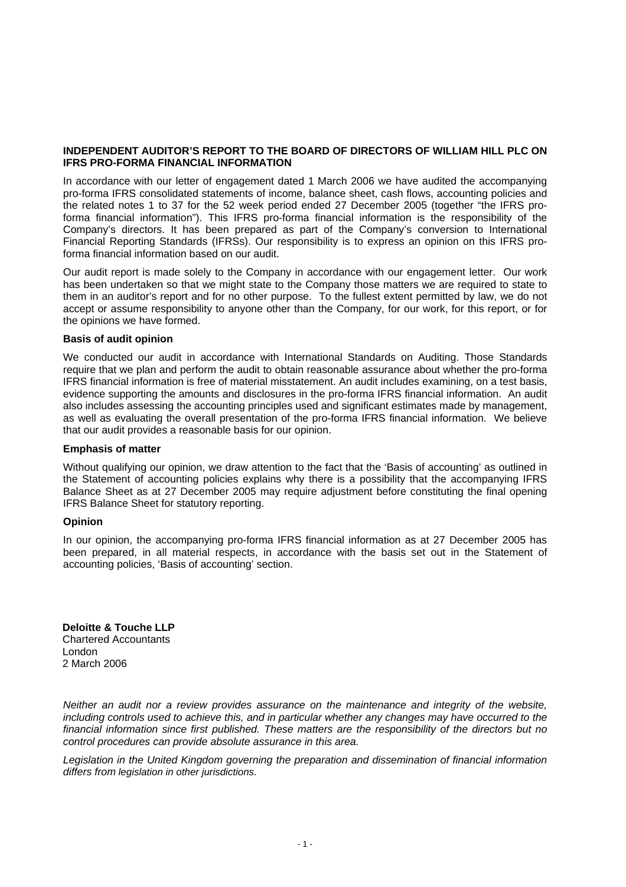**INDEPENDENT AUDITOR'S REPORT TO THE BOARD OF DIRECTORS OF WILLIAM HILL PLC ON IFRS PRO-FORMA FINANCIAL INFORMATION**

In accordance with our letter of engagement dated 1 March 2006 we have audited the accompanying pro-forma IFRS consolidated statements of income, balance sheet, cash flows, accounting policies and the related notes 1 to 37 for the 52 week period ended 27 December 2005 (together "the IFRS pro-forma financial information"). This IFRS pro-forma financial information is the responsibility of the Company's directors. It has been prepared as part of the Company's conversion to International Financial Reporting Standards (IFRSs). Our responsibility is to express an opinion on this IFRS pro-forma financial information based on our audit.

Our audit report is made solely to the Company in accordance with our engagement letter. Our work has been undertaken so that we might state to the Company those matters we are required to state to them in an auditor's report and for no other purpose. To the fullest extent permitted by law, we do not accept or assume responsibility to anyone other than the Company, for our work, for this report, or for the opinions we have formed.

**Basis of audit opinion**

We conducted our audit in accordance with International Standards on Auditing. Those Standards require that we plan and perform the audit to obtain reasonable assurance about whether the pro-forma IFRS financial information is free of material misstatement. An audit includes examining, on a test basis, evidence supporting the amounts and disclosures in the pro-forma IFRS financial information. An audit also includes assessing the accounting principles used and significant estimates made by management, as well as evaluating the overall presentation of the pro-forma IFRS financial information. We believe that our audit provides a reasonable basis for our opinion.

**Emphasis of matter**

Without qualifying our opinion, we draw attention to the fact that the 'Basis of accounting' as outlined in the Statement of accounting policies explains why there is a possibility that the accompanying IFRS Balance Sheet as at 27 December 2005 may require adjustment before constituting the final opening IFRS Balance Sheet for statutory reporting.

**Opinion**

In our opinion, the accompanying pro-forma IFRS financial information as at 27 December 2005 has been prepared, in all material respects, in accordance with the basis set out in the Statement of accounting policies, 'Basis of accounting' section.

**Deloitte & Touche LLP**
Chartered Accountants
London
2 March 2006

*Neither an audit nor a review provides assurance on the maintenance and integrity of the website, including controls used to achieve this, and in particular whether any changes may have occurred to the financial information since first published. These matters are the responsibility of the directors but no control procedures can provide absolute assurance in this area.*

*Legislation in the United Kingdom governing the preparation and dissemination of financial information differs from legislation in other jurisdictions.*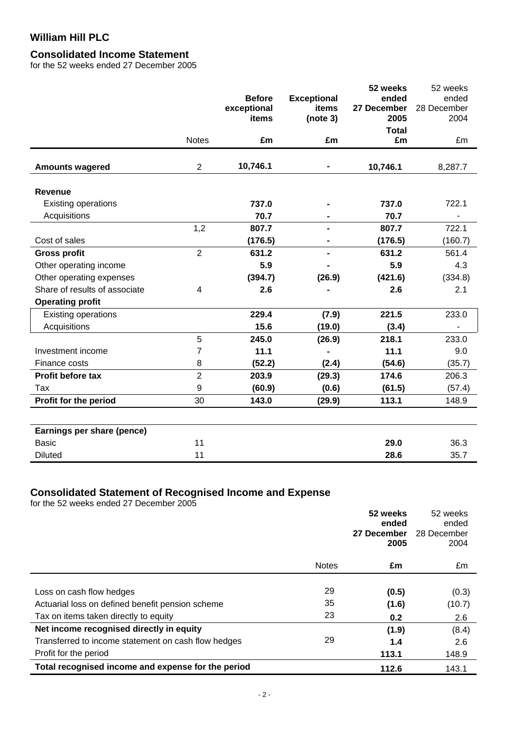# William Hill PLC

## Consolidated Income Statement

for the 52 weeks ended 27 December 2005

| | Notes | Before exceptional items £m | Exceptional items (note 3) £m | 52 weeks ended 27 December 2005 Total £m | 52 weeks ended 28 December 2004 £m |
|---|---|---|---|---|---|
| **Amounts wagered** | 2 | **10,746.1** | **-** | **10,746.1** | 8,287.7 |
| **Revenue** | | | | | |
| Existing operations | | **737.0** | **-** | **737.0** | 722.1 |
| Acquisitions | | **70.7** | **-** | **70.7** | - |
| | 1,2 | **807.7** | **-** | **807.7** | 722.1 |
| Cost of sales | | **(176.5)** | **-** | **(176.5)** | (160.7) |
| **Gross profit** | 2 | **631.2** | **-** | **631.2** | 561.4 |
| Other operating income | | **5.9** | **-** | **5.9** | 4.3 |
| Other operating expenses | | **(394.7)** | **(26.9)** | **(421.6)** | (334.8) |
| Share of results of associate | 4 | **2.6** | **-** | **2.6** | 2.1 |
| **Operating profit** | | | | | |
| Existing operations | | **229.4** | **(7.9)** | **221.5** | 233.0 |
| Acquisitions | | **15.6** | **(19.0)** | **(3.4)** | - |
| | 5 | **245.0** | **(26.9)** | **218.1** | 233.0 |
| Investment income | 7 | **11.1** | **-** | **11.1** | 9.0 |
| Finance costs | 8 | **(52.2)** | **(2.4)** | **(54.6)** | (35.7) |
| **Profit before tax** | 2 | **203.9** | **(29.3)** | **174.6** | 206.3 |
| Tax | 9 | **(60.9)** | **(0.6)** | **(61.5)** | (57.4) |
| **Profit for the period** | 30 | **143.0** | **(29.9)** | **113.1** | 148.9 |
| **Earnings per share (pence)** | | | | | |
| Basic | 11 | | | **29.0** | 36.3 |
| Diluted | 11 | | | **28.6** | 35.7 |

## Consolidated Statement of Recognised Income and Expense

for the 52 weeks ended 27 December 2005

| | Notes | 52 weeks ended 27 December 2005 £m | 52 weeks ended 28 December 2004 £m |
|---|---|---|---|
| Loss on cash flow hedges | 29 | **(0.5)** | (0.3) |
| Actuarial loss on defined benefit pension scheme | 35 | **(1.6)** | (10.7) |
| Tax on items taken directly to equity | 23 | **0.2** | 2.6 |
| **Net income recognised directly in equity** | | **(1.9)** | (8.4) |
| Transferred to income statement on cash flow hedges | 29 | **1.4** | 2.6 |
| Profit for the period | | **113.1** | 148.9 |
| **Total recognised income and expense for the period** | | **112.6** | 143.1 |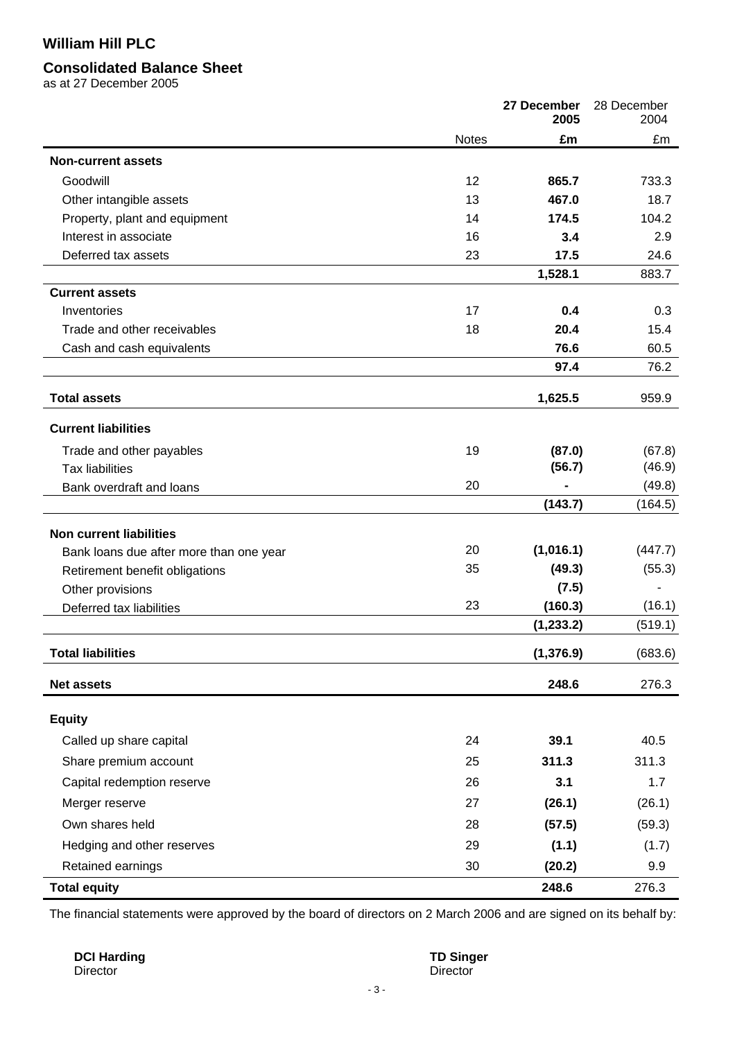# William Hill PLC

## Consolidated Balance Sheet

as at 27 December 2005

| | Notes | **27 December 2005 £m** | 28 December 2004 £m |
|---|---|---|---|
| **Non-current assets** | | | |
| Goodwill | 12 | **865.7** | 733.3 |
| Other intangible assets | 13 | **467.0** | 18.7 |
| Property, plant and equipment | 14 | **174.5** | 104.2 |
| Interest in associate | 16 | **3.4** | 2.9 |
| Deferred tax assets | 23 | **17.5** | 24.6 |
| | | **1,528.1** | 883.7 |
| **Current assets** | | | |
| Inventories | 17 | **0.4** | 0.3 |
| Trade and other receivables | 18 | **20.4** | 15.4 |
| Cash and cash equivalents | | **76.6** | 60.5 |
| | | **97.4** | 76.2 |
| **Total assets** | | **1,625.5** | 959.9 |
| **Current liabilities** | | | |
| Trade and other payables | 19 | **(87.0)** | (67.8) |
| Tax liabilities | | **(56.7)** | (46.9) |
| Bank overdraft and loans | 20 | **-** | (49.8) |
| | | **(143.7)** | (164.5) |
| **Non current liabilities** | | | |
| Bank loans due after more than one year | 20 | **(1,016.1)** | (447.7) |
| Retirement benefit obligations | 35 | **(49.3)** | (55.3) |
| Other provisions | | **(7.5)** | - |
| Deferred tax liabilities | 23 | **(160.3)** | (16.1) |
| | | **(1,233.2)** | (519.1) |
| **Total liabilities** | | **(1,376.9)** | (683.6) |
| **Net assets** | | **248.6** | 276.3 |
| **Equity** | | | |
| Called up share capital | 24 | **39.1** | 40.5 |
| Share premium account | 25 | **311.3** | 311.3 |
| Capital redemption reserve | 26 | **3.1** | 1.7 |
| Merger reserve | 27 | **(26.1)** | (26.1) |
| Own shares held | 28 | **(57.5)** | (59.3) |
| Hedging and other reserves | 29 | **(1.1)** | (1.7) |
| Retained earnings | 30 | **(20.2)** | 9.9 |
| **Total equity** | | **248.6** | 276.3 |

The financial statements were approved by the board of directors on 2 March 2006 and are signed on its behalf by:

**DCI Harding**
Director

**TD Singer**
Director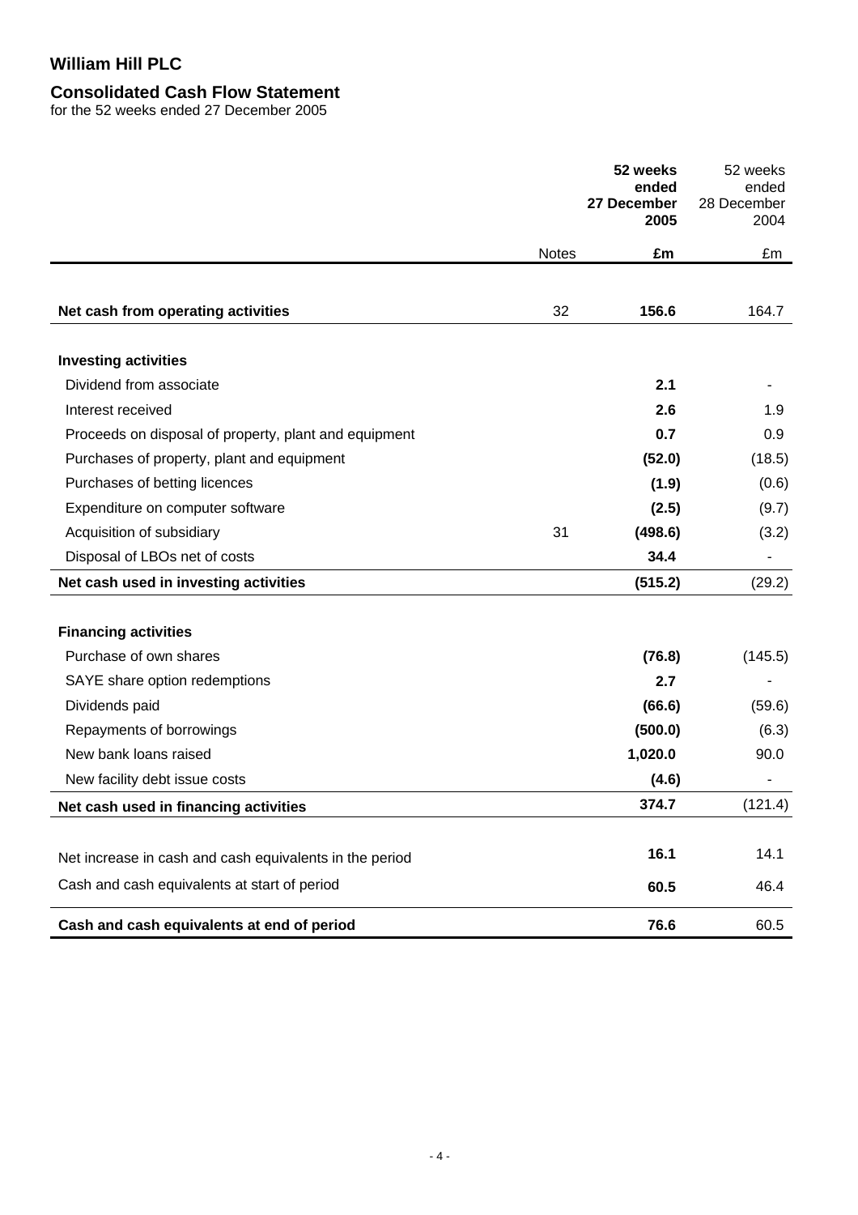# William Hill PLC

## Consolidated Cash Flow Statement

for the 52 weeks ended 27 December 2005

| | Notes | **52 weeks ended 27 December 2005 £m** | 52 weeks ended 28 December 2004 £m |
|---|---|---|---|
| **Net cash from operating activities** | 32 | **156.6** | 164.7 |
| **Investing activities** | | | |
| Dividend from associate | | **2.1** | - |
| Interest received | | **2.6** | 1.9 |
| Proceeds on disposal of property, plant and equipment | | **0.7** | 0.9 |
| Purchases of property, plant and equipment | | **(52.0)** | (18.5) |
| Purchases of betting licences | | **(1.9)** | (0.6) |
| Expenditure on computer software | | **(2.5)** | (9.7) |
| Acquisition of subsidiary | 31 | **(498.6)** | (3.2) |
| Disposal of LBOs net of costs | | **34.4** | - |
| **Net cash used in investing activities** | | **(515.2)** | (29.2) |
| **Financing activities** | | | |
| Purchase of own shares | | **(76.8)** | (145.5) |
| SAYE share option redemptions | | **2.7** | - |
| Dividends paid | | **(66.6)** | (59.6) |
| Repayments of borrowings | | **(500.0)** | (6.3) |
| New bank loans raised | | **1,020.0** | 90.0 |
| New facility debt issue costs | | **(4.6)** | - |
| **Net cash used in financing activities** | | **374.7** | (121.4) |
| Net increase in cash and cash equivalents in the period | | **16.1** | 14.1 |
| Cash and cash equivalents at start of period | | **60.5** | 46.4 |
| **Cash and cash equivalents at end of period** | | **76.6** | 60.5 |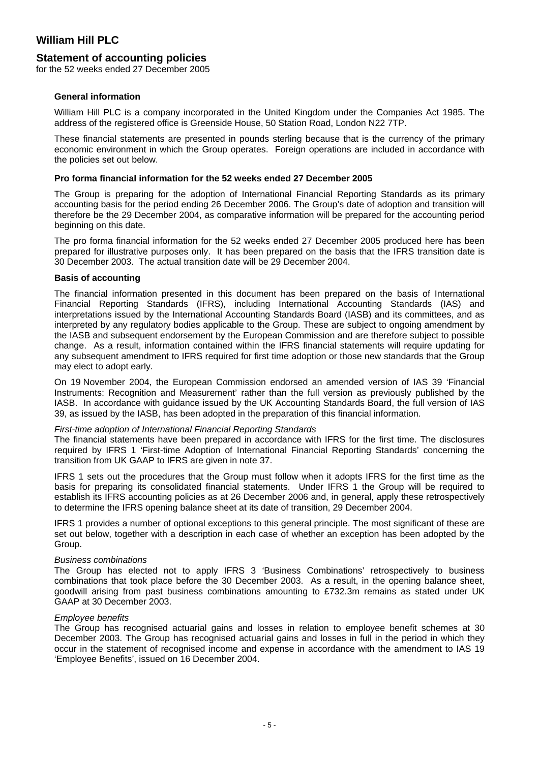# William Hill PLC

## Statement of accounting policies

for the 52 weeks ended 27 December 2005

### General information

William Hill PLC is a company incorporated in the United Kingdom under the Companies Act 1985. The address of the registered office is Greenside House, 50 Station Road, London N22 7TP.

These financial statements are presented in pounds sterling because that is the currency of the primary economic environment in which the Group operates. Foreign operations are included in accordance with the policies set out below.

### Pro forma financial information for the 52 weeks ended 27 December 2005

The Group is preparing for the adoption of International Financial Reporting Standards as its primary accounting basis for the period ending 26 December 2006. The Group's date of adoption and transition will therefore be the 29 December 2004, as comparative information will be prepared for the accounting period beginning on this date.

The pro forma financial information for the 52 weeks ended 27 December 2005 produced here has been prepared for illustrative purposes only. It has been prepared on the basis that the IFRS transition date is 30 December 2003. The actual transition date will be 29 December 2004.

### Basis of accounting

The financial information presented in this document has been prepared on the basis of International Financial Reporting Standards (IFRS), including International Accounting Standards (IAS) and interpretations issued by the International Accounting Standards Board (IASB) and its committees, and as interpreted by any regulatory bodies applicable to the Group. These are subject to ongoing amendment by the IASB and subsequent endorsement by the European Commission and are therefore subject to possible change. As a result, information contained within the IFRS financial statements will require updating for any subsequent amendment to IFRS required for first time adoption or those new standards that the Group may elect to adopt early.

On 19 November 2004, the European Commission endorsed an amended version of IAS 39 'Financial Instruments: Recognition and Measurement' rather than the full version as previously published by the IASB. In accordance with guidance issued by the UK Accounting Standards Board, the full version of IAS 39, as issued by the IASB, has been adopted in the preparation of this financial information.

*First-time adoption of International Financial Reporting Standards*

The financial statements have been prepared in accordance with IFRS for the first time. The disclosures required by IFRS 1 'First-time Adoption of International Financial Reporting Standards' concerning the transition from UK GAAP to IFRS are given in note 37.

IFRS 1 sets out the procedures that the Group must follow when it adopts IFRS for the first time as the basis for preparing its consolidated financial statements. Under IFRS 1 the Group will be required to establish its IFRS accounting policies as at 26 December 2006 and, in general, apply these retrospectively to determine the IFRS opening balance sheet at its date of transition, 29 December 2004.

IFRS 1 provides a number of optional exceptions to this general principle. The most significant of these are set out below, together with a description in each case of whether an exception has been adopted by the Group.

*Business combinations*

The Group has elected not to apply IFRS 3 'Business Combinations' retrospectively to business combinations that took place before the 30 December 2003. As a result, in the opening balance sheet, goodwill arising from past business combinations amounting to £732.3m remains as stated under UK GAAP at 30 December 2003.

*Employee benefits*

The Group has recognised actuarial gains and losses in relation to employee benefit schemes at 30 December 2003. The Group has recognised actuarial gains and losses in full in the period in which they occur in the statement of recognised income and expense in accordance with the amendment to IAS 19 'Employee Benefits', issued on 16 December 2004.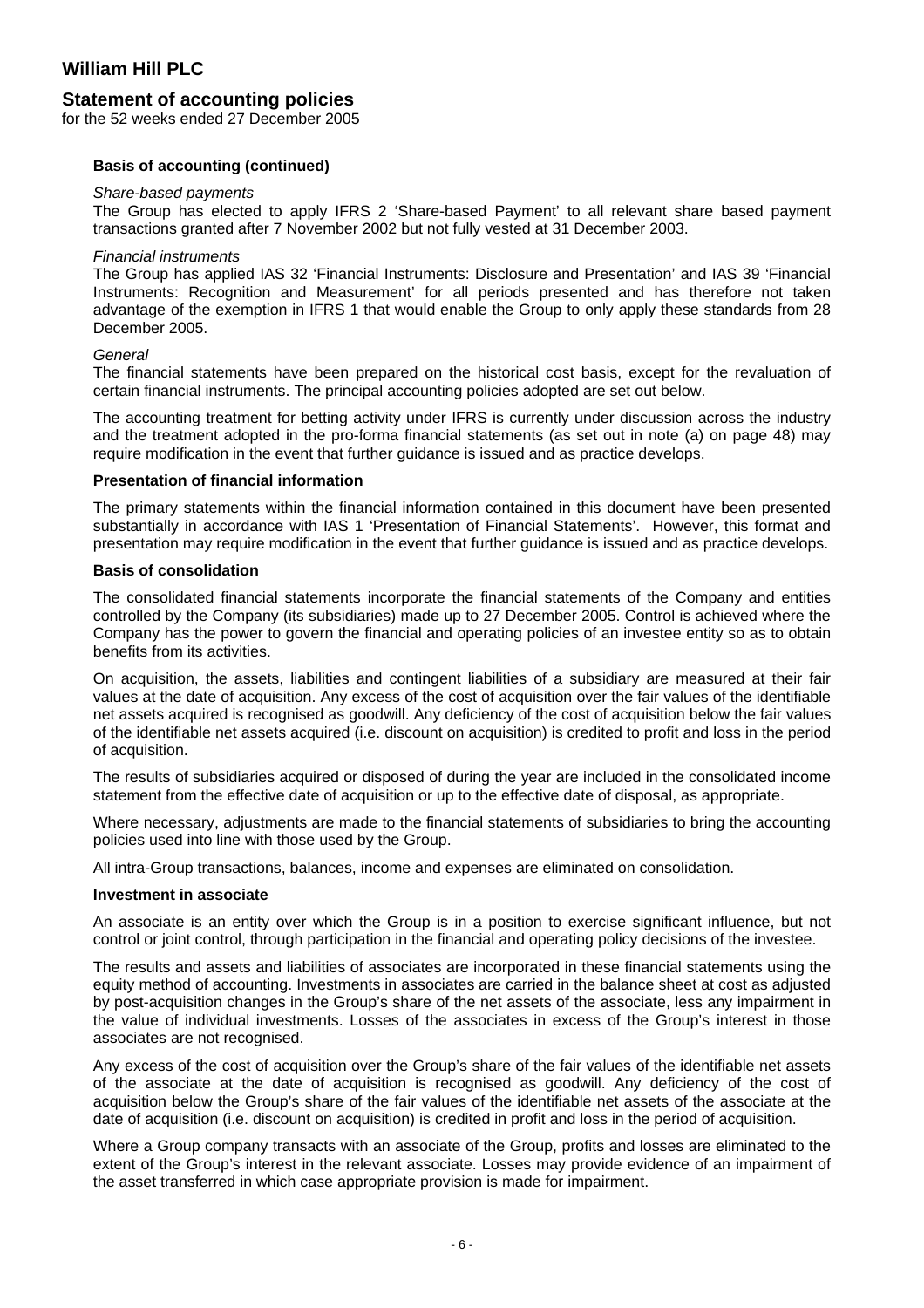# William Hill PLC

## Statement of accounting policies

for the 52 weeks ended 27 December 2005

### Basis of accounting (continued)

*Share-based payments*

The Group has elected to apply IFRS 2 'Share-based Payment' to all relevant share based payment transactions granted after 7 November 2002 but not fully vested at 31 December 2003.

*Financial instruments*

The Group has applied IAS 32 'Financial Instruments: Disclosure and Presentation' and IAS 39 'Financial Instruments: Recognition and Measurement' for all periods presented and has therefore not taken advantage of the exemption in IFRS 1 that would enable the Group to only apply these standards from 28 December 2005.

*General*

The financial statements have been prepared on the historical cost basis, except for the revaluation of certain financial instruments. The principal accounting policies adopted are set out below.

The accounting treatment for betting activity under IFRS is currently under discussion across the industry and the treatment adopted in the pro-forma financial statements (as set out in note (a) on page 48) may require modification in the event that further guidance is issued and as practice develops.

### Presentation of financial information

The primary statements within the financial information contained in this document have been presented substantially in accordance with IAS 1 'Presentation of Financial Statements'. However, this format and presentation may require modification in the event that further guidance is issued and as practice develops.

### Basis of consolidation

The consolidated financial statements incorporate the financial statements of the Company and entities controlled by the Company (its subsidiaries) made up to 27 December 2005. Control is achieved where the Company has the power to govern the financial and operating policies of an investee entity so as to obtain benefits from its activities.

On acquisition, the assets, liabilities and contingent liabilities of a subsidiary are measured at their fair values at the date of acquisition. Any excess of the cost of acquisition over the fair values of the identifiable net assets acquired is recognised as goodwill. Any deficiency of the cost of acquisition below the fair values of the identifiable net assets acquired (i.e. discount on acquisition) is credited to profit and loss in the period of acquisition.

The results of subsidiaries acquired or disposed of during the year are included in the consolidated income statement from the effective date of acquisition or up to the effective date of disposal, as appropriate.

Where necessary, adjustments are made to the financial statements of subsidiaries to bring the accounting policies used into line with those used by the Group.

All intra-Group transactions, balances, income and expenses are eliminated on consolidation.

### Investment in associate

An associate is an entity over which the Group is in a position to exercise significant influence, but not control or joint control, through participation in the financial and operating policy decisions of the investee.

The results and assets and liabilities of associates are incorporated in these financial statements using the equity method of accounting. Investments in associates are carried in the balance sheet at cost as adjusted by post-acquisition changes in the Group's share of the net assets of the associate, less any impairment in the value of individual investments. Losses of the associates in excess of the Group's interest in those associates are not recognised.

Any excess of the cost of acquisition over the Group's share of the fair values of the identifiable net assets of the associate at the date of acquisition is recognised as goodwill. Any deficiency of the cost of acquisition below the Group's share of the fair values of the identifiable net assets of the associate at the date of acquisition (i.e. discount on acquisition) is credited in profit and loss in the period of acquisition.

Where a Group company transacts with an associate of the Group, profits and losses are eliminated to the extent of the Group's interest in the relevant associate. Losses may provide evidence of an impairment of the asset transferred in which case appropriate provision is made for impairment.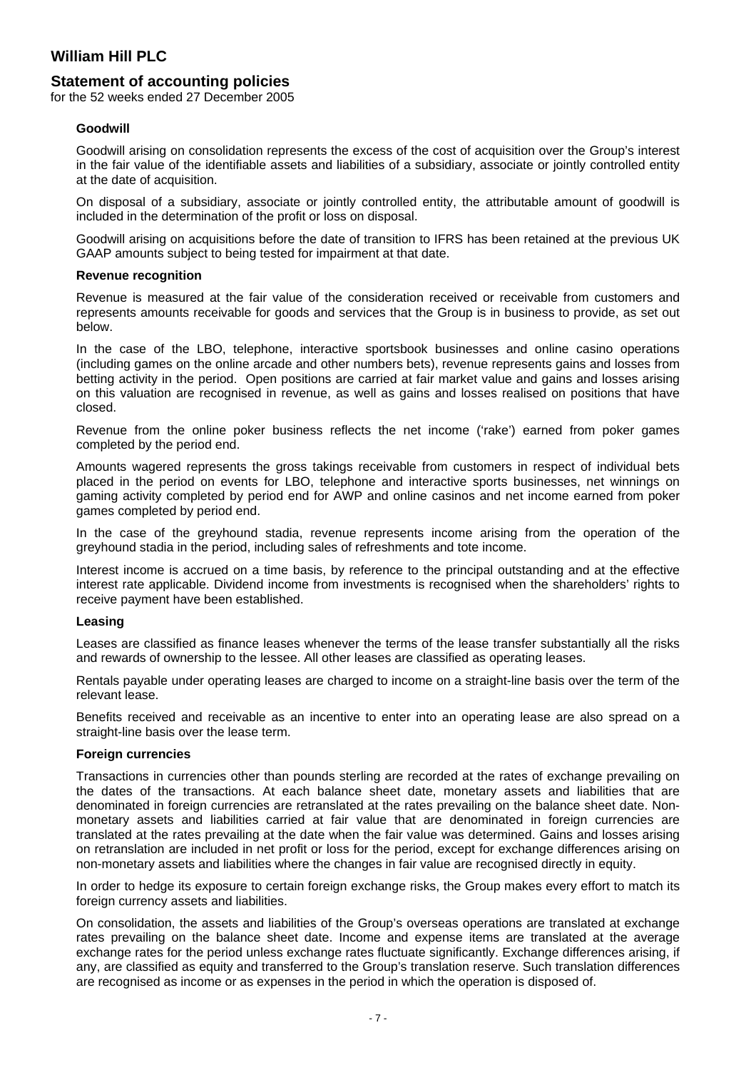# William Hill PLC

## Statement of accounting policies

for the 52 weeks ended 27 December 2005

### Goodwill

Goodwill arising on consolidation represents the excess of the cost of acquisition over the Group's interest in the fair value of the identifiable assets and liabilities of a subsidiary, associate or jointly controlled entity at the date of acquisition.

On disposal of a subsidiary, associate or jointly controlled entity, the attributable amount of goodwill is included in the determination of the profit or loss on disposal.

Goodwill arising on acquisitions before the date of transition to IFRS has been retained at the previous UK GAAP amounts subject to being tested for impairment at that date.

### Revenue recognition

Revenue is measured at the fair value of the consideration received or receivable from customers and represents amounts receivable for goods and services that the Group is in business to provide, as set out below.

In the case of the LBO, telephone, interactive sportsbook businesses and online casino operations (including games on the online arcade and other numbers bets), revenue represents gains and losses from betting activity in the period. Open positions are carried at fair market value and gains and losses arising on this valuation are recognised in revenue, as well as gains and losses realised on positions that have closed.

Revenue from the online poker business reflects the net income ('rake') earned from poker games completed by the period end.

Amounts wagered represents the gross takings receivable from customers in respect of individual bets placed in the period on events for LBO, telephone and interactive sports businesses, net winnings on gaming activity completed by period end for AWP and online casinos and net income earned from poker games completed by period end.

In the case of the greyhound stadia, revenue represents income arising from the operation of the greyhound stadia in the period, including sales of refreshments and tote income.

Interest income is accrued on a time basis, by reference to the principal outstanding and at the effective interest rate applicable. Dividend income from investments is recognised when the shareholders' rights to receive payment have been established.

### Leasing

Leases are classified as finance leases whenever the terms of the lease transfer substantially all the risks and rewards of ownership to the lessee. All other leases are classified as operating leases.

Rentals payable under operating leases are charged to income on a straight-line basis over the term of the relevant lease.

Benefits received and receivable as an incentive to enter into an operating lease are also spread on a straight-line basis over the lease term.

### Foreign currencies

Transactions in currencies other than pounds sterling are recorded at the rates of exchange prevailing on the dates of the transactions. At each balance sheet date, monetary assets and liabilities that are denominated in foreign currencies are retranslated at the rates prevailing on the balance sheet date. Non-monetary assets and liabilities carried at fair value that are denominated in foreign currencies are translated at the rates prevailing at the date when the fair value was determined. Gains and losses arising on retranslation are included in net profit or loss for the period, except for exchange differences arising on non-monetary assets and liabilities where the changes in fair value are recognised directly in equity.

In order to hedge its exposure to certain foreign exchange risks, the Group makes every effort to match its foreign currency assets and liabilities.

On consolidation, the assets and liabilities of the Group's overseas operations are translated at exchange rates prevailing on the balance sheet date. Income and expense items are translated at the average exchange rates for the period unless exchange rates fluctuate significantly. Exchange differences arising, if any, are classified as equity and transferred to the Group's translation reserve. Such translation differences are recognised as income or as expenses in the period in which the operation is disposed of.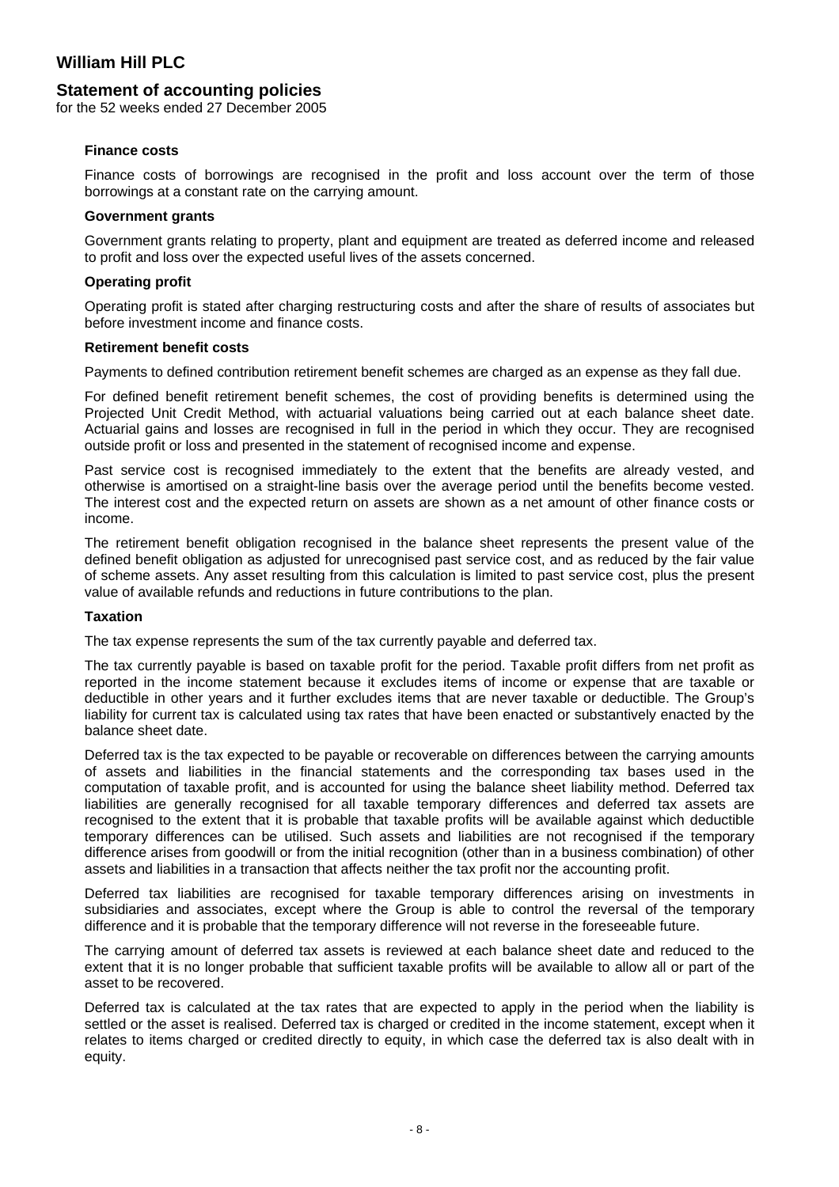# William Hill PLC

## Statement of accounting policies

for the 52 weeks ended 27 December 2005

### Finance costs

Finance costs of borrowings are recognised in the profit and loss account over the term of those borrowings at a constant rate on the carrying amount.

### Government grants

Government grants relating to property, plant and equipment are treated as deferred income and released to profit and loss over the expected useful lives of the assets concerned.

### Operating profit

Operating profit is stated after charging restructuring costs and after the share of results of associates but before investment income and finance costs.

### Retirement benefit costs

Payments to defined contribution retirement benefit schemes are charged as an expense as they fall due.

For defined benefit retirement benefit schemes, the cost of providing benefits is determined using the Projected Unit Credit Method, with actuarial valuations being carried out at each balance sheet date. Actuarial gains and losses are recognised in full in the period in which they occur. They are recognised outside profit or loss and presented in the statement of recognised income and expense.

Past service cost is recognised immediately to the extent that the benefits are already vested, and otherwise is amortised on a straight-line basis over the average period until the benefits become vested. The interest cost and the expected return on assets are shown as a net amount of other finance costs or income.

The retirement benefit obligation recognised in the balance sheet represents the present value of the defined benefit obligation as adjusted for unrecognised past service cost, and as reduced by the fair value of scheme assets. Any asset resulting from this calculation is limited to past service cost, plus the present value of available refunds and reductions in future contributions to the plan.

### Taxation

The tax expense represents the sum of the tax currently payable and deferred tax.

The tax currently payable is based on taxable profit for the period. Taxable profit differs from net profit as reported in the income statement because it excludes items of income or expense that are taxable or deductible in other years and it further excludes items that are never taxable or deductible. The Group's liability for current tax is calculated using tax rates that have been enacted or substantively enacted by the balance sheet date.

Deferred tax is the tax expected to be payable or recoverable on differences between the carrying amounts of assets and liabilities in the financial statements and the corresponding tax bases used in the computation of taxable profit, and is accounted for using the balance sheet liability method. Deferred tax liabilities are generally recognised for all taxable temporary differences and deferred tax assets are recognised to the extent that it is probable that taxable profits will be available against which deductible temporary differences can be utilised. Such assets and liabilities are not recognised if the temporary difference arises from goodwill or from the initial recognition (other than in a business combination) of other assets and liabilities in a transaction that affects neither the tax profit nor the accounting profit.

Deferred tax liabilities are recognised for taxable temporary differences arising on investments in subsidiaries and associates, except where the Group is able to control the reversal of the temporary difference and it is probable that the temporary difference will not reverse in the foreseeable future.

The carrying amount of deferred tax assets is reviewed at each balance sheet date and reduced to the extent that it is no longer probable that sufficient taxable profits will be available to allow all or part of the asset to be recovered.

Deferred tax is calculated at the tax rates that are expected to apply in the period when the liability is settled or the asset is realised. Deferred tax is charged or credited in the income statement, except when it relates to items charged or credited directly to equity, in which case the deferred tax is also dealt with in equity.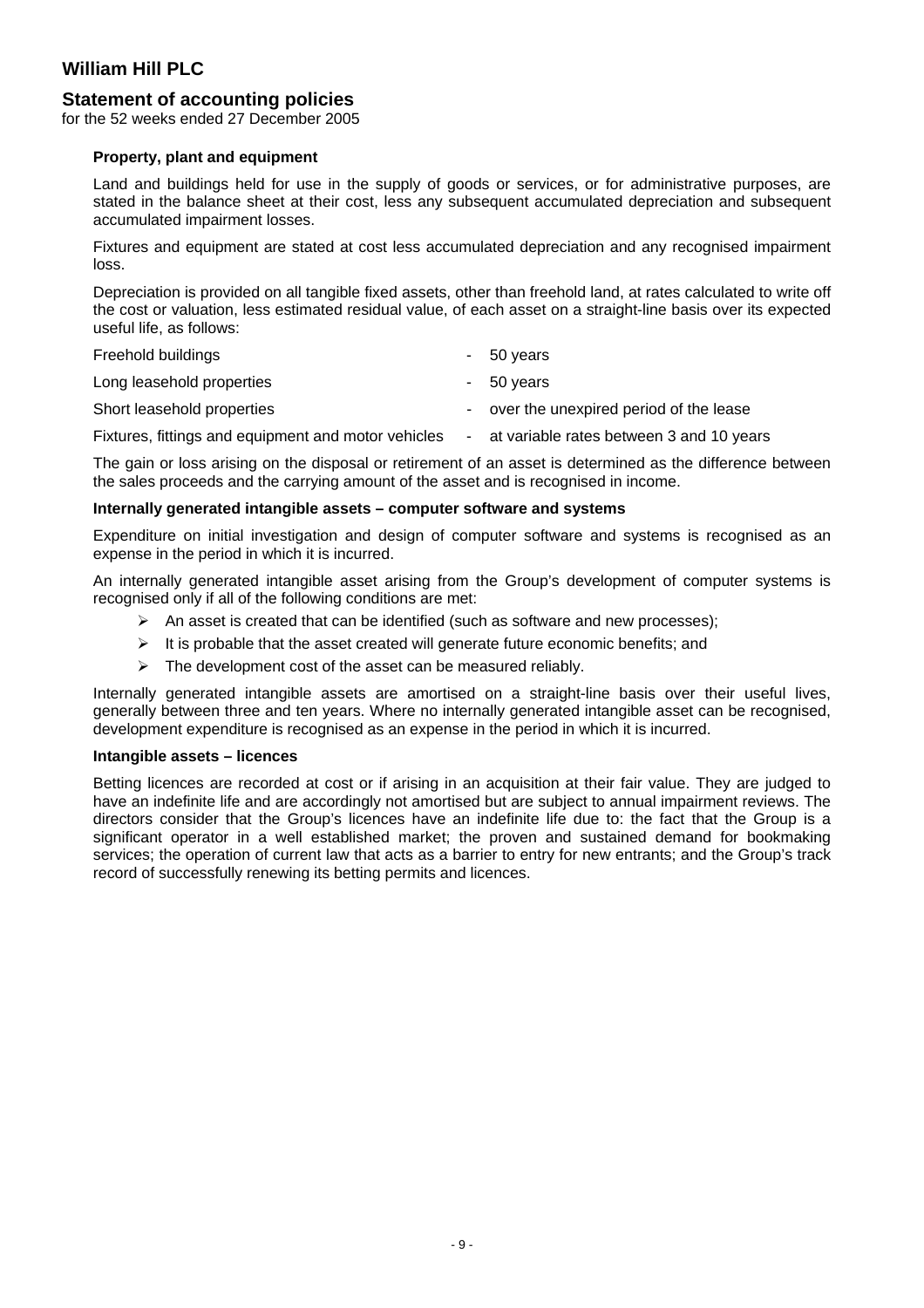# William Hill PLC

## Statement of accounting policies

for the 52 weeks ended 27 December 2005

**Property, plant and equipment**

Land and buildings held for use in the supply of goods or services, or for administrative purposes, are stated in the balance sheet at their cost, less any subsequent accumulated depreciation and subsequent accumulated impairment losses.

Fixtures and equipment are stated at cost less accumulated depreciation and any recognised impairment loss.

Depreciation is provided on all tangible fixed assets, other than freehold land, at rates calculated to write off the cost or valuation, less estimated residual value, of each asset on a straight-line basis over its expected useful life, as follows:

| | | |
|---|---|---|
| Freehold buildings | - | 50 years |
| Long leasehold properties | - | 50 years |
| Short leasehold properties | - | over the unexpired period of the lease |
| Fixtures, fittings and equipment and motor vehicles | - | at variable rates between 3 and 10 years |

The gain or loss arising on the disposal or retirement of an asset is determined as the difference between the sales proceeds and the carrying amount of the asset and is recognised in income.

**Internally generated intangible assets – computer software and systems**

Expenditure on initial investigation and design of computer software and systems is recognised as an expense in the period in which it is incurred.

An internally generated intangible asset arising from the Group's development of computer systems is recognised only if all of the following conditions are met:

- An asset is created that can be identified (such as software and new processes);
- It is probable that the asset created will generate future economic benefits; and
- The development cost of the asset can be measured reliably.

Internally generated intangible assets are amortised on a straight-line basis over their useful lives, generally between three and ten years. Where no internally generated intangible asset can be recognised, development expenditure is recognised as an expense in the period in which it is incurred.

**Intangible assets – licences**

Betting licences are recorded at cost or if arising in an acquisition at their fair value. They are judged to have an indefinite life and are accordingly not amortised but are subject to annual impairment reviews. The directors consider that the Group's licences have an indefinite life due to: the fact that the Group is a significant operator in a well established market; the proven and sustained demand for bookmaking services; the operation of current law that acts as a barrier to entry for new entrants; and the Group's track record of successfully renewing its betting permits and licences.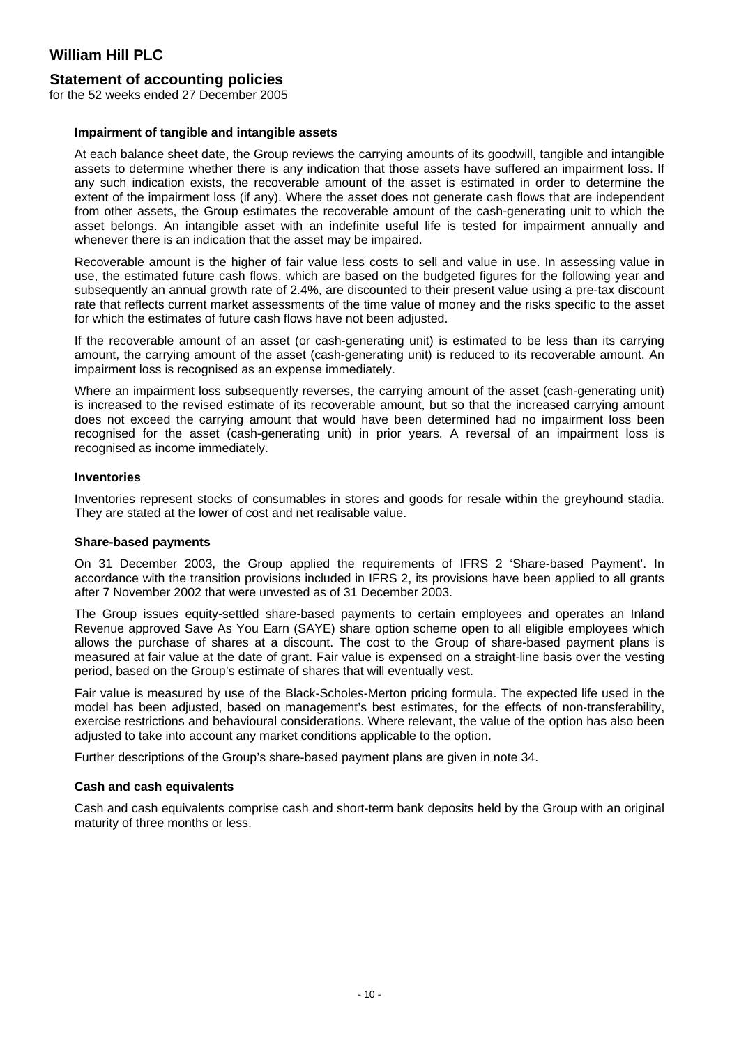# William Hill PLC

## Statement of accounting policies

for the 52 weeks ended 27 December 2005

### Impairment of tangible and intangible assets

At each balance sheet date, the Group reviews the carrying amounts of its goodwill, tangible and intangible assets to determine whether there is any indication that those assets have suffered an impairment loss. If any such indication exists, the recoverable amount of the asset is estimated in order to determine the extent of the impairment loss (if any). Where the asset does not generate cash flows that are independent from other assets, the Group estimates the recoverable amount of the cash-generating unit to which the asset belongs. An intangible asset with an indefinite useful life is tested for impairment annually and whenever there is an indication that the asset may be impaired.

Recoverable amount is the higher of fair value less costs to sell and value in use. In assessing value in use, the estimated future cash flows, which are based on the budgeted figures for the following year and subsequently an annual growth rate of 2.4%, are discounted to their present value using a pre-tax discount rate that reflects current market assessments of the time value of money and the risks specific to the asset for which the estimates of future cash flows have not been adjusted.

If the recoverable amount of an asset (or cash-generating unit) is estimated to be less than its carrying amount, the carrying amount of the asset (cash-generating unit) is reduced to its recoverable amount. An impairment loss is recognised as an expense immediately.

Where an impairment loss subsequently reverses, the carrying amount of the asset (cash-generating unit) is increased to the revised estimate of its recoverable amount, but so that the increased carrying amount does not exceed the carrying amount that would have been determined had no impairment loss been recognised for the asset (cash-generating unit) in prior years. A reversal of an impairment loss is recognised as income immediately.

### Inventories

Inventories represent stocks of consumables in stores and goods for resale within the greyhound stadia. They are stated at the lower of cost and net realisable value.

### Share-based payments

On 31 December 2003, the Group applied the requirements of IFRS 2 'Share-based Payment'. In accordance with the transition provisions included in IFRS 2, its provisions have been applied to all grants after 7 November 2002 that were unvested as of 31 December 2003.

The Group issues equity-settled share-based payments to certain employees and operates an Inland Revenue approved Save As You Earn (SAYE) share option scheme open to all eligible employees which allows the purchase of shares at a discount. The cost to the Group of share-based payment plans is measured at fair value at the date of grant. Fair value is expensed on a straight-line basis over the vesting period, based on the Group's estimate of shares that will eventually vest.

Fair value is measured by use of the Black-Scholes-Merton pricing formula. The expected life used in the model has been adjusted, based on management's best estimates, for the effects of non-transferability, exercise restrictions and behavioural considerations. Where relevant, the value of the option has also been adjusted to take into account any market conditions applicable to the option.

Further descriptions of the Group's share-based payment plans are given in note 34.

### Cash and cash equivalents

Cash and cash equivalents comprise cash and short-term bank deposits held by the Group with an original maturity of three months or less.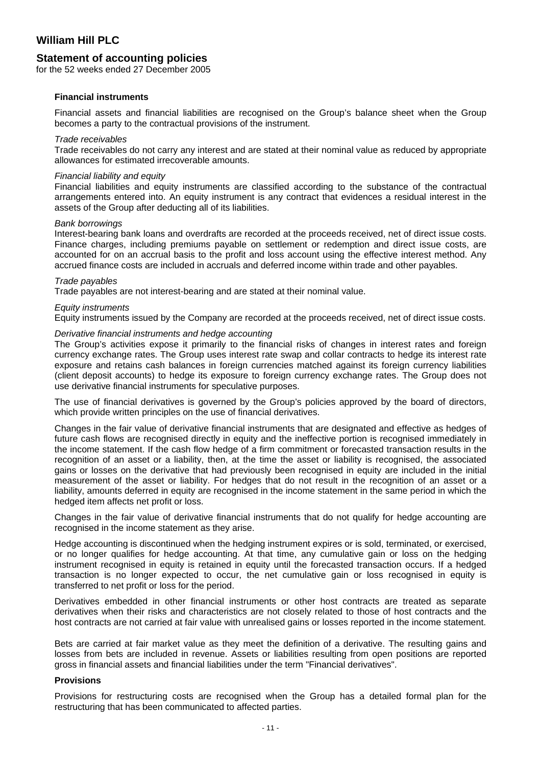# William Hill PLC

## Statement of accounting policies

for the 52 weeks ended 27 December 2005

### Financial instruments

Financial assets and financial liabilities are recognised on the Group's balance sheet when the Group becomes a party to the contractual provisions of the instrument.

*Trade receivables*

Trade receivables do not carry any interest and are stated at their nominal value as reduced by appropriate allowances for estimated irrecoverable amounts.

*Financial liability and equity*

Financial liabilities and equity instruments are classified according to the substance of the contractual arrangements entered into. An equity instrument is any contract that evidences a residual interest in the assets of the Group after deducting all of its liabilities.

*Bank borrowings*

Interest-bearing bank loans and overdrafts are recorded at the proceeds received, net of direct issue costs. Finance charges, including premiums payable on settlement or redemption and direct issue costs, are accounted for on an accrual basis to the profit and loss account using the effective interest method. Any accrued finance costs are included in accruals and deferred income within trade and other payables.

*Trade payables*

Trade payables are not interest-bearing and are stated at their nominal value.

*Equity instruments*

Equity instruments issued by the Company are recorded at the proceeds received, net of direct issue costs.

*Derivative financial instruments and hedge accounting*

The Group's activities expose it primarily to the financial risks of changes in interest rates and foreign currency exchange rates. The Group uses interest rate swap and collar contracts to hedge its interest rate exposure and retains cash balances in foreign currencies matched against its foreign currency liabilities (client deposit accounts) to hedge its exposure to foreign currency exchange rates. The Group does not use derivative financial instruments for speculative purposes.

The use of financial derivatives is governed by the Group's policies approved by the board of directors, which provide written principles on the use of financial derivatives.

Changes in the fair value of derivative financial instruments that are designated and effective as hedges of future cash flows are recognised directly in equity and the ineffective portion is recognised immediately in the income statement. If the cash flow hedge of a firm commitment or forecasted transaction results in the recognition of an asset or a liability, then, at the time the asset or liability is recognised, the associated gains or losses on the derivative that had previously been recognised in equity are included in the initial measurement of the asset or liability. For hedges that do not result in the recognition of an asset or a liability, amounts deferred in equity are recognised in the income statement in the same period in which the hedged item affects net profit or loss.

Changes in the fair value of derivative financial instruments that do not qualify for hedge accounting are recognised in the income statement as they arise.

Hedge accounting is discontinued when the hedging instrument expires or is sold, terminated, or exercised, or no longer qualifies for hedge accounting. At that time, any cumulative gain or loss on the hedging instrument recognised in equity is retained in equity until the forecasted transaction occurs. If a hedged transaction is no longer expected to occur, the net cumulative gain or loss recognised in equity is transferred to net profit or loss for the period.

Derivatives embedded in other financial instruments or other host contracts are treated as separate derivatives when their risks and characteristics are not closely related to those of host contracts and the host contracts are not carried at fair value with unrealised gains or losses reported in the income statement.

Bets are carried at fair market value as they meet the definition of a derivative. The resulting gains and losses from bets are included in revenue. Assets or liabilities resulting from open positions are reported gross in financial assets and financial liabilities under the term "Financial derivatives".

### Provisions

Provisions for restructuring costs are recognised when the Group has a detailed formal plan for the restructuring that has been communicated to affected parties.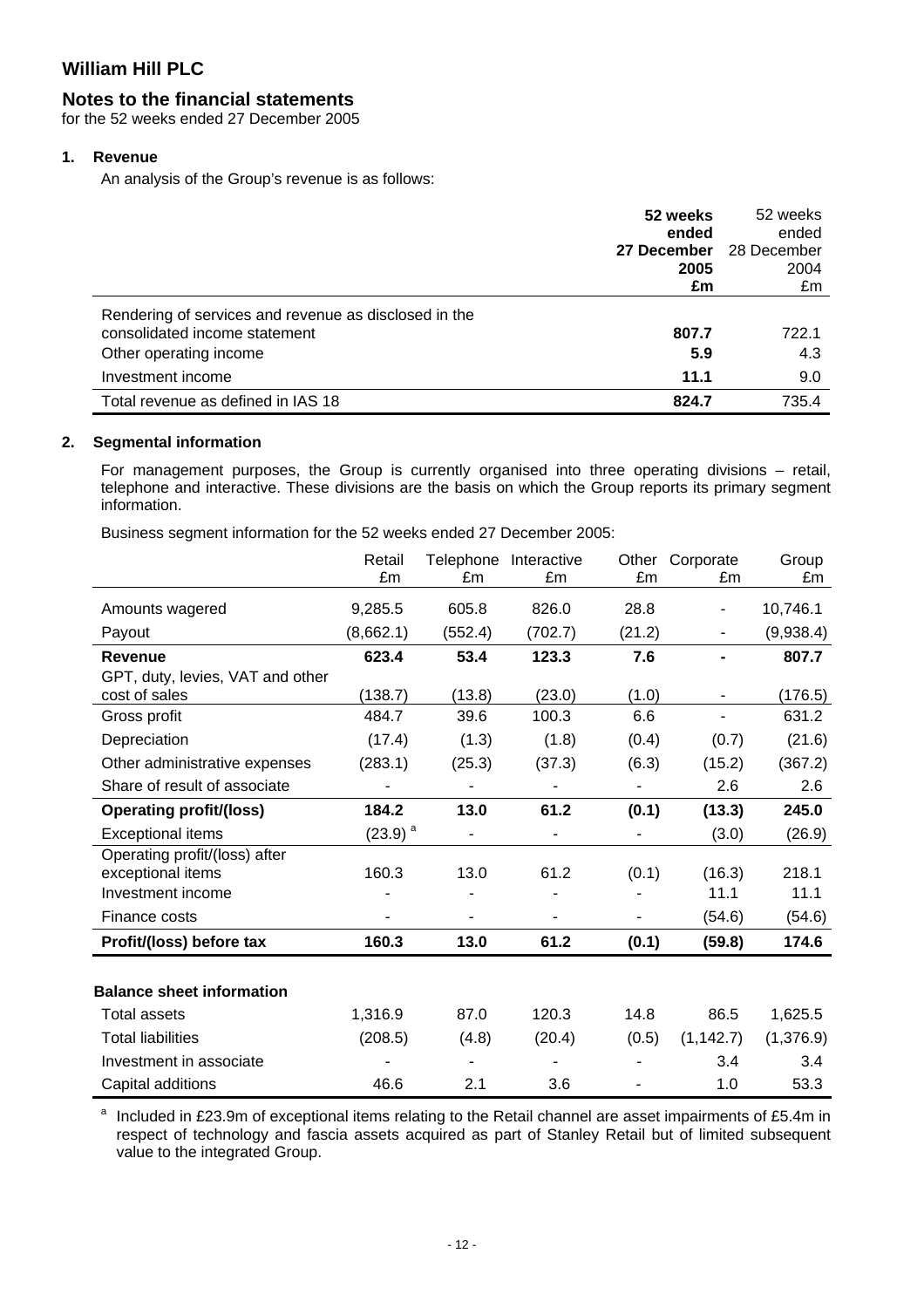# William Hill PLC

## Notes to the financial statements

for the 52 weeks ended 27 December 2005

### 1. Revenue

An analysis of the Group's revenue is as follows:

| | **52 weeks ended 27 December 2005 £m** | 52 weeks ended 28 December 2004 £m |
|---|---|---|
| Rendering of services and revenue as disclosed in the consolidated income statement | **807.7** | 722.1 |
| Other operating income | **5.9** | 4.3 |
| Investment income | **11.1** | 9.0 |
| Total revenue as defined in IAS 18 | **824.7** | 735.4 |

### 2. Segmental information

For management purposes, the Group is currently organised into three operating divisions – retail, telephone and interactive. These divisions are the basis on which the Group reports its primary segment information.

Business segment information for the 52 weeks ended 27 December 2005:

| | Retail £m | Telephone £m | Interactive £m | Other £m | Corporate £m | Group £m |
|---|---|---|---|---|---|---|
| Amounts wagered | 9,285.5 | 605.8 | 826.0 | 28.8 | - | 10,746.1 |
| Payout | (8,662.1) | (552.4) | (702.7) | (21.2) | - | (9,938.4) |
| **Revenue** | **623.4** | **53.4** | **123.3** | **7.6** | **-** | **807.7** |
| GPT, duty, levies, VAT and other cost of sales | (138.7) | (13.8) | (23.0) | (1.0) | - | (176.5) |
| Gross profit | 484.7 | 39.6 | 100.3 | 6.6 | - | 631.2 |
| Depreciation | (17.4) | (1.3) | (1.8) | (0.4) | (0.7) | (21.6) |
| Other administrative expenses | (283.1) | (25.3) | (37.3) | (6.3) | (15.2) | (367.2) |
| Share of result of associate | - | - | - | - | 2.6 | 2.6 |
| **Operating profit/(loss)** | **184.2** | **13.0** | **61.2** | **(0.1)** | **(13.3)** | **245.0** |
| Exceptional items | (23.9) [a] | - | - | - | (3.0) | (26.9) |
| Operating profit/(loss) after exceptional items | 160.3 | 13.0 | 61.2 | (0.1) | (16.3) | 218.1 |
| Investment income | - | - | - | - | 11.1 | 11.1 |
| Finance costs | - | - | - | - | (54.6) | (54.6) |
| **Profit/(loss) before tax** | **160.3** | **13.0** | **61.2** | **(0.1)** | **(59.8)** | **174.6** |
| | | | | | | |
| **Balance sheet information** | | | | | | |
| Total assets | 1,316.9 | 87.0 | 120.3 | 14.8 | 86.5 | 1,625.5 |
| Total liabilities | (208.5) | (4.8) | (20.4) | (0.5) | (1,142.7) | (1,376.9) |
| Investment in associate | - | - | - | - | 3.4 | 3.4 |
| Capital additions | 46.6 | 2.1 | 3.6 | - | 1.0 | 53.3 |

[a] Included in £23.9m of exceptional items relating to the Retail channel are asset impairments of £5.4m in respect of technology and fascia assets acquired as part of Stanley Retail but of limited subsequent value to the integrated Group.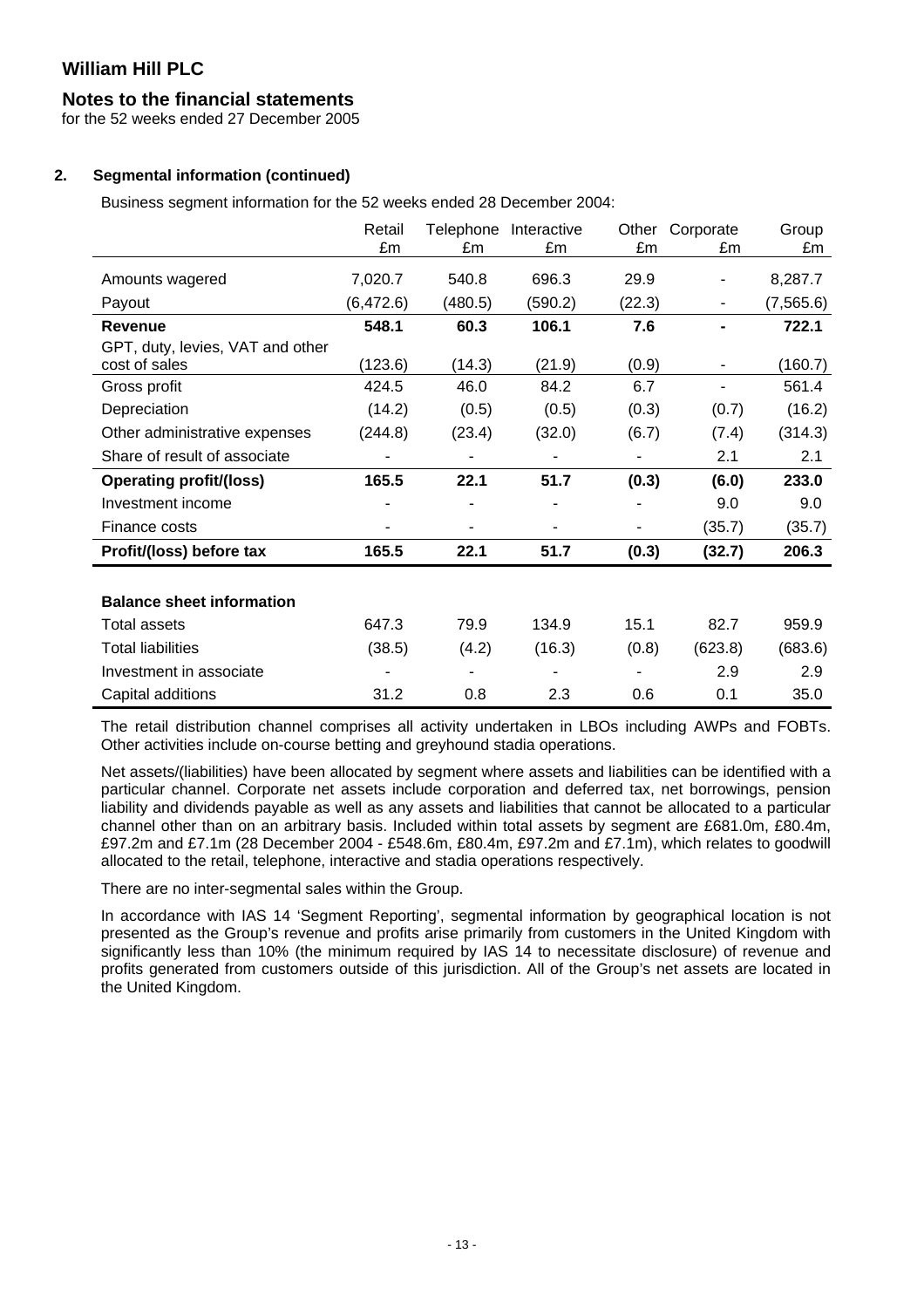# William Hill PLC

## Notes to the financial statements

for the 52 weeks ended 27 December 2005

### 2. Segmental information (continued)

Business segment information for the 52 weeks ended 28 December 2004:

| | Retail £m | Telephone £m | Interactive £m | Other £m | Corporate £m | Group £m |
|---|---|---|---|---|---|---|
| Amounts wagered | 7,020.7 | 540.8 | 696.3 | 29.9 | - | 8,287.7 |
| Payout | (6,472.6) | (480.5) | (590.2) | (22.3) | - | (7,565.6) |
| **Revenue** | **548.1** | **60.3** | **106.1** | **7.6** | **-** | **722.1** |
| GPT, duty, levies, VAT and other cost of sales | (123.6) | (14.3) | (21.9) | (0.9) | - | (160.7) |
| Gross profit | 424.5 | 46.0 | 84.2 | 6.7 | - | 561.4 |
| Depreciation | (14.2) | (0.5) | (0.5) | (0.3) | (0.7) | (16.2) |
| Other administrative expenses | (244.8) | (23.4) | (32.0) | (6.7) | (7.4) | (314.3) |
| Share of result of associate | - | - | - | - | 2.1 | 2.1 |
| **Operating profit/(loss)** | **165.5** | **22.1** | **51.7** | **(0.3)** | **(6.0)** | **233.0** |
| Investment income | - | - | - | - | 9.0 | 9.0 |
| Finance costs | - | - | - | - | (35.7) | (35.7) |
| **Profit/(loss) before tax** | **165.5** | **22.1** | **51.7** | **(0.3)** | **(32.7)** | **206.3** |
| | | | | | | |
| **Balance sheet information** | | | | | | |
| Total assets | 647.3 | 79.9 | 134.9 | 15.1 | 82.7 | 959.9 |
| Total liabilities | (38.5) | (4.2) | (16.3) | (0.8) | (623.8) | (683.6) |
| Investment in associate | - | - | - | - | 2.9 | 2.9 |
| Capital additions | 31.2 | 0.8 | 2.3 | 0.6 | 0.1 | 35.0 |

The retail distribution channel comprises all activity undertaken in LBOs including AWPs and FOBTs. Other activities include on-course betting and greyhound stadia operations.

Net assets/(liabilities) have been allocated by segment where assets and liabilities can be identified with a particular channel. Corporate net assets include corporation and deferred tax, net borrowings, pension liability and dividends payable as well as any assets and liabilities that cannot be allocated to a particular channel other than on an arbitrary basis. Included within total assets by segment are £681.0m, £80.4m, £97.2m and £7.1m (28 December 2004 - £548.6m, £80.4m, £97.2m and £7.1m), which relates to goodwill allocated to the retail, telephone, interactive and stadia operations respectively.

There are no inter-segmental sales within the Group.

In accordance with IAS 14 'Segment Reporting', segmental information by geographical location is not presented as the Group's revenue and profits arise primarily from customers in the United Kingdom with significantly less than 10% (the minimum required by IAS 14 to necessitate disclosure) of revenue and profits generated from customers outside of this jurisdiction. All of the Group's net assets are located in the United Kingdom.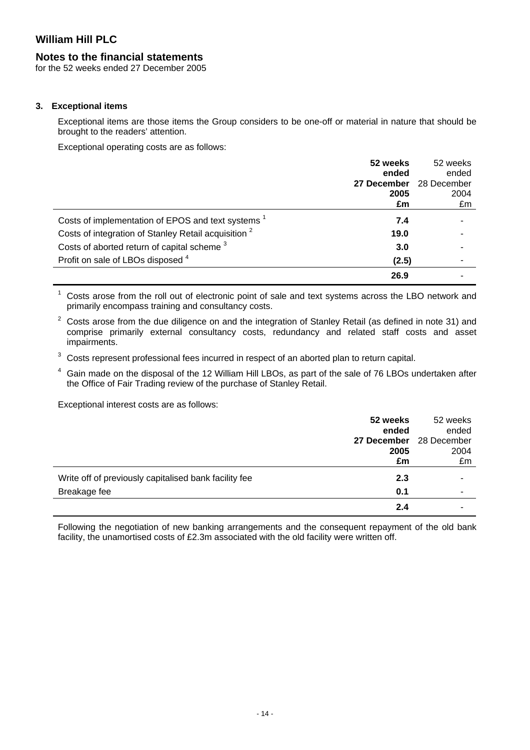# William Hill PLC

## Notes to the financial statements

for the 52 weeks ended 27 December 2005

### 3. Exceptional items

Exceptional items are those items the Group considers to be one-off or material in nature that should be brought to the readers' attention.

Exceptional operating costs are as follows:

| | **52 weeks ended 27 December 2005 £m** | 52 weeks ended 28 December 2004 £m |
|---|---|---|
| Costs of implementation of EPOS and text systems [1] | **7.4** | - |
| Costs of integration of Stanley Retail acquisition [2] | **19.0** | - |
| Costs of aborted return of capital scheme [3] | **3.0** | - |
| Profit on sale of LBOs disposed [4] | **(2.5)** | - |
| | **26.9** | - |

[1] Costs arose from the roll out of electronic point of sale and text systems across the LBO network and primarily encompass training and consultancy costs.

[2] Costs arose from the due diligence on and the integration of Stanley Retail (as defined in note 31) and comprise primarily external consultancy costs, redundancy and related staff costs and asset impairments.

[3] Costs represent professional fees incurred in respect of an aborted plan to return capital.

[4] Gain made on the disposal of the 12 William Hill LBOs, as part of the sale of 76 LBOs undertaken after the Office of Fair Trading review of the purchase of Stanley Retail.

Exceptional interest costs are as follows:

| | **52 weeks ended 27 December 2005 £m** | 52 weeks ended 28 December 2004 £m |
|---|---|---|
| Write off of previously capitalised bank facility fee | **2.3** | - |
| Breakage fee | **0.1** | - |
| | **2.4** | - |

Following the negotiation of new banking arrangements and the consequent repayment of the old bank facility, the unamortised costs of £2.3m associated with the old facility were written off.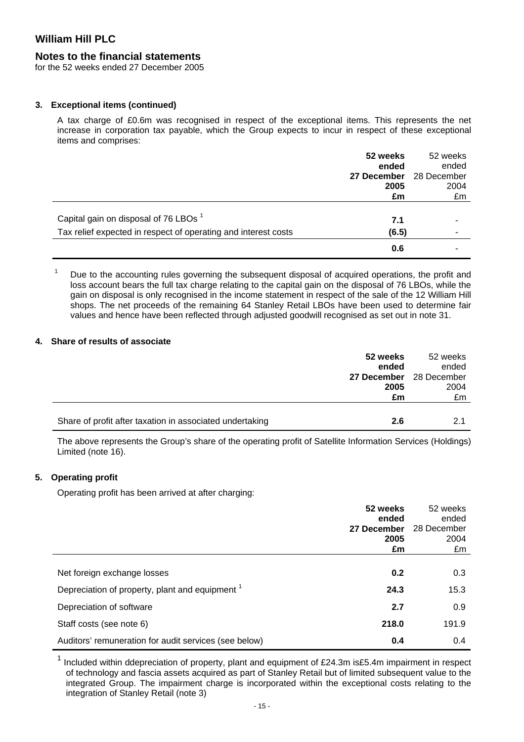# William Hill PLC

## Notes to the financial statements

for the 52 weeks ended 27 December 2005

### 3. Exceptional items (continued)

A tax charge of £0.6m was recognised in respect of the exceptional items. This represents the net increase in corporation tax payable, which the Group expects to incur in respect of these exceptional items and comprises:

| | **52 weeks ended 27 December 2005 £m** | 52 weeks ended 28 December 2004 £m |
|---|---|---|
| Capital gain on disposal of 76 LBOs [1] | **7.1** | - |
| Tax relief expected in respect of operating and interest costs | **(6.5)** | - |
| | **0.6** | - |

[1] Due to the accounting rules governing the subsequent disposal of acquired operations, the profit and loss account bears the full tax charge relating to the capital gain on the disposal of 76 LBOs, while the gain on disposal is only recognised in the income statement in respect of the sale of the 12 William Hill shops. The net proceeds of the remaining 64 Stanley Retail LBOs have been used to determine fair values and hence have been reflected through adjusted goodwill recognised as set out in note 31.

### 4. Share of results of associate

| | **52 weeks ended 27 December 2005 £m** | 52 weeks ended 28 December 2004 £m |
|---|---|---|
| Share of profit after taxation in associated undertaking | **2.6** | 2.1 |

The above represents the Group's share of the operating profit of Satellite Information Services (Holdings) Limited (note 16).

### 5. Operating profit

Operating profit has been arrived at after charging:

| | **52 weeks ended 27 December 2005 £m** | 52 weeks ended 28 December 2004 £m |
|---|---|---|
| Net foreign exchange losses | **0.2** | 0.3 |
| Depreciation of property, plant and equipment [1] | **24.3** | 15.3 |
| Depreciation of software | **2.7** | 0.9 |
| Staff costs (see note 6) | **218.0** | 191.9 |
| Auditors' remuneration for audit services (see below) | **0.4** | 0.4 |

[1] Included within ddepreciation of property, plant and equipment of £24.3m is£5.4m impairment in respect of technology and fascia assets acquired as part of Stanley Retail but of limited subsequent value to the integrated Group. The impairment charge is incorporated within the exceptional costs relating to the integration of Stanley Retail (note 3)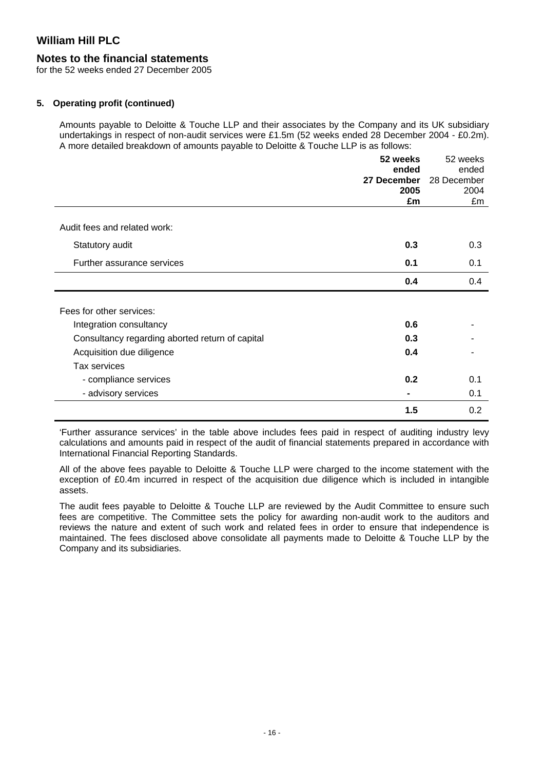# William Hill PLC

## Notes to the financial statements

for the 52 weeks ended 27 December 2005

### 5. Operating profit (continued)

Amounts payable to Deloitte & Touche LLP and their associates by the Company and its UK subsidiary undertakings in respect of non-audit services were £1.5m (52 weeks ended 28 December 2004 - £0.2m). A more detailed breakdown of amounts payable to Deloitte & Touche LLP is as follows:

| | **52 weeks ended 27 December 2005 £m** | 52 weeks ended 28 December 2004 £m |
|---|---|---|
| Audit fees and related work: | | |
| Statutory audit | **0.3** | 0.3 |
| Further assurance services | **0.1** | 0.1 |
| | **0.4** | 0.4 |
| Fees for other services: | | |
| Integration consultancy | **0.6** | - |
| Consultancy regarding aborted return of capital | **0.3** | - |
| Acquisition due diligence | **0.4** | - |
| Tax services | | |
| - compliance services | **0.2** | 0.1 |
| - advisory services | **-** | 0.1 |
| | **1.5** | 0.2 |

'Further assurance services' in the table above includes fees paid in respect of auditing industry levy calculations and amounts paid in respect of the audit of financial statements prepared in accordance with International Financial Reporting Standards.

All of the above fees payable to Deloitte & Touche LLP were charged to the income statement with the exception of £0.4m incurred in respect of the acquisition due diligence which is included in intangible assets.

The audit fees payable to Deloitte & Touche LLP are reviewed by the Audit Committee to ensure such fees are competitive. The Committee sets the policy for awarding non-audit work to the auditors and reviews the nature and extent of such work and related fees in order to ensure that independence is maintained. The fees disclosed above consolidate all payments made to Deloitte & Touche LLP by the Company and its subsidiaries.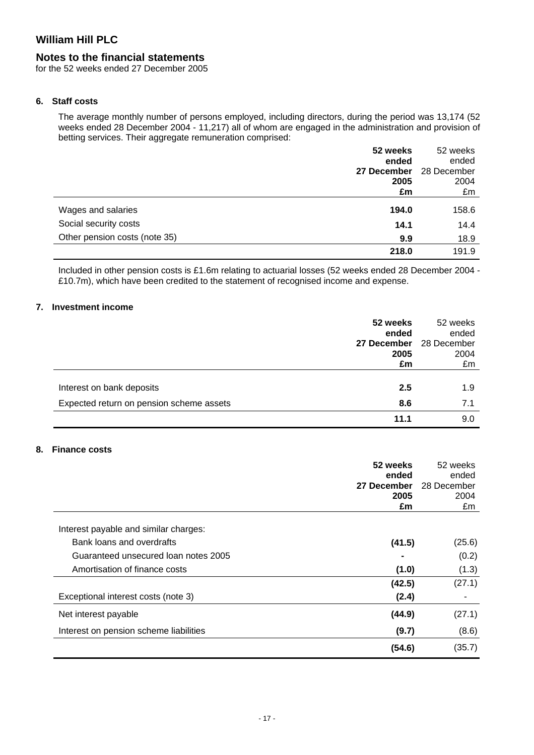# William Hill PLC

## Notes to the financial statements

for the 52 weeks ended 27 December 2005

### 6. Staff costs

The average monthly number of persons employed, including directors, during the period was 13,174 (52 weeks ended 28 December 2004 - 11,217) all of whom are engaged in the administration and provision of betting services. Their aggregate remuneration comprised:

| | **52 weeks ended 27 December 2005 £m** | 52 weeks ended 28 December 2004 £m |
|---|---|---|
| Wages and salaries | **194.0** | 158.6 |
| Social security costs | **14.1** | 14.4 |
| Other pension costs (note 35) | **9.9** | 18.9 |
| | **218.0** | 191.9 |

Included in other pension costs is £1.6m relating to actuarial losses (52 weeks ended 28 December 2004 - £10.7m), which have been credited to the statement of recognised income and expense.

### 7. Investment income

| | **52 weeks ended 27 December 2005 £m** | 52 weeks ended 28 December 2004 £m |
|---|---|---|
| Interest on bank deposits | **2.5** | 1.9 |
| Expected return on pension scheme assets | **8.6** | 7.1 |
| | **11.1** | 9.0 |

### 8. Finance costs

| | **52 weeks ended 27 December 2005 £m** | 52 weeks ended 28 December 2004 £m |
|---|---|---|
| Interest payable and similar charges: | | |
| Bank loans and overdrafts | **(41.5)** | (25.6) |
| Guaranteed unsecured loan notes 2005 | **-** | (0.2) |
| Amortisation of finance costs | **(1.0)** | (1.3) |
| | **(42.5)** | (27.1) |
| Exceptional interest costs (note 3) | **(2.4)** | - |
| Net interest payable | **(44.9)** | (27.1) |
| Interest on pension scheme liabilities | **(9.7)** | (8.6) |
| | **(54.6)** | (35.7) |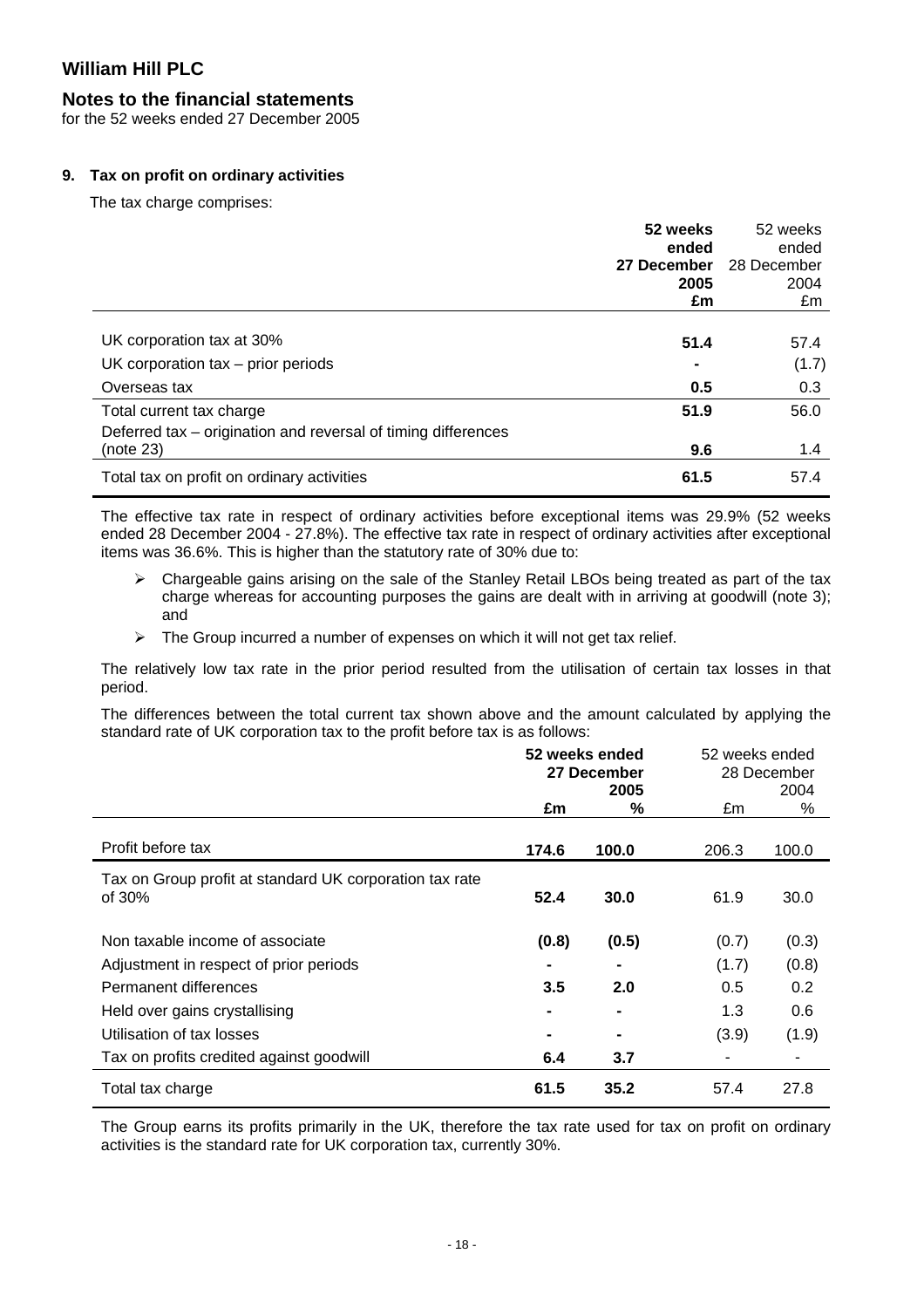# William Hill PLC

## Notes to the financial statements

for the 52 weeks ended 27 December 2005

### 9. Tax on profit on ordinary activities

The tax charge comprises:

| | **52 weeks ended 27 December 2005 £m** | 52 weeks ended 28 December 2004 £m |
|---|---|---|
| UK corporation tax at 30% | **51.4** | 57.4 |
| UK corporation tax – prior periods | **-** | (1.7) |
| Overseas tax | **0.5** | 0.3 |
| Total current tax charge | **51.9** | 56.0 |
| Deferred tax – origination and reversal of timing differences (note 23) | **9.6** | 1.4 |
| Total tax on profit on ordinary activities | **61.5** | 57.4 |

The effective tax rate in respect of ordinary activities before exceptional items was 29.9% (52 weeks ended 28 December 2004 - 27.8%). The effective tax rate in respect of ordinary activities after exceptional items was 36.6%. This is higher than the statutory rate of 30% due to:

- Chargeable gains arising on the sale of the Stanley Retail LBOs being treated as part of the tax charge whereas for accounting purposes the gains are dealt with in arriving at goodwill (note 3); and
- The Group incurred a number of expenses on which it will not get tax relief.

The relatively low tax rate in the prior period resulted from the utilisation of certain tax losses in that period.

The differences between the total current tax shown above and the amount calculated by applying the standard rate of UK corporation tax to the profit before tax is as follows:

| | **52 weeks ended 27 December 2005** | | 52 weeks ended 28 December 2004 | |
|---|---|---|---|---|
| | **£m** | **%** | £m | % |
| Profit before tax | **174.6** | **100.0** | 206.3 | 100.0 |
| Tax on Group profit at standard UK corporation tax rate of 30% | **52.4** | **30.0** | 61.9 | 30.0 |
| Non taxable income of associate | **(0.8)** | **(0.5)** | (0.7) | (0.3) |
| Adjustment in respect of prior periods | **-** | **-** | (1.7) | (0.8) |
| Permanent differences | **3.5** | **2.0** | 0.5 | 0.2 |
| Held over gains crystallising | **-** | **-** | 1.3 | 0.6 |
| Utilisation of tax losses | **-** | **-** | (3.9) | (1.9) |
| Tax on profits credited against goodwill | **6.4** | **3.7** | - | - |
| Total tax charge | **61.5** | **35.2** | 57.4 | 27.8 |

The Group earns its profits primarily in the UK, therefore the tax rate used for tax on profit on ordinary activities is the standard rate for UK corporation tax, currently 30%.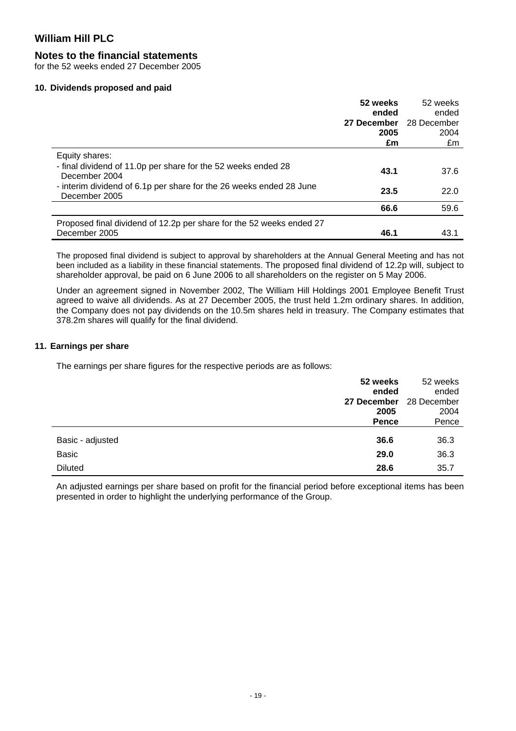# William Hill PLC

## Notes to the financial statements

for the 52 weeks ended 27 December 2005

### 10. Dividends proposed and paid

| | **52 weeks ended 27 December 2005 £m** | 52 weeks ended 28 December 2004 £m |
|---|---|---|
| Equity shares: | | |
| - final dividend of 11.0p per share for the 52 weeks ended 28 December 2004 | **43.1** | 37.6 |
| - interim dividend of 6.1p per share for the 26 weeks ended 28 June December 2005 | **23.5** | 22.0 |
| | **66.6** | 59.6 |
| Proposed final dividend of 12.2p per share for the 52 weeks ended 27 December 2005 | **46.1** | 43.1 |

The proposed final dividend is subject to approval by shareholders at the Annual General Meeting and has not been included as a liability in these financial statements. The proposed final dividend of 12.2p will, subject to shareholder approval, be paid on 6 June 2006 to all shareholders on the register on 5 May 2006.

Under an agreement signed in November 2002, The William Hill Holdings 2001 Employee Benefit Trust agreed to waive all dividends. As at 27 December 2005, the trust held 1.2m ordinary shares. In addition, the Company does not pay dividends on the 10.5m shares held in treasury. The Company estimates that 378.2m shares will qualify for the final dividend.

### 11. Earnings per share

The earnings per share figures for the respective periods are as follows:

| | **52 weeks ended 27 December 2005 Pence** | 52 weeks ended 28 December 2004 Pence |
|---|---|---|
| Basic - adjusted | **36.6** | 36.3 |
| Basic | **29.0** | 36.3 |
| Diluted | **28.6** | 35.7 |

An adjusted earnings per share based on profit for the financial period before exceptional items has been presented in order to highlight the underlying performance of the Group.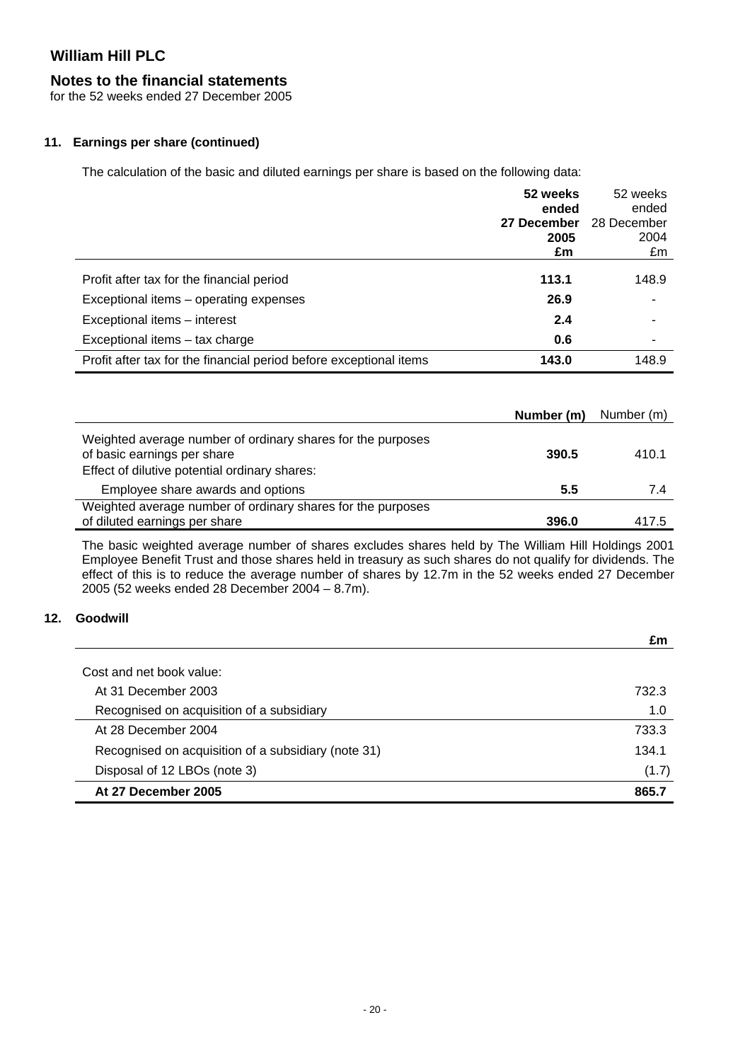# William Hill PLC

## Notes to the financial statements

for the 52 weeks ended 27 December 2005

### 11. Earnings per share (continued)

The calculation of the basic and diluted earnings per share is based on the following data:

| | **52 weeks ended 27 December 2005 £m** | 52 weeks ended 28 December 2004 £m |
|---|---|---|
| Profit after tax for the financial period | **113.1** | 148.9 |
| Exceptional items – operating expenses | **26.9** | - |
| Exceptional items – interest | **2.4** | - |
| Exceptional items – tax charge | **0.6** | - |
| Profit after tax for the financial period before exceptional items | **143.0** | 148.9 |

| | **Number (m)** | Number (m) |
|---|---|---|
| Weighted average number of ordinary shares for the purposes of basic earnings per share | **390.5** | 410.1 |
| Effect of dilutive potential ordinary shares: | | |
| Employee share awards and options | **5.5** | 7.4 |
| Weighted average number of ordinary shares for the purposes of diluted earnings per share | **396.0** | 417.5 |

The basic weighted average number of shares excludes shares held by The William Hill Holdings 2001 Employee Benefit Trust and those shares held in treasury as such shares do not qualify for dividends. The effect of this is to reduce the average number of shares by 12.7m in the 52 weeks ended 27 December 2005 (52 weeks ended 28 December 2004 – 8.7m).

### 12. Goodwill

| | **£m** |
|---|---|
| Cost and net book value: | |
| At 31 December 2003 | 732.3 |
| Recognised on acquisition of a subsidiary | 1.0 |
| At 28 December 2004 | 733.3 |
| Recognised on acquisition of a subsidiary (note 31) | 134.1 |
| Disposal of 12 LBOs (note 3) | (1.7) |
| **At 27 December 2005** | **865.7** |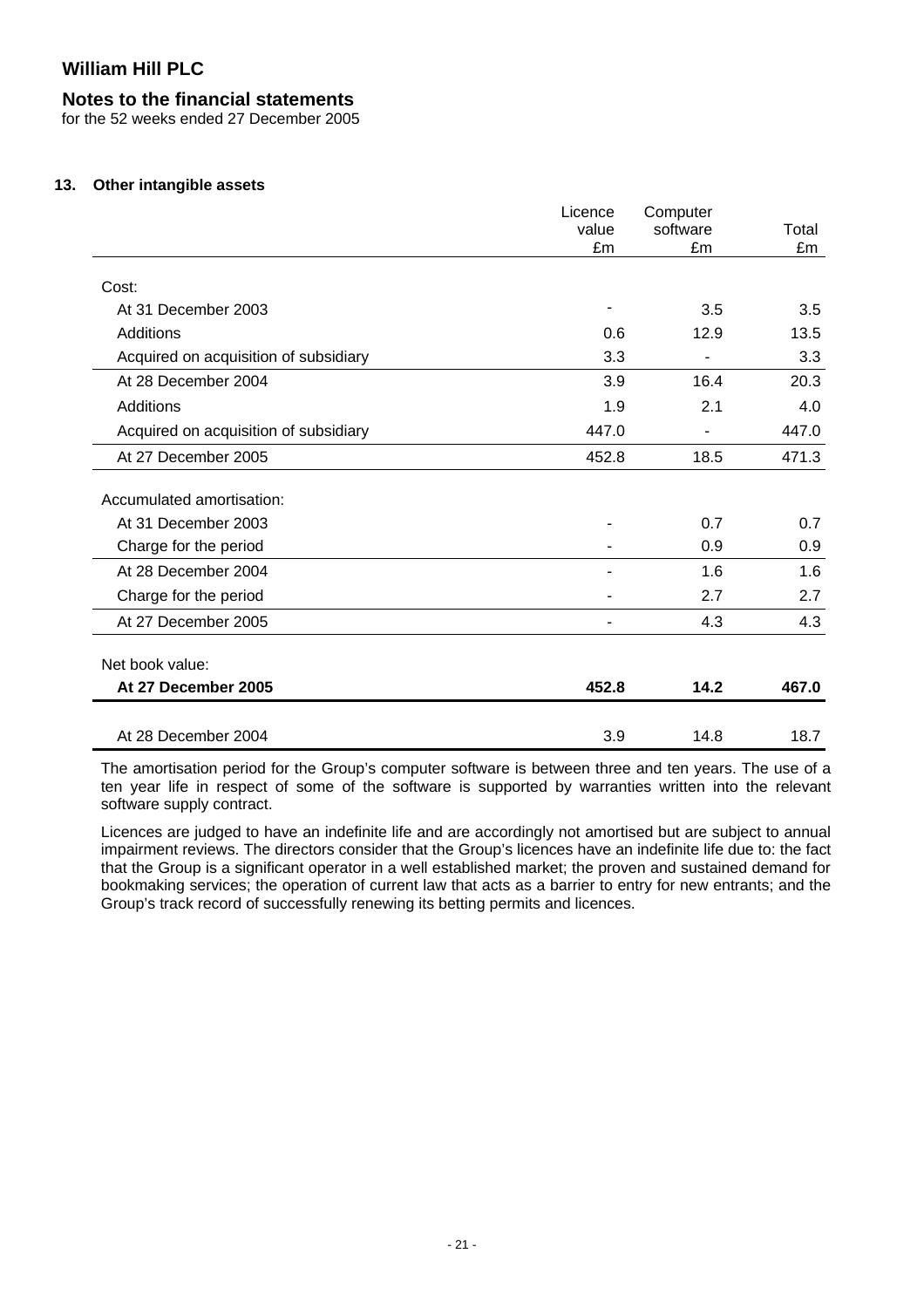**William Hill PLC**

**Notes to the financial statements**
for the 52 weeks ended 27 December 2005

**13. Other intangible assets**

| | Licence value £m | Computer software £m | Total £m |
|---|---|---|---|
| Cost: | | | |
| At 31 December 2003 | - | 3.5 | 3.5 |
| Additions | 0.6 | 12.9 | 13.5 |
| Acquired on acquisition of subsidiary | 3.3 | - | 3.3 |
| At 28 December 2004 | 3.9 | 16.4 | 20.3 |
| Additions | 1.9 | 2.1 | 4.0 |
| Acquired on acquisition of subsidiary | 447.0 | - | 447.0 |
| At 27 December 2005 | 452.8 | 18.5 | 471.3 |
| Accumulated amortisation: | | | |
| At 31 December 2003 | - | 0.7 | 0.7 |
| Charge for the period | - | 0.9 | 0.9 |
| At 28 December 2004 | - | 1.6 | 1.6 |
| Charge for the period | - | 2.7 | 2.7 |
| At 27 December 2005 | - | 4.3 | 4.3 |
| Net book value: | | | |
| **At 27 December 2005** | **452.8** | **14.2** | **467.0** |
| At 28 December 2004 | 3.9 | 14.8 | 18.7 |

The amortisation period for the Group's computer software is between three and ten years. The use of a ten year life in respect of some of the software is supported by warranties written into the relevant software supply contract.

Licences are judged to have an indefinite life and are accordingly not amortised but are subject to annual impairment reviews. The directors consider that the Group's licences have an indefinite life due to: the fact that the Group is a significant operator in a well established market; the proven and sustained demand for bookmaking services; the operation of current law that acts as a barrier to entry for new entrants; and the Group's track record of successfully renewing its betting permits and licences.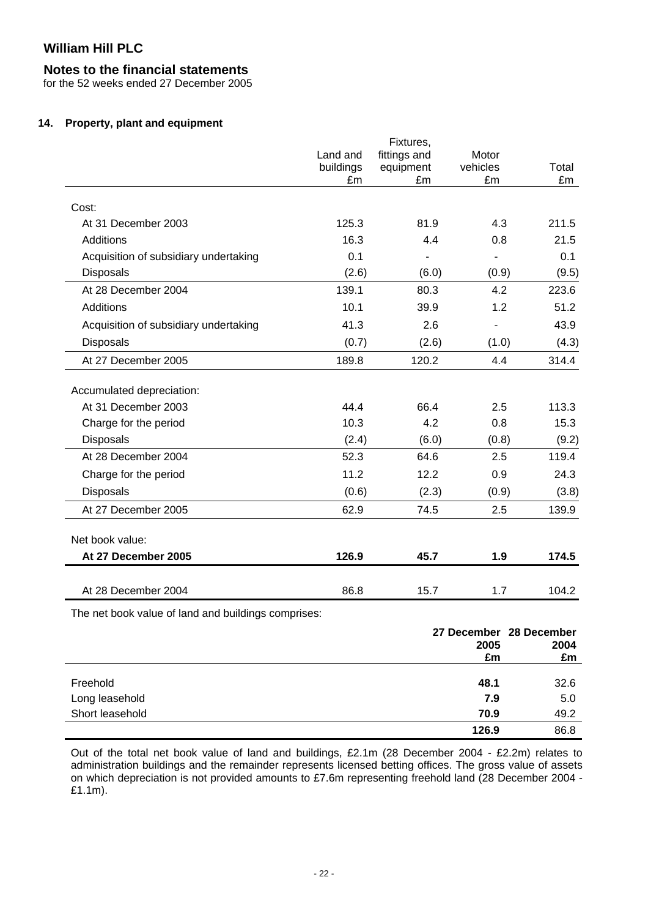**William Hill PLC**

**Notes to the financial statements**
for the 52 weeks ended 27 December 2005

**14. Property, plant and equipment**

| | Land and buildings £m | Fixtures, fittings and equipment £m | Motor vehicles £m | Total £m |
|---|---|---|---|---|
| Cost: | | | | |
| At 31 December 2003 | 125.3 | 81.9 | 4.3 | 211.5 |
| Additions | 16.3 | 4.4 | 0.8 | 21.5 |
| Acquisition of subsidiary undertaking | 0.1 | - | - | 0.1 |
| Disposals | (2.6) | (6.0) | (0.9) | (9.5) |
| At 28 December 2004 | 139.1 | 80.3 | 4.2 | 223.6 |
| Additions | 10.1 | 39.9 | 1.2 | 51.2 |
| Acquisition of subsidiary undertaking | 41.3 | 2.6 | - | 43.9 |
| Disposals | (0.7) | (2.6) | (1.0) | (4.3) |
| At 27 December 2005 | 189.8 | 120.2 | 4.4 | 314.4 |
| Accumulated depreciation: | | | | |
| At 31 December 2003 | 44.4 | 66.4 | 2.5 | 113.3 |
| Charge for the period | 10.3 | 4.2 | 0.8 | 15.3 |
| Disposals | (2.4) | (6.0) | (0.8) | (9.2) |
| At 28 December 2004 | 52.3 | 64.6 | 2.5 | 119.4 |
| Charge for the period | 11.2 | 12.2 | 0.9 | 24.3 |
| Disposals | (0.6) | (2.3) | (0.9) | (3.8) |
| At 27 December 2005 | 62.9 | 74.5 | 2.5 | 139.9 |
| Net book value: | | | | |
| **At 27 December 2005** | **126.9** | **45.7** | **1.9** | **174.5** |
| At 28 December 2004 | 86.8 | 15.7 | 1.7 | 104.2 |

The net book value of land and buildings comprises:

| | **27 December 2005 £m** | **28 December 2004 £m** |
|---|---|---|
| Freehold | **48.1** | 32.6 |
| Long leasehold | **7.9** | 5.0 |
| Short leasehold | **70.9** | 49.2 |
| | **126.9** | 86.8 |

Out of the total net book value of land and buildings, £2.1m (28 December 2004 - £2.2m) relates to administration buildings and the remainder represents licensed betting offices. The gross value of assets on which depreciation is not provided amounts to £7.6m representing freehold land (28 December 2004 - £1.1m).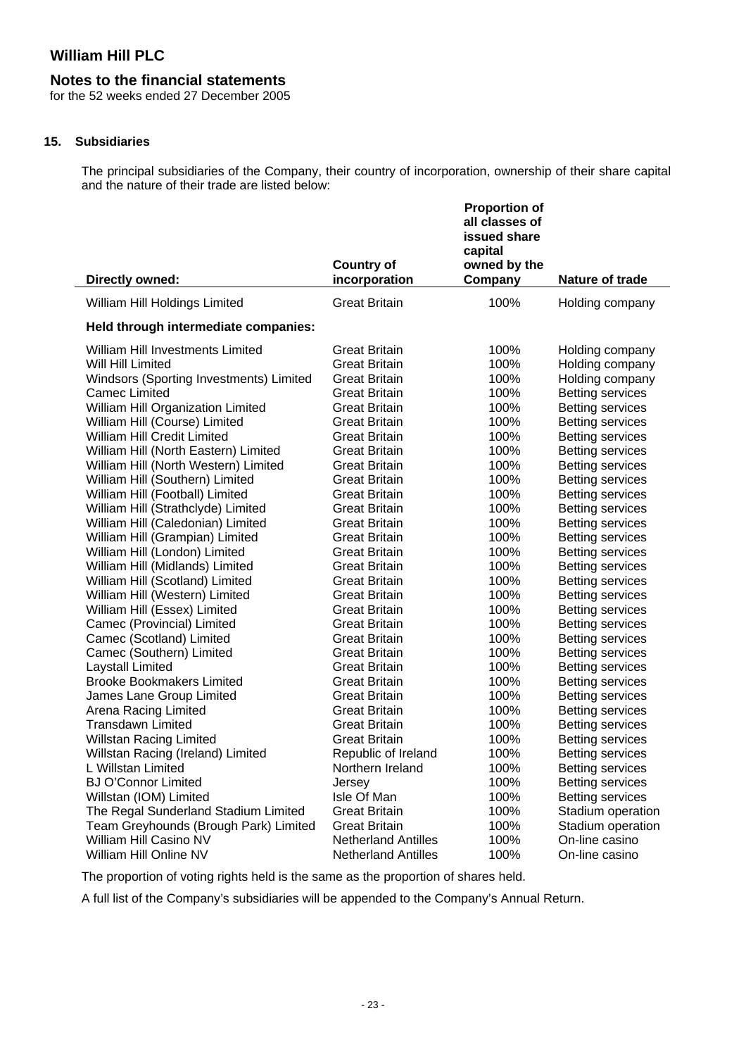# William Hill PLC

## Notes to the financial statements

for the 52 weeks ended 27 December 2005

### 15. Subsidiaries

The principal subsidiaries of the Company, their country of incorporation, ownership of their share capital and the nature of their trade are listed below:

| Directly owned: | Country of incorporation | Proportion of all classes of issued share capital owned by the Company | Nature of trade |
|---|---|---|---|
| William Hill Holdings Limited | Great Britain | 100% | Holding company |
| **Held through intermediate companies:** | | | |
| William Hill Investments Limited | Great Britain | 100% | Holding company |
| Will Hill Limited | Great Britain | 100% | Holding company |
| Windsors (Sporting Investments) Limited | Great Britain | 100% | Holding company |
| Camec Limited | Great Britain | 100% | Betting services |
| William Hill Organization Limited | Great Britain | 100% | Betting services |
| William Hill (Course) Limited | Great Britain | 100% | Betting services |
| William Hill Credit Limited | Great Britain | 100% | Betting services |
| William Hill (North Eastern) Limited | Great Britain | 100% | Betting services |
| William Hill (North Western) Limited | Great Britain | 100% | Betting services |
| William Hill (Southern) Limited | Great Britain | 100% | Betting services |
| William Hill (Football) Limited | Great Britain | 100% | Betting services |
| William Hill (Strathclyde) Limited | Great Britain | 100% | Betting services |
| William Hill (Caledonian) Limited | Great Britain | 100% | Betting services |
| William Hill (Grampian) Limited | Great Britain | 100% | Betting services |
| William Hill (London) Limited | Great Britain | 100% | Betting services |
| William Hill (Midlands) Limited | Great Britain | 100% | Betting services |
| William Hill (Scotland) Limited | Great Britain | 100% | Betting services |
| William Hill (Western) Limited | Great Britain | 100% | Betting services |
| William Hill (Essex) Limited | Great Britain | 100% | Betting services |
| Camec (Provincial) Limited | Great Britain | 100% | Betting services |
| Camec (Scotland) Limited | Great Britain | 100% | Betting services |
| Camec (Southern) Limited | Great Britain | 100% | Betting services |
| Laystall Limited | Great Britain | 100% | Betting services |
| Brooke Bookmakers Limited | Great Britain | 100% | Betting services |
| James Lane Group Limited | Great Britain | 100% | Betting services |
| Arena Racing Limited | Great Britain | 100% | Betting services |
| Transdawn Limited | Great Britain | 100% | Betting services |
| Willstan Racing Limited | Great Britain | 100% | Betting services |
| Willstan Racing (Ireland) Limited | Republic of Ireland | 100% | Betting services |
| L Willstan Limited | Northern Ireland | 100% | Betting services |
| BJ O'Connor Limited | Jersey | 100% | Betting services |
| Willstan (IOM) Limited | Isle Of Man | 100% | Betting services |
| The Regal Sunderland Stadium Limited | Great Britain | 100% | Stadium operation |
| Team Greyhounds (Brough Park) Limited | Great Britain | 100% | Stadium operation |
| William Hill Casino NV | Netherland Antilles | 100% | On-line casino |
| William Hill Online NV | Netherland Antilles | 100% | On-line casino |

The proportion of voting rights held is the same as the proportion of shares held.

A full list of the Company's subsidiaries will be appended to the Company's Annual Return.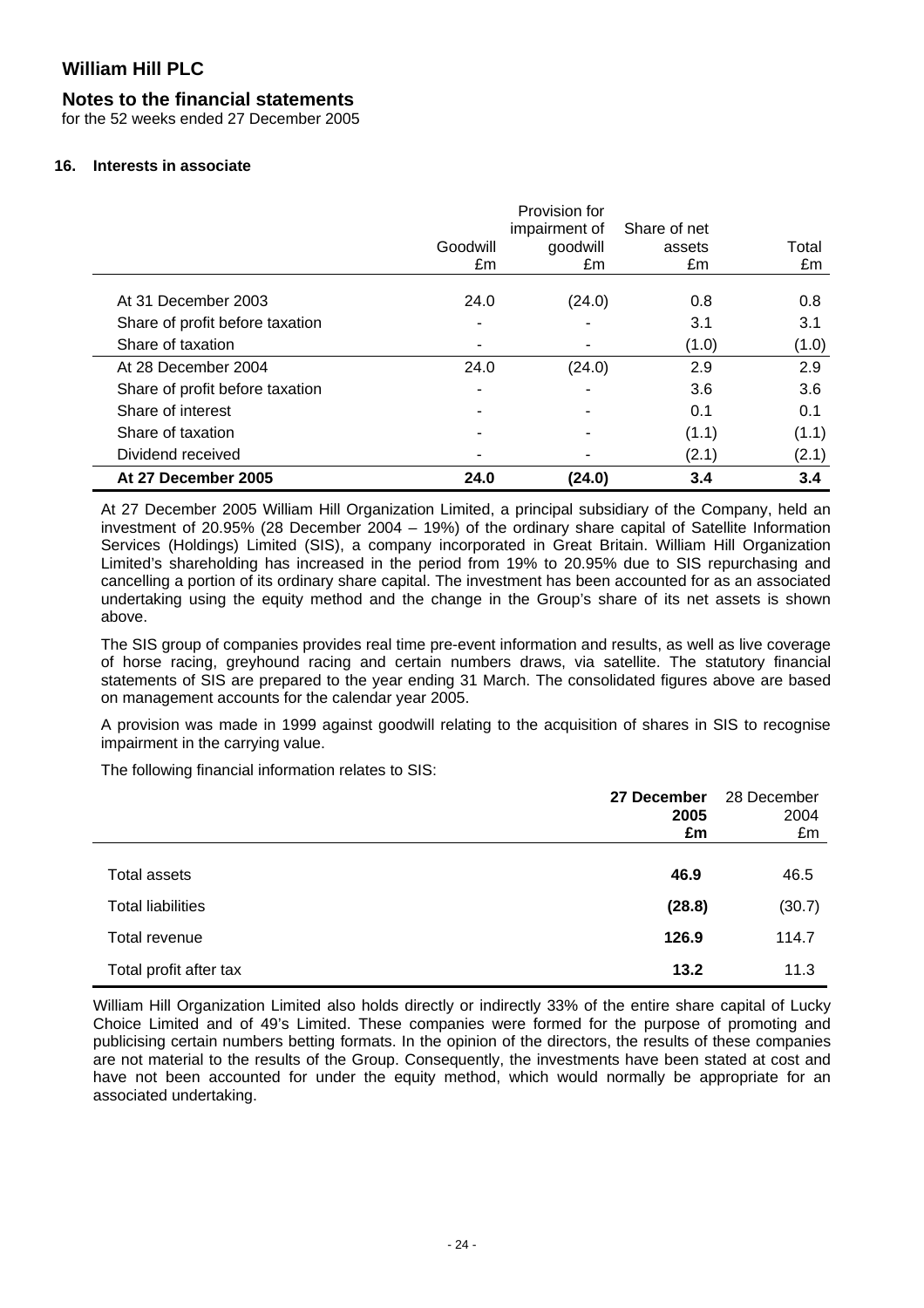## 16. Interests in associate

| | Goodwill £m | Provision for impairment of goodwill £m | Share of net assets £m | Total £m |
|---|---|---|---|---|
| At 31 December 2003 | 24.0 | (24.0) | 0.8 | 0.8 |
| Share of profit before taxation | - | - | 3.1 | 3.1 |
| Share of taxation | - | - | (1.0) | (1.0) |
| At 28 December 2004 | 24.0 | (24.0) | 2.9 | 2.9 |
| Share of profit before taxation | - | - | 3.6 | 3.6 |
| Share of interest | - | - | 0.1 | 0.1 |
| Share of taxation | - | - | (1.1) | (1.1) |
| Dividend received | - | - | (2.1) | (2.1) |
| **At 27 December 2005** | **24.0** | **(24.0)** | **3.4** | **3.4** |

At 27 December 2005 William Hill Organization Limited, a principal subsidiary of the Company, held an investment of 20.95% (28 December 2004 – 19%) of the ordinary share capital of Satellite Information Services (Holdings) Limited (SIS), a company incorporated in Great Britain. William Hill Organization Limited's shareholding has increased in the period from 19% to 20.95% due to SIS repurchasing and cancelling a portion of its ordinary share capital. The investment has been accounted for as an associated undertaking using the equity method and the change in the Group's share of its net assets is shown above.

The SIS group of companies provides real time pre-event information and results, as well as live coverage of horse racing, greyhound racing and certain numbers draws, via satellite. The statutory financial statements of SIS are prepared to the year ending 31 March. The consolidated figures above are based on management accounts for the calendar year 2005.

A provision was made in 1999 against goodwill relating to the acquisition of shares in SIS to recognise impairment in the carrying value.

The following financial information relates to SIS:

| | **27 December 2005 £m** | 28 December 2004 £m |
|---|---|---|
| Total assets | **46.9** | 46.5 |
| Total liabilities | **(28.8)** | (30.7) |
| Total revenue | **126.9** | 114.7 |
| Total profit after tax | **13.2** | 11.3 |

William Hill Organization Limited also holds directly or indirectly 33% of the entire share capital of Lucky Choice Limited and of 49's Limited. These companies were formed for the purpose of promoting and publicising certain numbers betting formats. In the opinion of the directors, the results of these companies are not material to the results of the Group. Consequently, the investments have been stated at cost and have not been accounted for under the equity method, which would normally be appropriate for an associated undertaking.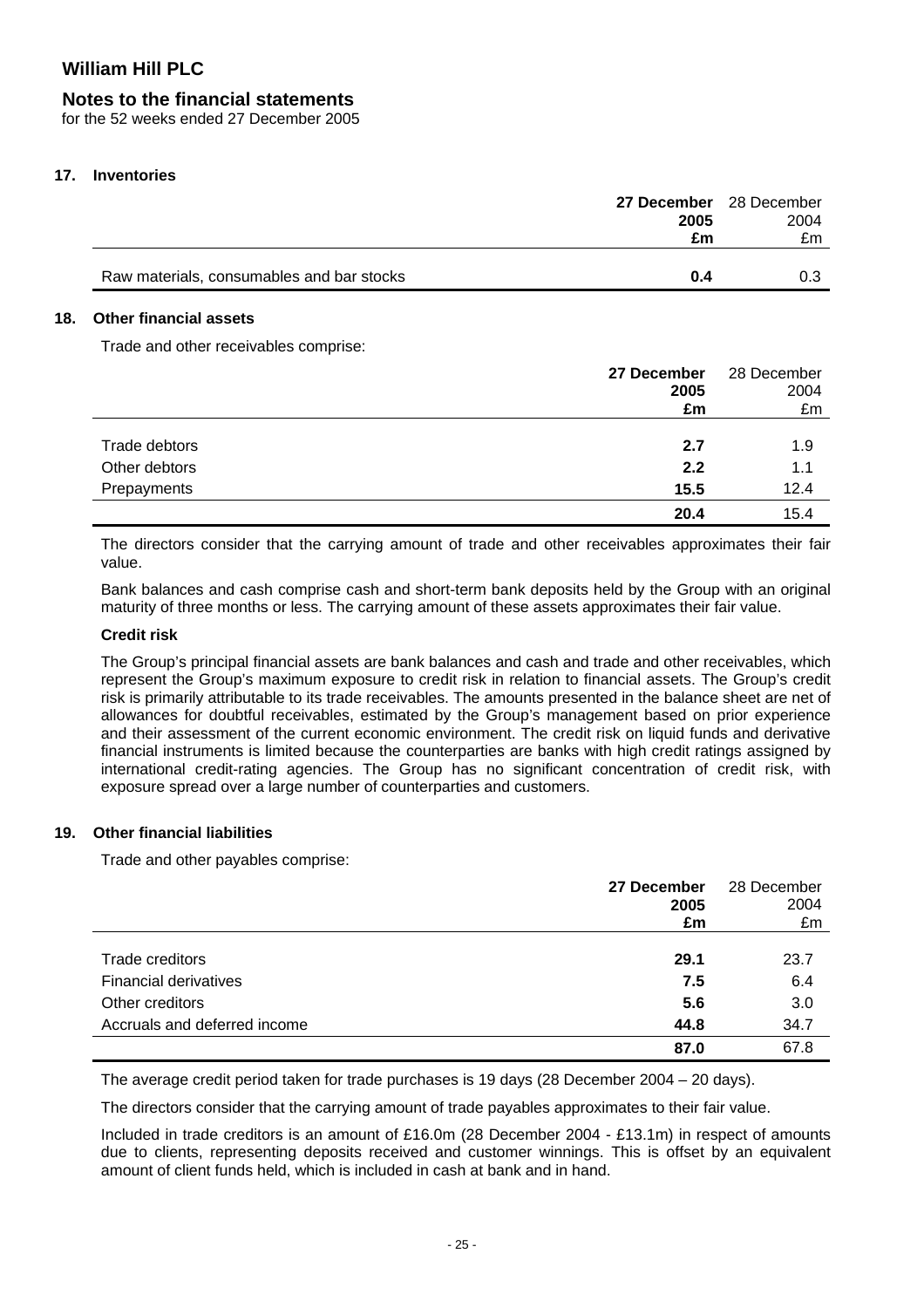# William Hill PLC

## Notes to the financial statements

for the 52 weeks ended 27 December 2005

### 17. Inventories

| | **27 December 2005 £m** | 28 December 2004 £m |
|---|---|---|
| Raw materials, consumables and bar stocks | **0.4** | 0.3 |

### 18. Other financial assets

Trade and other receivables comprise:

| | **27 December 2005 £m** | 28 December 2004 £m |
|---|---|---|
| Trade debtors | **2.7** | 1.9 |
| Other debtors | **2.2** | 1.1 |
| Prepayments | **15.5** | 12.4 |
| | **20.4** | 15.4 |

The directors consider that the carrying amount of trade and other receivables approximates their fair value.

Bank balances and cash comprise cash and short-term bank deposits held by the Group with an original maturity of three months or less. The carrying amount of these assets approximates their fair value.

**Credit risk**

The Group's principal financial assets are bank balances and cash and trade and other receivables, which represent the Group's maximum exposure to credit risk in relation to financial assets. The Group's credit risk is primarily attributable to its trade receivables. The amounts presented in the balance sheet are net of allowances for doubtful receivables, estimated by the Group's management based on prior experience and their assessment of the current economic environment. The credit risk on liquid funds and derivative financial instruments is limited because the counterparties are banks with high credit ratings assigned by international credit-rating agencies. The Group has no significant concentration of credit risk, with exposure spread over a large number of counterparties and customers.

### 19. Other financial liabilities

Trade and other payables comprise:

| | **27 December 2005 £m** | 28 December 2004 £m |
|---|---|---|
| Trade creditors | **29.1** | 23.7 |
| Financial derivatives | **7.5** | 6.4 |
| Other creditors | **5.6** | 3.0 |
| Accruals and deferred income | **44.8** | 34.7 |
| | **87.0** | 67.8 |

The average credit period taken for trade purchases is 19 days (28 December 2004 – 20 days).

The directors consider that the carrying amount of trade payables approximates to their fair value.

Included in trade creditors is an amount of £16.0m (28 December 2004 - £13.1m) in respect of amounts due to clients, representing deposits received and customer winnings. This is offset by an equivalent amount of client funds held, which is included in cash at bank and in hand.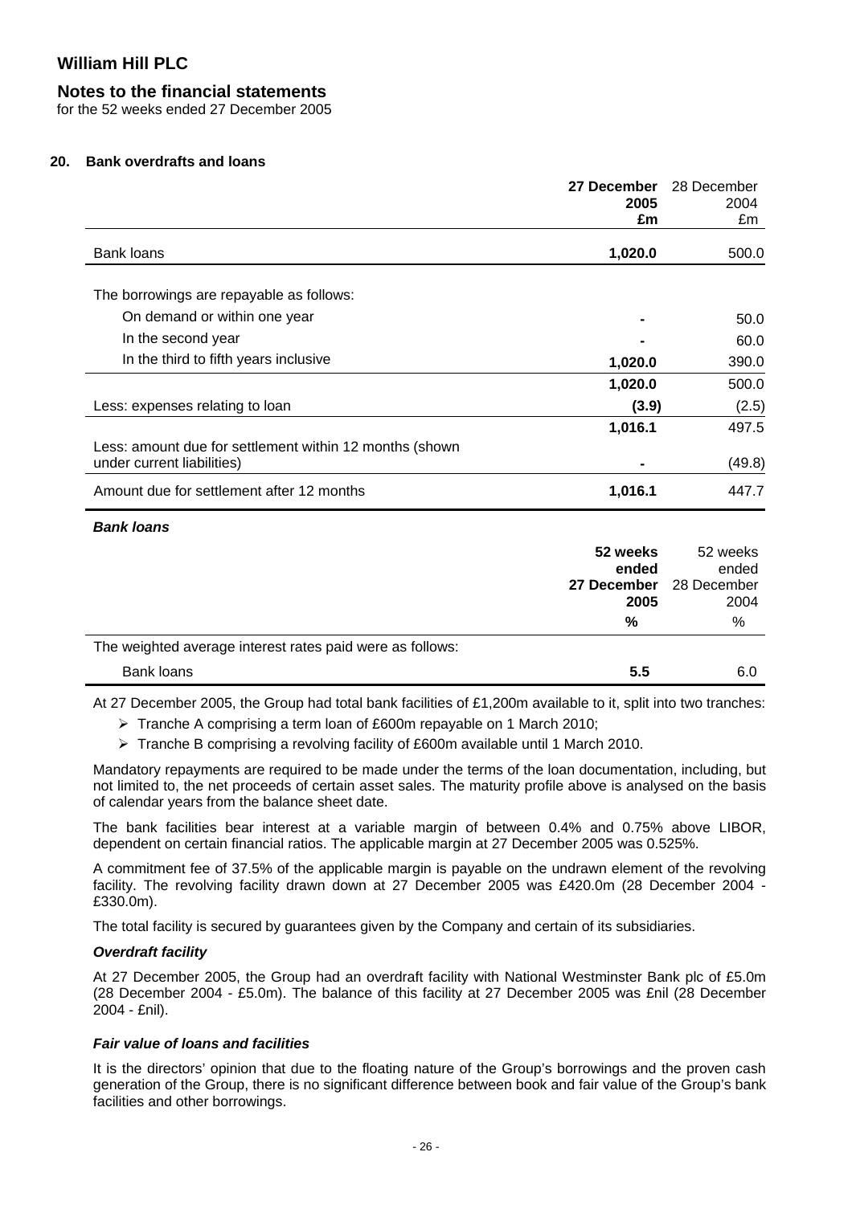**William Hill PLC**

**Notes to the financial statements**
for the 52 weeks ended 27 December 2005

## 20. Bank overdrafts and loans

| | **27 December 2005 £m** | 28 December 2004 £m |
|---|---|---|
| Bank loans | **1,020.0** | 500.0 |
| | | |
| The borrowings are repayable as follows: | | |
| On demand or within one year | **-** | 50.0 |
| In the second year | **-** | 60.0 |
| In the third to fifth years inclusive | **1,020.0** | 390.0 |
| | **1,020.0** | 500.0 |
| Less: expenses relating to loan | **(3.9)** | (2.5) |
| | **1,016.1** | 497.5 |
| Less: amount due for settlement within 12 months (shown under current liabilities) | **-** | (49.8) |
| Amount due for settlement after 12 months | **1,016.1** | 447.7 |

### *Bank loans*

| | **52 weeks ended 27 December 2005 %** | 52 weeks ended 28 December 2004 % |
|---|---|---|
| The weighted average interest rates paid were as follows: | | |
| Bank loans | **5.5** | 6.0 |

At 27 December 2005, the Group had total bank facilities of £1,200m available to it, split into two tranches:

- Tranche A comprising a term loan of £600m repayable on 1 March 2010;
- Tranche B comprising a revolving facility of £600m available until 1 March 2010.

Mandatory repayments are required to be made under the terms of the loan documentation, including, but not limited to, the net proceeds of certain asset sales. The maturity profile above is analysed on the basis of calendar years from the balance sheet date.

The bank facilities bear interest at a variable margin of between 0.4% and 0.75% above LIBOR, dependent on certain financial ratios. The applicable margin at 27 December 2005 was 0.525%.

A commitment fee of 37.5% of the applicable margin is payable on the undrawn element of the revolving facility. The revolving facility drawn down at 27 December 2005 was £420.0m (28 December 2004 - £330.0m).

The total facility is secured by guarantees given by the Company and certain of its subsidiaries.

### *Overdraft facility*

At 27 December 2005, the Group had an overdraft facility with National Westminster Bank plc of £5.0m (28 December 2004 - £5.0m). The balance of this facility at 27 December 2005 was £nil (28 December 2004 - £nil).

### *Fair value of loans and facilities*

It is the directors' opinion that due to the floating nature of the Group's borrowings and the proven cash generation of the Group, there is no significant difference between book and fair value of the Group's bank facilities and other borrowings.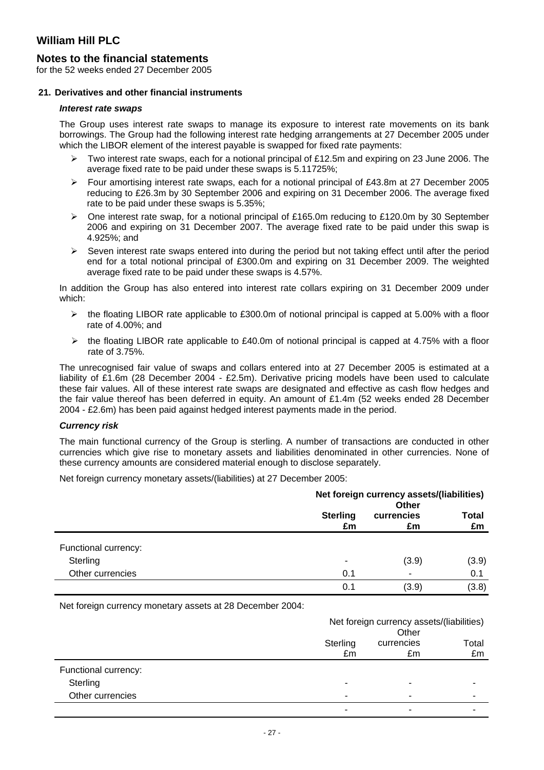# William Hill PLC

## Notes to the financial statements

for the 52 weeks ended 27 December 2005

### 21. Derivatives and other financial instruments

#### *Interest rate swaps*

The Group uses interest rate swaps to manage its exposure to interest rate movements on its bank borrowings. The Group had the following interest rate hedging arrangements at 27 December 2005 under which the LIBOR element of the interest payable is swapped for fixed rate payments:

- Two interest rate swaps, each for a notional principal of £12.5m and expiring on 23 June 2006. The average fixed rate to be paid under these swaps is 5.11725%;
- Four amortising interest rate swaps, each for a notional principal of £43.8m at 27 December 2005 reducing to £26.3m by 30 September 2006 and expiring on 31 December 2006. The average fixed rate to be paid under these swaps is 5.35%;
- One interest rate swap, for a notional principal of £165.0m reducing to £120.0m by 30 September 2006 and expiring on 31 December 2007. The average fixed rate to be paid under this swap is 4.925%; and
- Seven interest rate swaps entered into during the period but not taking effect until after the period end for a total notional principal of £300.0m and expiring on 31 December 2009. The weighted average fixed rate to be paid under these swaps is 4.57%.

In addition the Group has also entered into interest rate collars expiring on 31 December 2009 under which:

- the floating LIBOR rate applicable to £300.0m of notional principal is capped at 5.00% with a floor rate of 4.00%; and
- the floating LIBOR rate applicable to £40.0m of notional principal is capped at 4.75% with a floor rate of 3.75%.

The unrecognised fair value of swaps and collars entered into at 27 December 2005 is estimated at a liability of £1.6m (28 December 2004 - £2.5m). Derivative pricing models have been used to calculate these fair values. All of these interest rate swaps are designated and effective as cash flow hedges and the fair value thereof has been deferred in equity. An amount of £1.4m (52 weeks ended 28 December 2004 - £2.6m) has been paid against hedged interest payments made in the period.

#### *Currency risk*

The main functional currency of the Group is sterling. A number of transactions are conducted in other currencies which give rise to monetary assets and liabilities denominated in other currencies. None of these currency amounts are considered material enough to disclose separately.

Net foreign currency monetary assets/(liabilities) at 27 December 2005:

| | **Net foreign currency assets/(liabilities)** | | |
|---|---|---|---|
| | **Sterling £m** | **Other currencies £m** | **Total £m** |
| Functional currency: | | | |
| Sterling | - | (3.9) | (3.9) |
| Other currencies | 0.1 | - | 0.1 |
| | 0.1 | (3.9) | (3.8) |

Net foreign currency monetary assets at 28 December 2004:

| | Net foreign currency assets/(liabilities) | | |
|---|---|---|---|
| | Sterling £m | Other currencies £m | Total £m |
| Functional currency: | | | |
| Sterling | - | - | - |
| Other currencies | - | - | - |
| | - | - | - |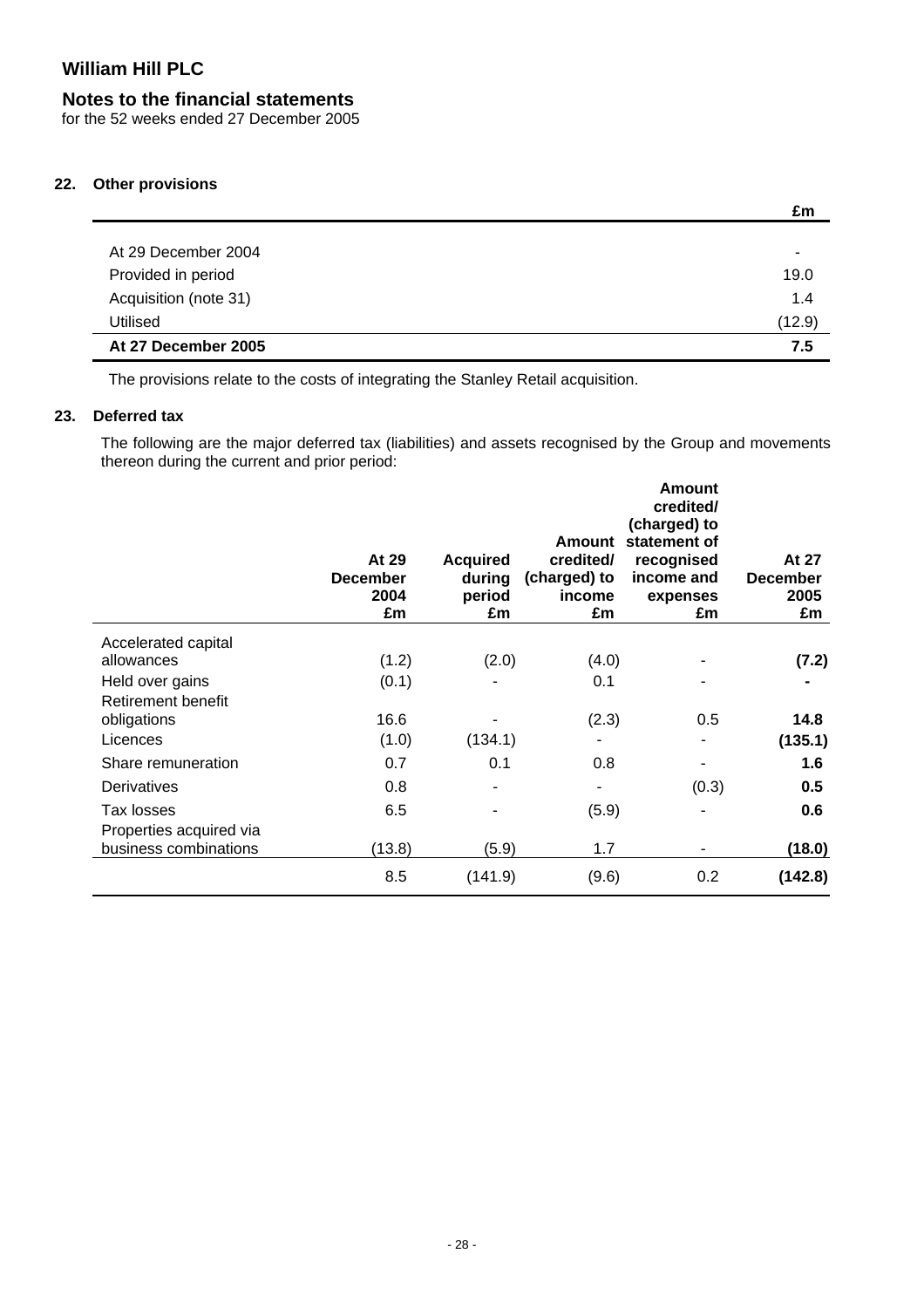## William Hill PLC

### Notes to the financial statements

for the 52 weeks ended 27 December 2005

#### 22. Other provisions

| | £m |
|---|---|
| At 29 December 2004 | - |
| Provided in period | 19.0 |
| Acquisition (note 31) | 1.4 |
| Utilised | (12.9) |
| **At 27 December 2005** | **7.5** |

The provisions relate to the costs of integrating the Stanley Retail acquisition.

#### 23. Deferred tax

The following are the major deferred tax (liabilities) and assets recognised by the Group and movements thereon during the current and prior period:

| | At 29 December 2004 £m | Acquired during period £m | Amount credited/ (charged) to income £m | Amount credited/ (charged) to statement of recognised income and expenses £m | At 27 December 2005 £m |
|---|---|---|---|---|---|
| Accelerated capital allowances | (1.2) | (2.0) | (4.0) | - | **(7.2)** |
| Held over gains | (0.1) | - | 0.1 | - | **-** |
| Retirement benefit obligations | 16.6 | - | (2.3) | 0.5 | **14.8** |
| Licences | (1.0) | (134.1) | - | - | **(135.1)** |
| Share remuneration | 0.7 | 0.1 | 0.8 | - | **1.6** |
| Derivatives | 0.8 | - | - | (0.3) | **0.5** |
| Tax losses | 6.5 | - | (5.9) | - | **0.6** |
| Properties acquired via business combinations | (13.8) | (5.9) | 1.7 | - | **(18.0)** |
| | 8.5 | (141.9) | (9.6) | 0.2 | **(142.8)** |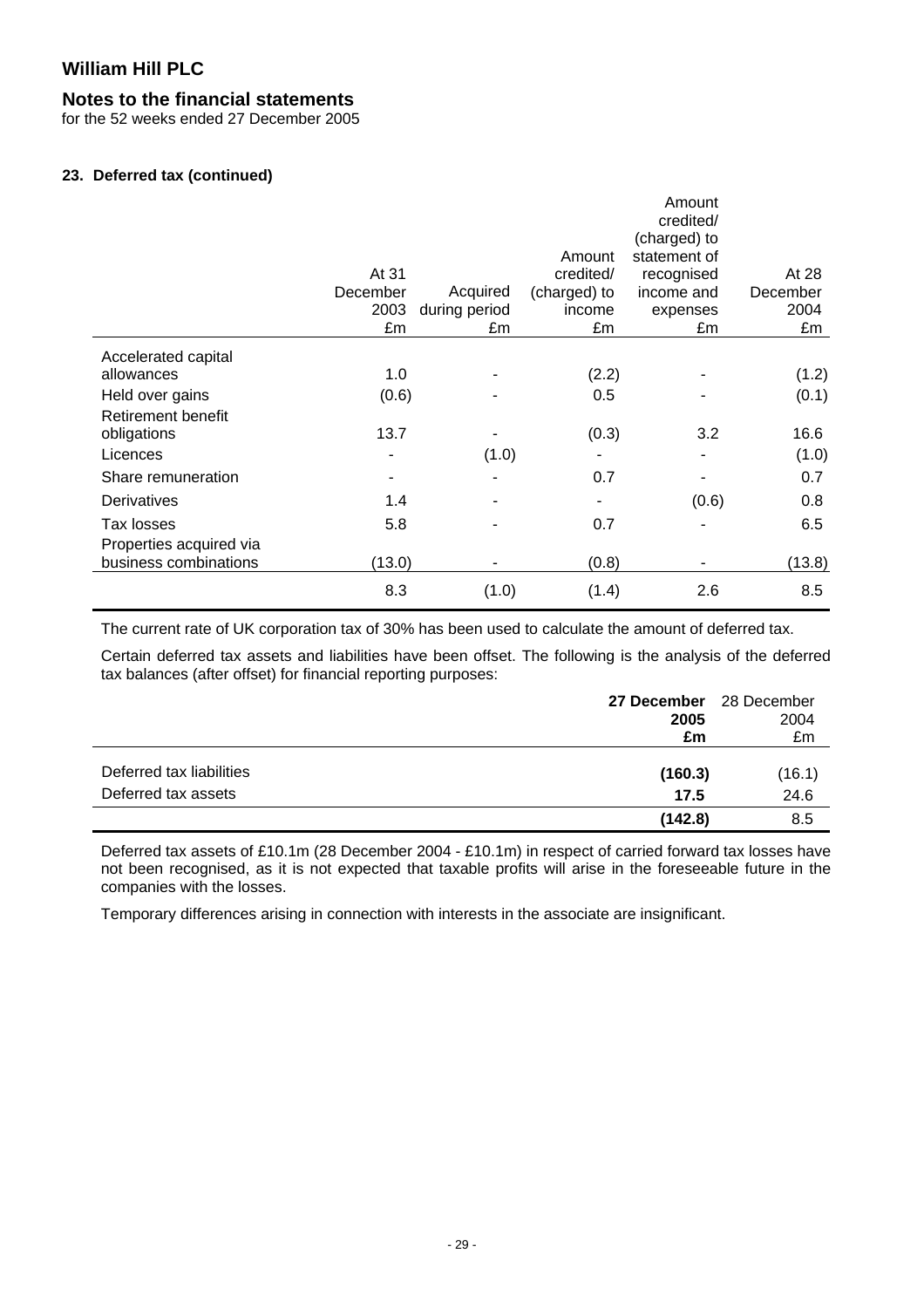# William Hill PLC

## Notes to the financial statements

for the 52 weeks ended 27 December 2005

### 23. Deferred tax (continued)

| | At 31 December 2003 £m | Acquired during period £m | Amount credited/ (charged) to income £m | Amount credited/ (charged) to statement of recognised income and expenses £m | At 28 December 2004 £m |
|---|---|---|---|---|---|
| Accelerated capital allowances | 1.0 | - | (2.2) | - | (1.2) |
| Held over gains | (0.6) | - | 0.5 | - | (0.1) |
| Retirement benefit obligations | 13.7 | - | (0.3) | 3.2 | 16.6 |
| Licences | - | (1.0) | - | - | (1.0) |
| Share remuneration | - | - | 0.7 | - | 0.7 |
| Derivatives | 1.4 | - | - | (0.6) | 0.8 |
| Tax losses | 5.8 | - | 0.7 | - | 6.5 |
| Properties acquired via business combinations | (13.0) | - | (0.8) | - | (13.8) |
| | 8.3 | (1.0) | (1.4) | 2.6 | 8.5 |

The current rate of UK corporation tax of 30% has been used to calculate the amount of deferred tax.

Certain deferred tax assets and liabilities have been offset. The following is the analysis of the deferred tax balances (after offset) for financial reporting purposes:

| | **27 December 2005 £m** | 28 December 2004 £m |
|---|---|---|
| Deferred tax liabilities | **(160.3)** | (16.1) |
| Deferred tax assets | **17.5** | 24.6 |
| | **(142.8)** | 8.5 |

Deferred tax assets of £10.1m (28 December 2004 - £10.1m) in respect of carried forward tax losses have not been recognised, as it is not expected that taxable profits will arise in the foreseeable future in the companies with the losses.

Temporary differences arising in connection with interests in the associate are insignificant.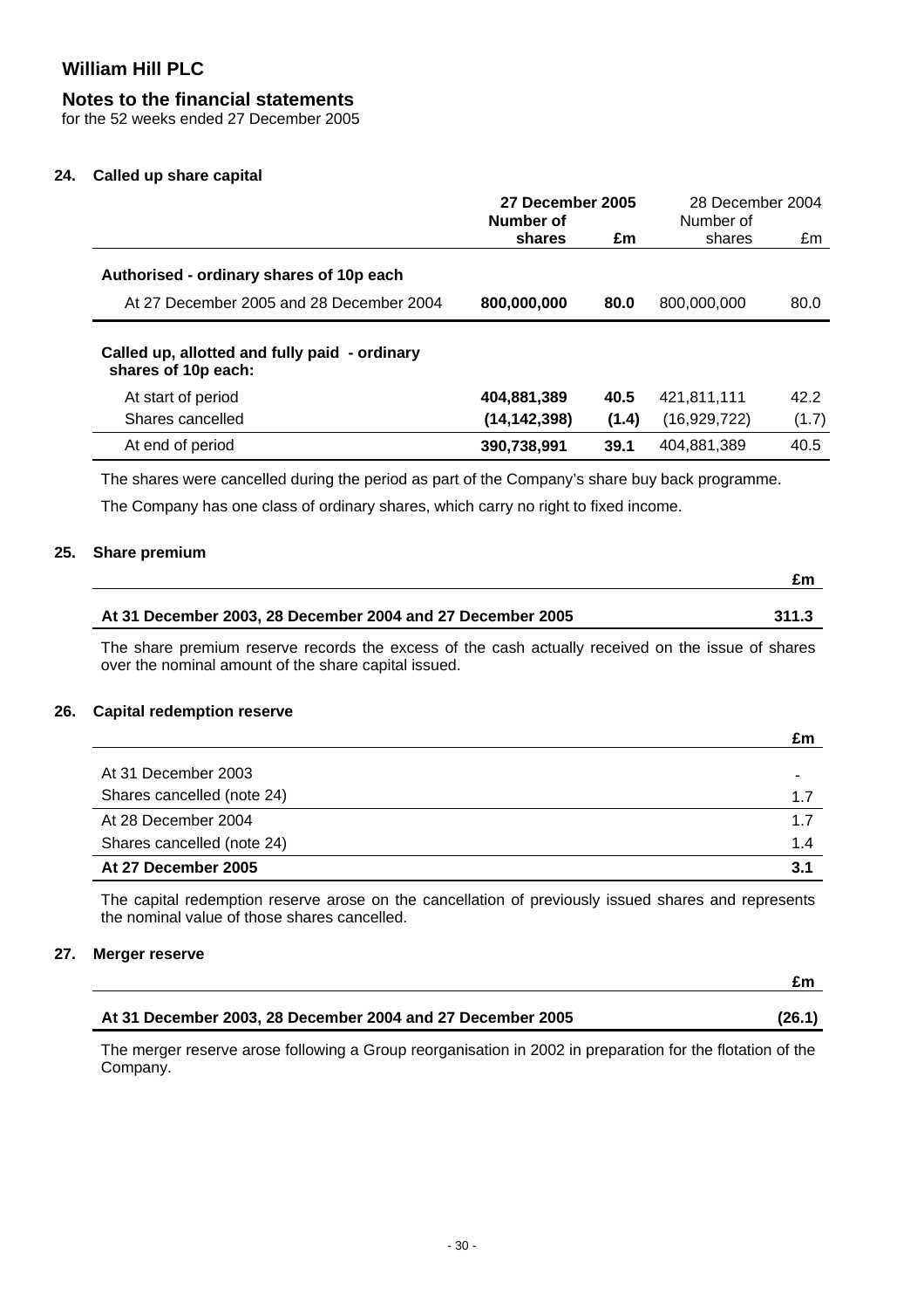# William Hill PLC

## Notes to the financial statements

for the 52 weeks ended 27 December 2005

### 24. Called up share capital

| | 27 December 2005 Number of shares | £m | 28 December 2004 Number of shares | £m |
|---|---|---|---|---|
| **Authorised - ordinary shares of 10p each** | | | | |
| At 27 December 2005 and 28 December 2004 | **800,000,000** | **80.0** | 800,000,000 | 80.0 |
| **Called up, allotted and fully paid - ordinary shares of 10p each:** | | | | |
| At start of period | **404,881,389** | **40.5** | 421,811,111 | 42.2 |
| Shares cancelled | **(14,142,398)** | **(1.4)** | (16,929,722) | (1.7) |
| At end of period | **390,738,991** | **39.1** | 404,881,389 | 40.5 |

The shares were cancelled during the period as part of the Company's share buy back programme.

The Company has one class of ordinary shares, which carry no right to fixed income.

### 25. Share premium

| | £m |
|---|---|
| **At 31 December 2003, 28 December 2004 and 27 December 2005** | **311.3** |

The share premium reserve records the excess of the cash actually received on the issue of shares over the nominal amount of the share capital issued.

### 26. Capital redemption reserve

| | £m |
|---|---|
| At 31 December 2003 | - |
| Shares cancelled (note 24) | 1.7 |
| At 28 December 2004 | 1.7 |
| Shares cancelled (note 24) | 1.4 |
| **At 27 December 2005** | **3.1** |

The capital redemption reserve arose on the cancellation of previously issued shares and represents the nominal value of those shares cancelled.

### 27. Merger reserve

| | £m |
|---|---|
| **At 31 December 2003, 28 December 2004 and 27 December 2005** | **(26.1)** |

The merger reserve arose following a Group reorganisation in 2002 in preparation for the flotation of the Company.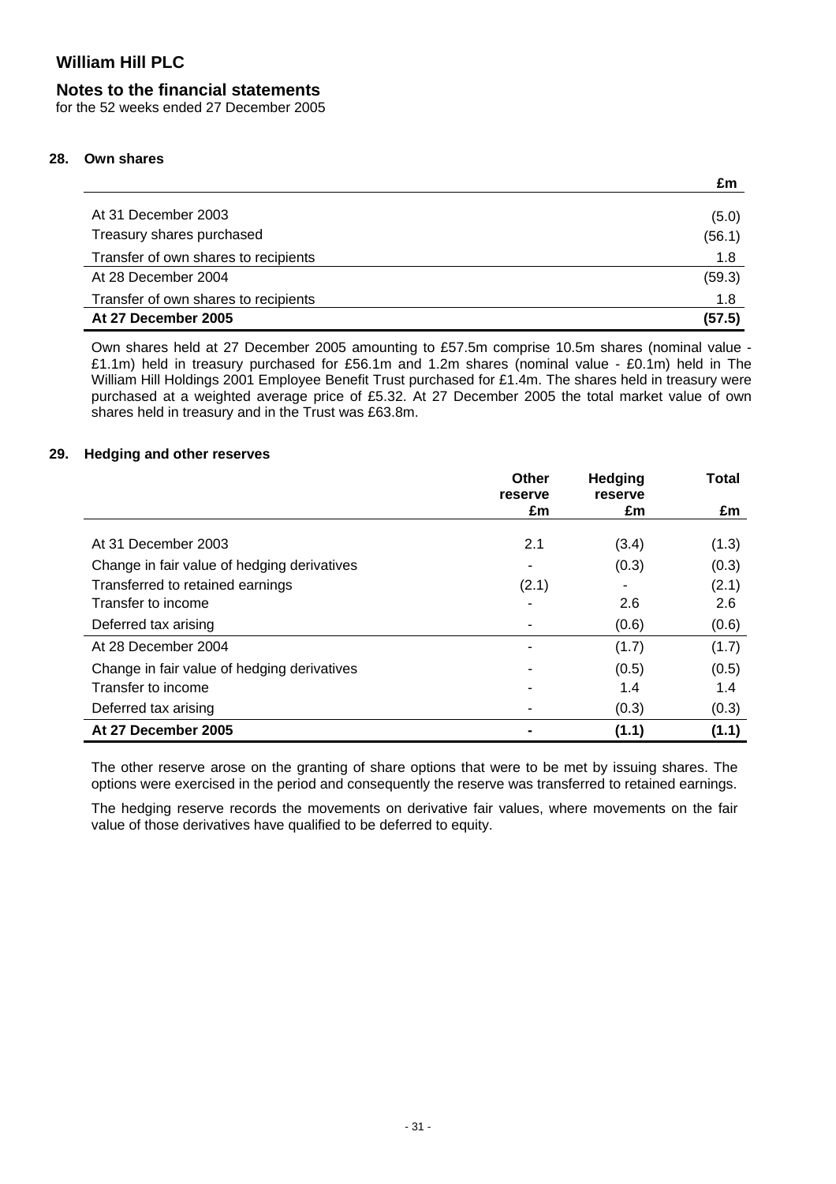# William Hill PLC

## Notes to the financial statements

for the 52 weeks ended 27 December 2005

### 28. Own shares

| | £m |
|---|---|
| At 31 December 2003 | (5.0) |
| Treasury shares purchased | (56.1) |
| Transfer of own shares to recipients | 1.8 |
| At 28 December 2004 | (59.3) |
| Transfer of own shares to recipients | 1.8 |
| **At 27 December 2005** | **(57.5)** |

Own shares held at 27 December 2005 amounting to £57.5m comprise 10.5m shares (nominal value - £1.1m) held in treasury purchased for £56.1m and 1.2m shares (nominal value - £0.1m) held in The William Hill Holdings 2001 Employee Benefit Trust purchased for £1.4m. The shares held in treasury were purchased at a weighted average price of £5.32. At 27 December 2005 the total market value of own shares held in treasury and in the Trust was £63.8m.

### 29. Hedging and other reserves

| | Other reserve £m | Hedging reserve £m | Total £m |
|---|---|---|---|
| At 31 December 2003 | 2.1 | (3.4) | (1.3) |
| Change in fair value of hedging derivatives | - | (0.3) | (0.3) |
| Transferred to retained earnings | (2.1) | - | (2.1) |
| Transfer to income | - | 2.6 | 2.6 |
| Deferred tax arising | - | (0.6) | (0.6) |
| At 28 December 2004 | - | (1.7) | (1.7) |
| Change in fair value of hedging derivatives | - | (0.5) | (0.5) |
| Transfer to income | - | 1.4 | 1.4 |
| Deferred tax arising | - | (0.3) | (0.3) |
| **At 27 December 2005** | **-** | **(1.1)** | **(1.1)** |

The other reserve arose on the granting of share options that were to be met by issuing shares. The options were exercised in the period and consequently the reserve was transferred to retained earnings.

The hedging reserve records the movements on derivative fair values, where movements on the fair value of those derivatives have qualified to be deferred to equity.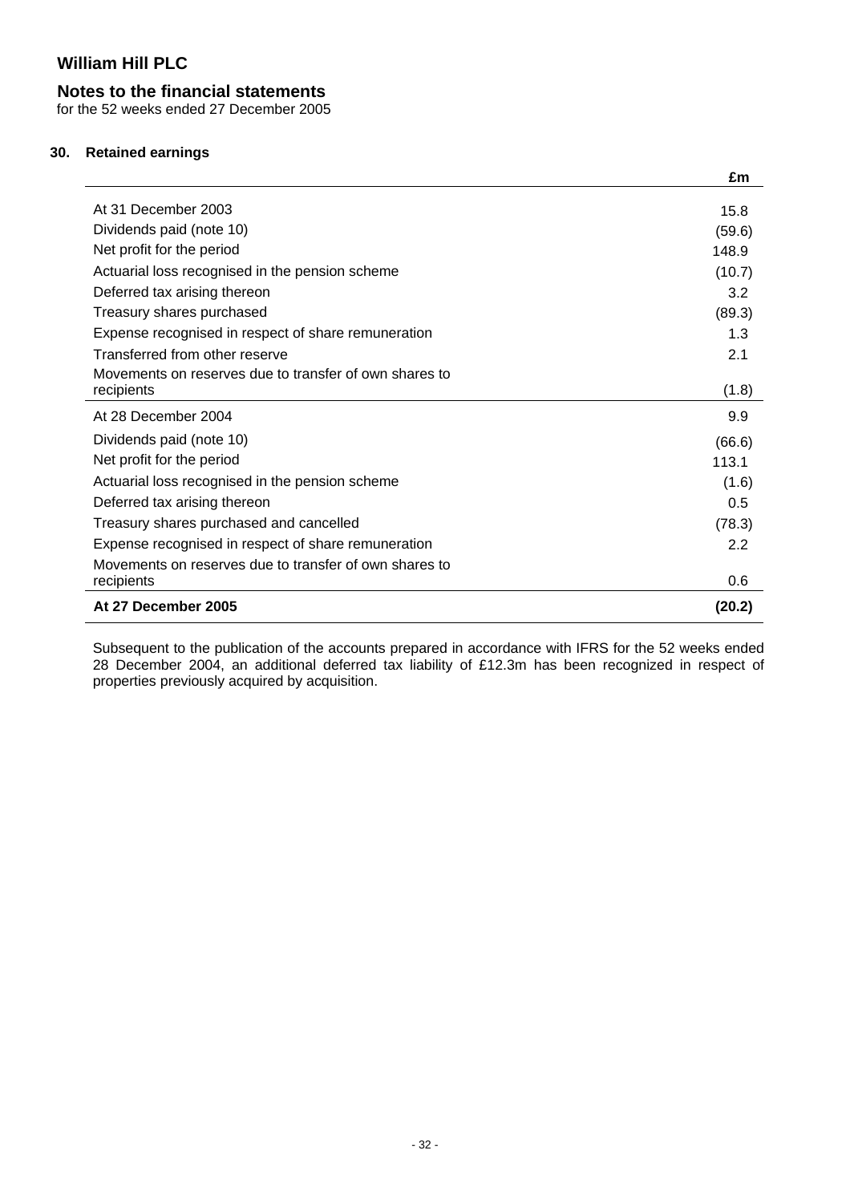# William Hill PLC

## Notes to the financial statements

for the 52 weeks ended 27 December 2005

### 30. Retained earnings

| | £m |
|---|---|
| At 31 December 2003 | 15.8 |
| Dividends paid (note 10) | (59.6) |
| Net profit for the period | 148.9 |
| Actuarial loss recognised in the pension scheme | (10.7) |
| Deferred tax arising thereon | 3.2 |
| Treasury shares purchased | (89.3) |
| Expense recognised in respect of share remuneration | 1.3 |
| Transferred from other reserve | 2.1 |
| Movements on reserves due to transfer of own shares to recipients | (1.8) |
| At 28 December 2004 | 9.9 |
| Dividends paid (note 10) | (66.6) |
| Net profit for the period | 113.1 |
| Actuarial loss recognised in the pension scheme | (1.6) |
| Deferred tax arising thereon | 0.5 |
| Treasury shares purchased and cancelled | (78.3) |
| Expense recognised in respect of share remuneration | 2.2 |
| Movements on reserves due to transfer of own shares to recipients | 0.6 |
| **At 27 December 2005** | **(20.2)** |

Subsequent to the publication of the accounts prepared in accordance with IFRS for the 52 weeks ended 28 December 2004, an additional deferred tax liability of £12.3m has been recognized in respect of properties previously acquired by acquisition.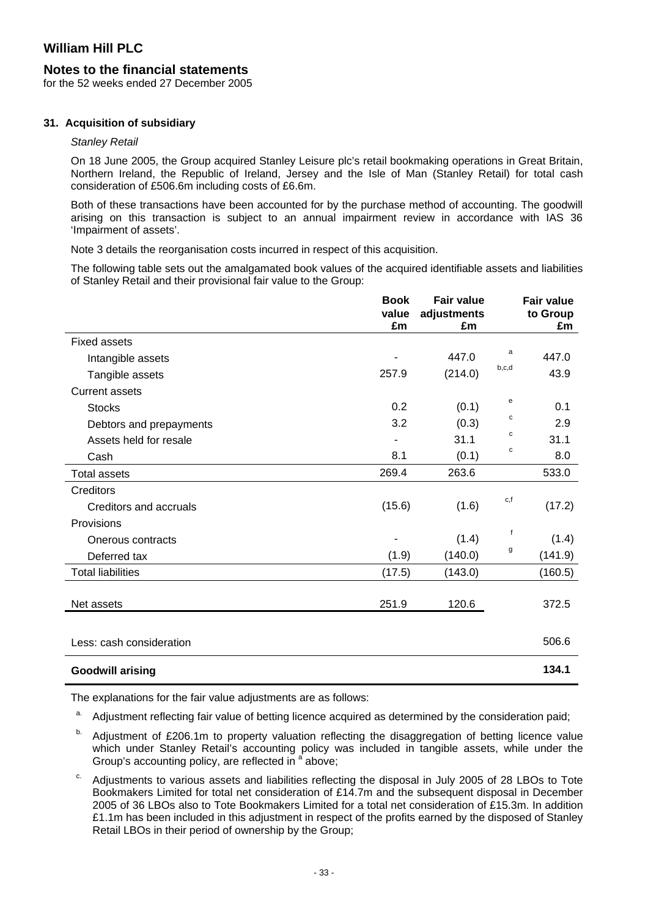# William Hill PLC

## Notes to the financial statements

for the 52 weeks ended 27 December 2005

### 31. Acquisition of subsidiary

*Stanley Retail*

On 18 June 2005, the Group acquired Stanley Leisure plc's retail bookmaking operations in Great Britain, Northern Ireland, the Republic of Ireland, Jersey and the Isle of Man (Stanley Retail) for total cash consideration of £506.6m including costs of £6.6m.

Both of these transactions have been accounted for by the purchase method of accounting. The goodwill arising on this transaction is subject to an annual impairment review in accordance with IAS 36 'Impairment of assets'.

Note 3 details the reorganisation costs incurred in respect of this acquisition.

The following table sets out the amalgamated book values of the acquired identifiable assets and liabilities of Stanley Retail and their provisional fair value to the Group:

| | Book value £m | Fair value adjustments £m | | Fair value to Group £m |
|---|---|---|---|---|
| Fixed assets | | | | |
| Intangible assets | - | 447.0 | a | 447.0 |
| Tangible assets | 257.9 | (214.0) | b,c,d | 43.9 |
| Current assets | | | | |
| Stocks | 0.2 | (0.1) | e | 0.1 |
| Debtors and prepayments | 3.2 | (0.3) | c | 2.9 |
| Assets held for resale | - | 31.1 | c | 31.1 |
| Cash | 8.1 | (0.1) | c | 8.0 |
| Total assets | 269.4 | 263.6 | | 533.0 |
| Creditors | | | | |
| Creditors and accruals | (15.6) | (1.6) | c,f | (17.2) |
| Provisions | | | | |
| Onerous contracts | - | (1.4) | f | (1.4) |
| Deferred tax | (1.9) | (140.0) | g | (141.9) |
| Total liabilities | (17.5) | (143.0) | | (160.5) |
| Net assets | 251.9 | 120.6 | | 372.5 |
| Less: cash consideration | | | | 506.6 |
| **Goodwill arising** | | | | **134.1** |

The explanations for the fair value adjustments are as follows:

a. Adjustment reflecting fair value of betting licence acquired as determined by the consideration paid;

b. Adjustment of £206.1m to property valuation reflecting the disaggregation of betting licence value which under Stanley Retail's accounting policy was included in tangible assets, while under the Group's accounting policy, are reflected in [a] above;

c. Adjustments to various assets and liabilities reflecting the disposal in July 2005 of 28 LBOs to Tote Bookmakers Limited for total net consideration of £14.7m and the subsequent disposal in December 2005 of 36 LBOs also to Tote Bookmakers Limited for a total net consideration of £15.3m. In addition £1.1m has been included in this adjustment in respect of the profits earned by the disposed of Stanley Retail LBOs in their period of ownership by the Group;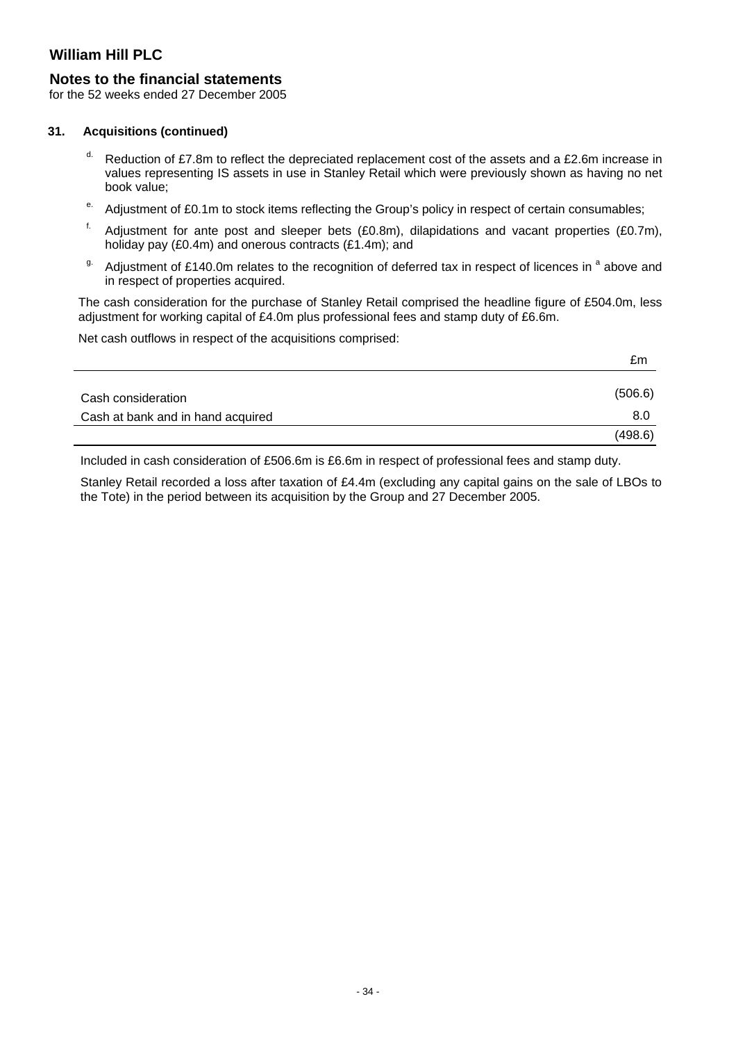# William Hill PLC

## Notes to the financial statements

for the 52 weeks ended 27 December 2005

### 31. Acquisitions (continued)

[d.] Reduction of £7.8m to reflect the depreciated replacement cost of the assets and a £2.6m increase in values representing IS assets in use in Stanley Retail which were previously shown as having no net book value;

[e.] Adjustment of £0.1m to stock items reflecting the Group's policy in respect of certain consumables;

[f.] Adjustment for ante post and sleeper bets (£0.8m), dilapidations and vacant properties (£0.7m), holiday pay (£0.4m) and onerous contracts (£1.4m); and

[g.] Adjustment of £140.0m relates to the recognition of deferred tax in respect of licences in [a] above and in respect of properties acquired.

The cash consideration for the purchase of Stanley Retail comprised the headline figure of £504.0m, less adjustment for working capital of £4.0m plus professional fees and stamp duty of £6.6m.

Net cash outflows in respect of the acquisitions comprised:

| | £m |
|---|---|
| Cash consideration | (506.6) |
| Cash at bank and in hand acquired | 8.0 |
| | (498.6) |

Included in cash consideration of £506.6m is £6.6m in respect of professional fees and stamp duty.

Stanley Retail recorded a loss after taxation of £4.4m (excluding any capital gains on the sale of LBOs to the Tote) in the period between its acquisition by the Group and 27 December 2005.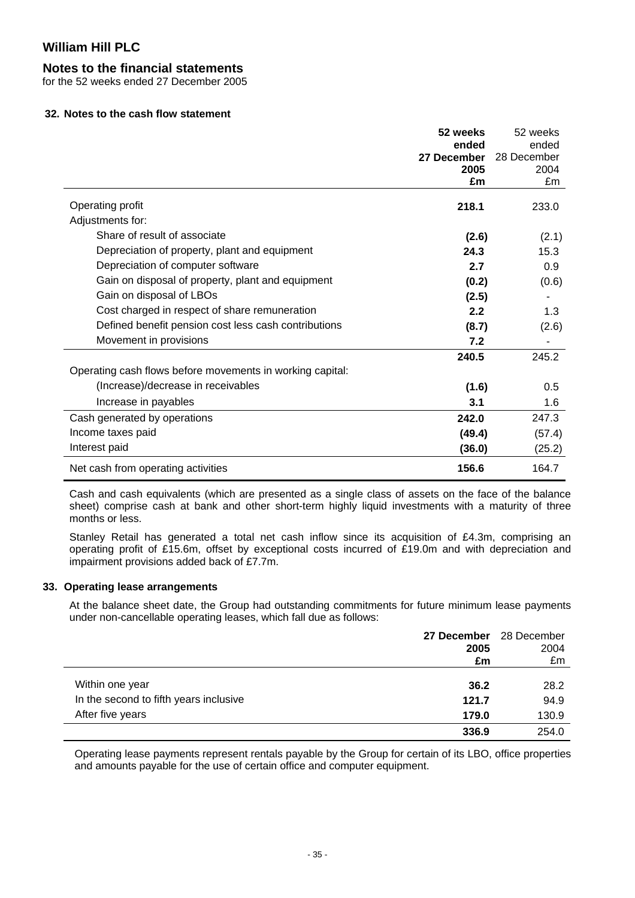# William Hill PLC

## Notes to the financial statements

for the 52 weeks ended 27 December 2005

### 32. Notes to the cash flow statement

| | **52 weeks ended 27 December 2005 £m** | 52 weeks ended 28 December 2004 £m |
|---|---|---|
| Operating profit | **218.1** | 233.0 |
| Adjustments for: | | |
| Share of result of associate | **(2.6)** | (2.1) |
| Depreciation of property, plant and equipment | **24.3** | 15.3 |
| Depreciation of computer software | **2.7** | 0.9 |
| Gain on disposal of property, plant and equipment | **(0.2)** | (0.6) |
| Gain on disposal of LBOs | **(2.5)** | - |
| Cost charged in respect of share remuneration | **2.2** | 1.3 |
| Defined benefit pension cost less cash contributions | **(8.7)** | (2.6) |
| Movement in provisions | **7.2** | - |
| | **240.5** | 245.2 |
| Operating cash flows before movements in working capital: | | |
| (Increase)/decrease in receivables | **(1.6)** | 0.5 |
| Increase in payables | **3.1** | 1.6 |
| Cash generated by operations | **242.0** | 247.3 |
| Income taxes paid | **(49.4)** | (57.4) |
| Interest paid | **(36.0)** | (25.2) |
| Net cash from operating activities | **156.6** | 164.7 |

Cash and cash equivalents (which are presented as a single class of assets on the face of the balance sheet) comprise cash at bank and other short-term highly liquid investments with a maturity of three months or less.

Stanley Retail has generated a total net cash inflow since its acquisition of £4.3m, comprising an operating profit of £15.6m, offset by exceptional costs incurred of £19.0m and with depreciation and impairment provisions added back of £7.7m.

### 33. Operating lease arrangements

At the balance sheet date, the Group had outstanding commitments for future minimum lease payments under non-cancellable operating leases, which fall due as follows:

| | **27 December 2005 £m** | 28 December 2004 £m |
|---|---|---|
| Within one year | **36.2** | 28.2 |
| In the second to fifth years inclusive | **121.7** | 94.9 |
| After five years | **179.0** | 130.9 |
| | **336.9** | 254.0 |

Operating lease payments represent rentals payable by the Group for certain of its LBO, office properties and amounts payable for the use of certain office and computer equipment.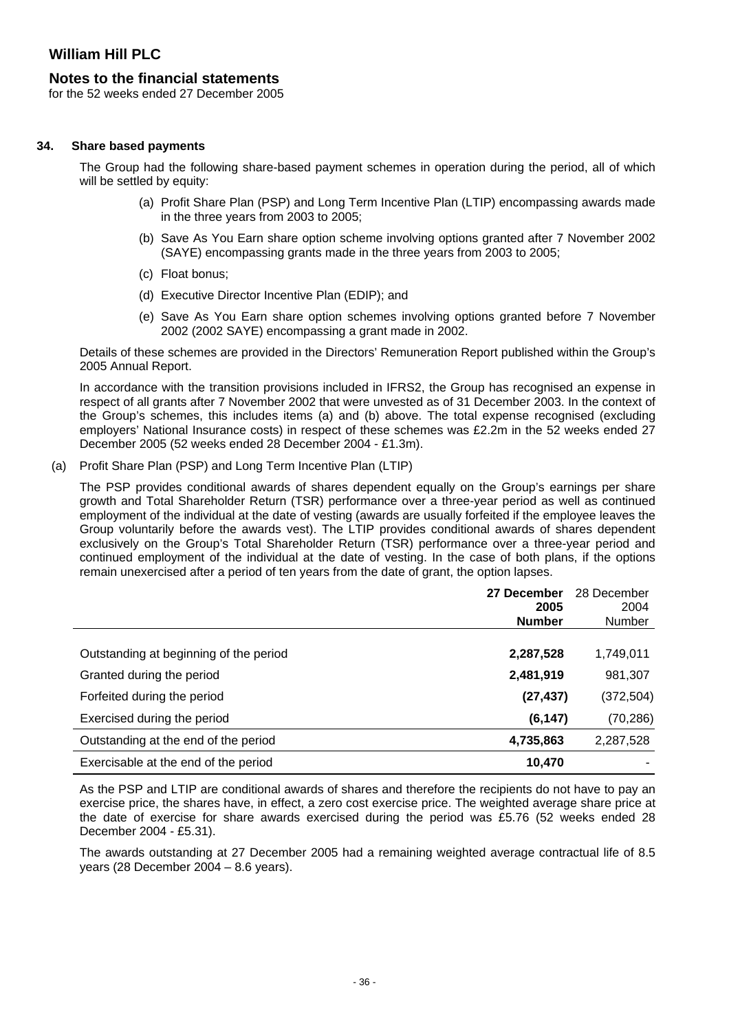# William Hill PLC

## Notes to the financial statements

for the 52 weeks ended 27 December 2005

### 34. Share based payments

The Group had the following share-based payment schemes in operation during the period, all of which will be settled by equity:

(a) Profit Share Plan (PSP) and Long Term Incentive Plan (LTIP) encompassing awards made in the three years from 2003 to 2005;

(b) Save As You Earn share option scheme involving options granted after 7 November 2002 (SAYE) encompassing grants made in the three years from 2003 to 2005;

(c) Float bonus;

(d) Executive Director Incentive Plan (EDIP); and

(e) Save As You Earn share option schemes involving options granted before 7 November 2002 (2002 SAYE) encompassing a grant made in 2002.

Details of these schemes are provided in the Directors' Remuneration Report published within the Group's 2005 Annual Report.

In accordance with the transition provisions included in IFRS2, the Group has recognised an expense in respect of all grants after 7 November 2002 that were unvested as of 31 December 2003. In the context of the Group's schemes, this includes items (a) and (b) above. The total expense recognised (excluding employers' National Insurance costs) in respect of these schemes was £2.2m in the 52 weeks ended 27 December 2005 (52 weeks ended 28 December 2004 - £1.3m).

(a) Profit Share Plan (PSP) and Long Term Incentive Plan (LTIP)

The PSP provides conditional awards of shares dependent equally on the Group's earnings per share growth and Total Shareholder Return (TSR) performance over a three-year period as well as continued employment of the individual at the date of vesting (awards are usually forfeited if the employee leaves the Group voluntarily before the awards vest). The LTIP provides conditional awards of shares dependent exclusively on the Group's Total Shareholder Return (TSR) performance over a three-year period and continued employment of the individual at the date of vesting. In the case of both plans, if the options remain unexercised after a period of ten years from the date of grant, the option lapses.

| | **27 December 2005 Number** | 28 December 2004 Number |
|---|---|---|
| Outstanding at beginning of the period | **2,287,528** | 1,749,011 |
| Granted during the period | **2,481,919** | 981,307 |
| Forfeited during the period | **(27,437)** | (372,504) |
| Exercised during the period | **(6,147)** | (70,286) |
| Outstanding at the end of the period | **4,735,863** | 2,287,528 |
| Exercisable at the end of the period | **10,470** | - |

As the PSP and LTIP are conditional awards of shares and therefore the recipients do not have to pay an exercise price, the shares have, in effect, a zero cost exercise price. The weighted average share price at the date of exercise for share awards exercised during the period was £5.76 (52 weeks ended 28 December 2004 - £5.31).

The awards outstanding at 27 December 2005 had a remaining weighted average contractual life of 8.5 years (28 December 2004 – 8.6 years).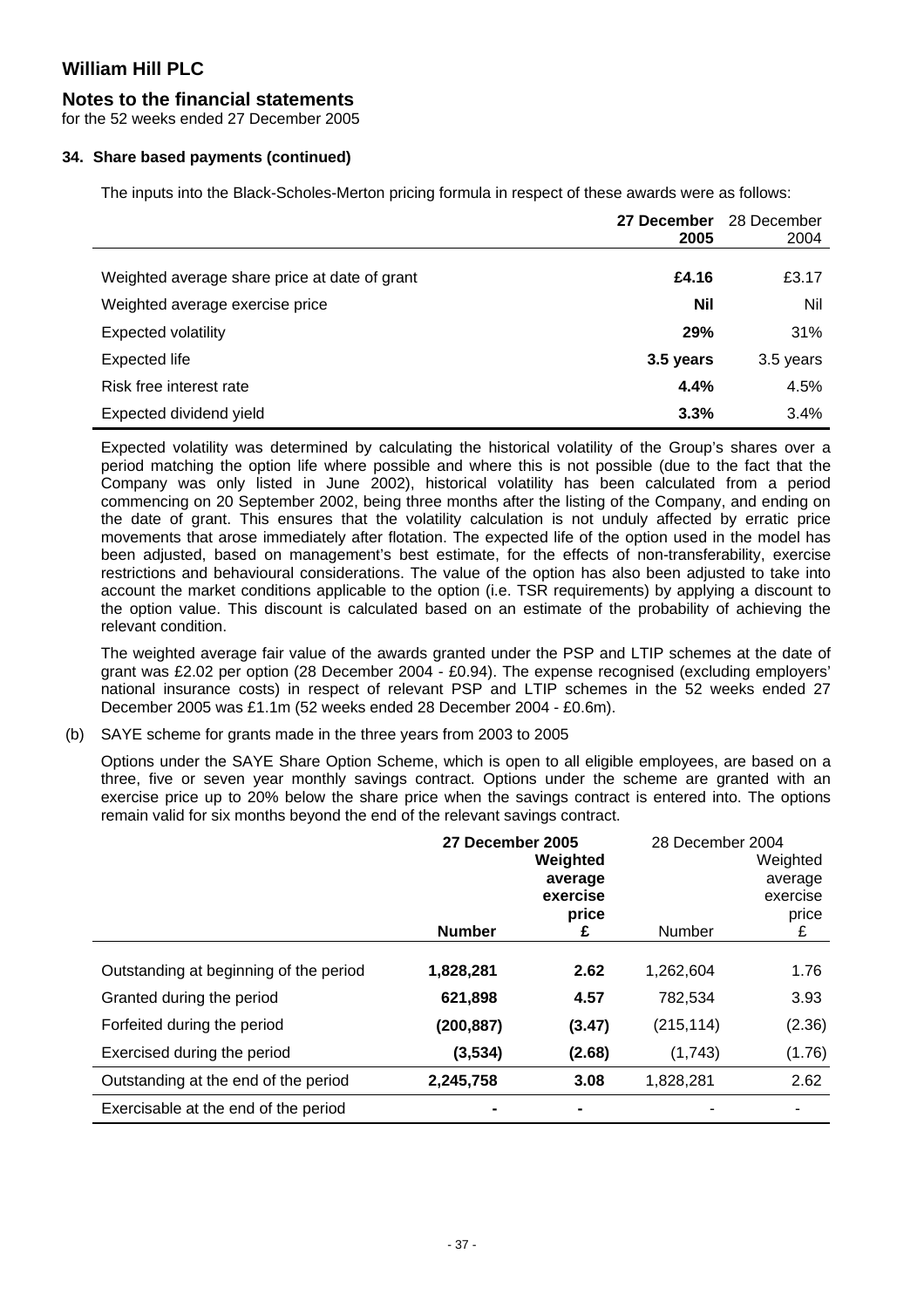## 34. Share based payments (continued)

The inputs into the Black-Scholes-Merton pricing formula in respect of these awards were as follows:

| | **27 December 2005** | 28 December 2004 |
|---|---|---|
| Weighted average share price at date of grant | **£4.16** | £3.17 |
| Weighted average exercise price | **Nil** | Nil |
| Expected volatility | **29%** | 31% |
| Expected life | **3.5 years** | 3.5 years |
| Risk free interest rate | **4.4%** | 4.5% |
| Expected dividend yield | **3.3%** | 3.4% |

Expected volatility was determined by calculating the historical volatility of the Group's shares over a period matching the option life where possible and where this is not possible (due to the fact that the Company was only listed in June 2002), historical volatility has been calculated from a period commencing on 20 September 2002, being three months after the listing of the Company, and ending on the date of grant. This ensures that the volatility calculation is not unduly affected by erratic price movements that arose immediately after flotation. The expected life of the option used in the model has been adjusted, based on management's best estimate, for the effects of non-transferability, exercise restrictions and behavioural considerations. The value of the option has also been adjusted to take into account the market conditions applicable to the option (i.e. TSR requirements) by applying a discount to the option value. This discount is calculated based on an estimate of the probability of achieving the relevant condition.

The weighted average fair value of the awards granted under the PSP and LTIP schemes at the date of grant was £2.02 per option (28 December 2004 - £0.94). The expense recognised (excluding employers' national insurance costs) in respect of relevant PSP and LTIP schemes in the 52 weeks ended 27 December 2005 was £1.1m (52 weeks ended 28 December 2004 - £0.6m).

(b) SAYE scheme for grants made in the three years from 2003 to 2005

Options under the SAYE Share Option Scheme, which is open to all eligible employees, are based on a three, five or seven year monthly savings contract. Options under the scheme are granted with an exercise price up to 20% below the share price when the savings contract is entered into. The options remain valid for six months beyond the end of the relevant savings contract.

| | **27 December 2005** | | 28 December 2004 | |
|---|---|---|---|---|
| | **Number** | **Weighted average exercise price £** | Number | Weighted average exercise price £ |
| Outstanding at beginning of the period | **1,828,281** | **2.62** | 1,262,604 | 1.76 |
| Granted during the period | **621,898** | **4.57** | 782,534 | 3.93 |
| Forfeited during the period | **(200,887)** | **(3.47)** | (215,114) | (2.36) |
| Exercised during the period | **(3,534)** | **(2.68)** | (1,743) | (1.76) |
| Outstanding at the end of the period | **2,245,758** | **3.08** | 1,828,281 | 2.62 |
| Exercisable at the end of the period | **-** | **-** | - | - |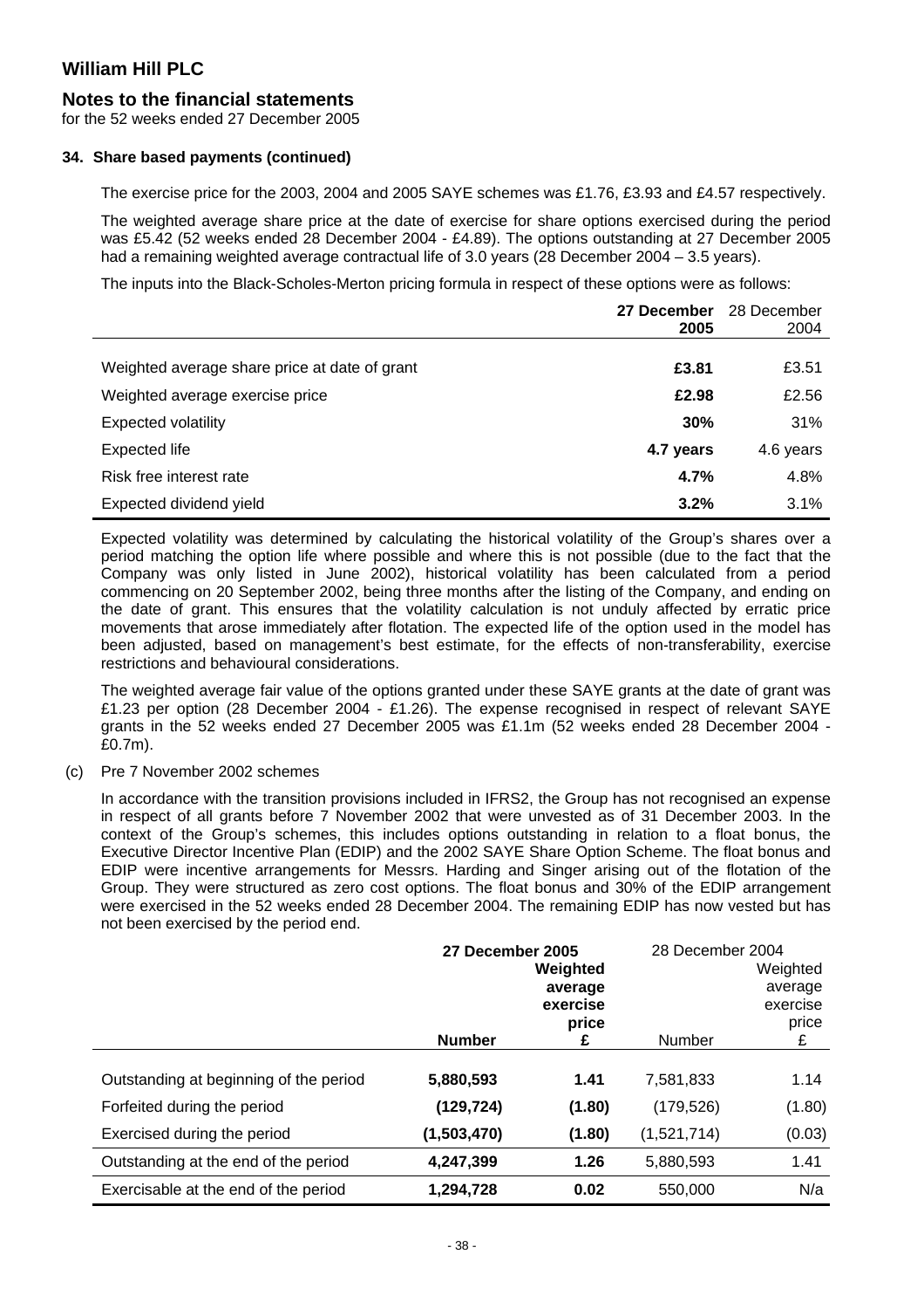# William Hill PLC

## Notes to the financial statements

for the 52 weeks ended 27 December 2005

### 34. Share based payments (continued)

The exercise price for the 2003, 2004 and 2005 SAYE schemes was £1.76, £3.93 and £4.57 respectively.

The weighted average share price at the date of exercise for share options exercised during the period was £5.42 (52 weeks ended 28 December 2004 - £4.89). The options outstanding at 27 December 2005 had a remaining weighted average contractual life of 3.0 years (28 December 2004 – 3.5 years).

The inputs into the Black-Scholes-Merton pricing formula in respect of these options were as follows:

| | **27 December 2005** | 28 December 2004 |
|---|---|---|
| Weighted average share price at date of grant | **£3.81** | £3.51 |
| Weighted average exercise price | **£2.98** | £2.56 |
| Expected volatility | **30%** | 31% |
| Expected life | **4.7 years** | 4.6 years |
| Risk free interest rate | **4.7%** | 4.8% |
| Expected dividend yield | **3.2%** | 3.1% |

Expected volatility was determined by calculating the historical volatility of the Group's shares over a period matching the option life where possible and where this is not possible (due to the fact that the Company was only listed in June 2002), historical volatility has been calculated from a period commencing on 20 September 2002, being three months after the listing of the Company, and ending on the date of grant. This ensures that the volatility calculation is not unduly affected by erratic price movements that arose immediately after flotation. The expected life of the option used in the model has been adjusted, based on management's best estimate, for the effects of non-transferability, exercise restrictions and behavioural considerations.

The weighted average fair value of the options granted under these SAYE grants at the date of grant was £1.23 per option (28 December 2004 - £1.26). The expense recognised in respect of relevant SAYE grants in the 52 weeks ended 27 December 2005 was £1.1m (52 weeks ended 28 December 2004 - £0.7m).

(c) Pre 7 November 2002 schemes

In accordance with the transition provisions included in IFRS2, the Group has not recognised an expense in respect of all grants before 7 November 2002 that were unvested as of 31 December 2003. In the context of the Group's schemes, this includes options outstanding in relation to a float bonus, the Executive Director Incentive Plan (EDIP) and the 2002 SAYE Share Option Scheme. The float bonus and EDIP were incentive arrangements for Messrs. Harding and Singer arising out of the flotation of the Group. They were structured as zero cost options. The float bonus and 30% of the EDIP arrangement were exercised in the 52 weeks ended 28 December 2004. The remaining EDIP has now vested but has not been exercised by the period end.

| | **27 December 2005** | | 28 December 2004 | |
|---|---|---|---|---|
| | **Number** | **Weighted average exercise price £** | Number | Weighted average exercise price £ |
| Outstanding at beginning of the period | **5,880,593** | **1.41** | 7,581,833 | 1.14 |
| Forfeited during the period | **(129,724)** | **(1.80)** | (179,526) | (1.80) |
| Exercised during the period | **(1,503,470)** | **(1.80)** | (1,521,714) | (0.03) |
| Outstanding at the end of the period | **4,247,399** | **1.26** | 5,880,593 | 1.41 |
| Exercisable at the end of the period | **1,294,728** | **0.02** | 550,000 | N/a |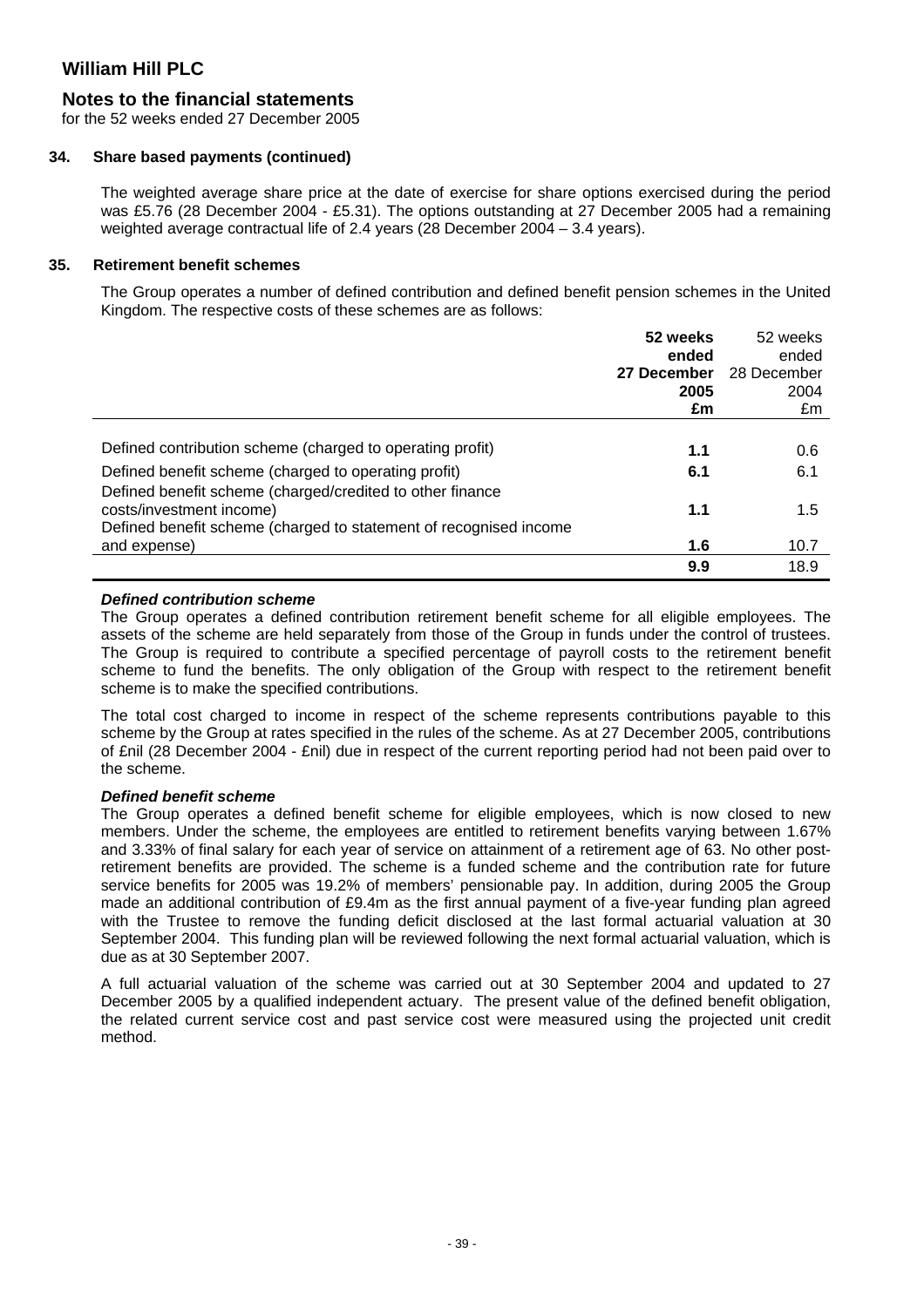# William Hill PLC

## Notes to the financial statements

for the 52 weeks ended 27 December 2005

### 34. Share based payments (continued)

The weighted average share price at the date of exercise for share options exercised during the period was £5.76 (28 December 2004 - £5.31). The options outstanding at 27 December 2005 had a remaining weighted average contractual life of 2.4 years (28 December 2004 – 3.4 years).

### 35. Retirement benefit schemes

The Group operates a number of defined contribution and defined benefit pension schemes in the United Kingdom. The respective costs of these schemes are as follows:

| | **52 weeks ended 27 December 2005 £m** | 52 weeks ended 28 December 2004 £m |
|---|---|---|
| Defined contribution scheme (charged to operating profit) | **1.1** | 0.6 |
| Defined benefit scheme (charged to operating profit) | **6.1** | 6.1 |
| Defined benefit scheme (charged/credited to other finance costs/investment income) | **1.1** | 1.5 |
| Defined benefit scheme (charged to statement of recognised income and expense) | **1.6** | 10.7 |
| | **9.9** | 18.9 |

***Defined contribution scheme***

The Group operates a defined contribution retirement benefit scheme for all eligible employees. The assets of the scheme are held separately from those of the Group in funds under the control of trustees. The Group is required to contribute a specified percentage of payroll costs to the retirement benefit scheme to fund the benefits. The only obligation of the Group with respect to the retirement benefit scheme is to make the specified contributions.

The total cost charged to income in respect of the scheme represents contributions payable to this scheme by the Group at rates specified in the rules of the scheme. As at 27 December 2005, contributions of £nil (28 December 2004 - £nil) due in respect of the current reporting period had not been paid over to the scheme.

***Defined benefit scheme***

The Group operates a defined benefit scheme for eligible employees, which is now closed to new members. Under the scheme, the employees are entitled to retirement benefits varying between 1.67% and 3.33% of final salary for each year of service on attainment of a retirement age of 63. No other post-retirement benefits are provided. The scheme is a funded scheme and the contribution rate for future service benefits for 2005 was 19.2% of members' pensionable pay. In addition, during 2005 the Group made an additional contribution of £9.4m as the first annual payment of a five-year funding plan agreed with the Trustee to remove the funding deficit disclosed at the last formal actuarial valuation at 30 September 2004. This funding plan will be reviewed following the next formal actuarial valuation, which is due as at 30 September 2007.

A full actuarial valuation of the scheme was carried out at 30 September 2004 and updated to 27 December 2005 by a qualified independent actuary. The present value of the defined benefit obligation, the related current service cost and past service cost were measured using the projected unit credit method.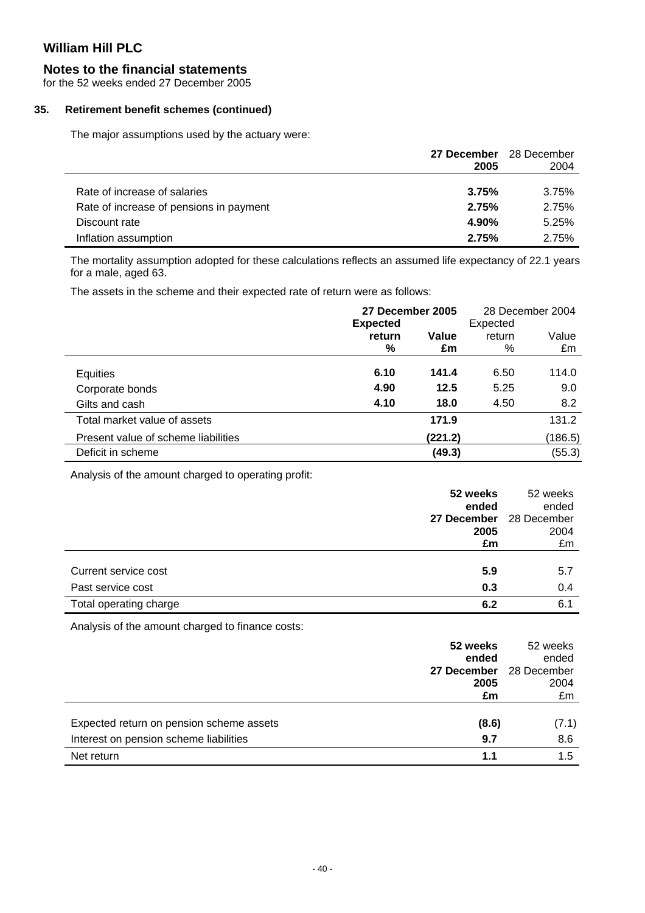# William Hill PLC

## Notes to the financial statements

for the 52 weeks ended 27 December 2005

### 35. Retirement benefit schemes (continued)

The major assumptions used by the actuary were:

| | **27 December 2005** | 28 December 2004 |
|---|---|---|
| Rate of increase of salaries | **3.75%** | 3.75% |
| Rate of increase of pensions in payment | **2.75%** | 2.75% |
| Discount rate | **4.90%** | 5.25% |
| Inflation assumption | **2.75%** | 2.75% |

The mortality assumption adopted for these calculations reflects an assumed life expectancy of 22.1 years for a male, aged 63.

The assets in the scheme and their expected rate of return were as follows:

| | **27 December 2005** | | 28 December 2004 | |
|---|---|---|---|---|
| | **Expected return %** | **Value £m** | Expected return % | Value £m |
| Equities | **6.10** | **141.4** | 6.50 | 114.0 |
| Corporate bonds | **4.90** | **12.5** | 5.25 | 9.0 |
| Gilts and cash | **4.10** | **18.0** | 4.50 | 8.2 |
| Total market value of assets | | **171.9** | | 131.2 |
| Present value of scheme liabilities | | **(221.2)** | | (186.5) |
| Deficit in scheme | | **(49.3)** | | (55.3) |

Analysis of the amount charged to operating profit:

| | **52 weeks ended 27 December 2005 £m** | 52 weeks ended 28 December 2004 £m |
|---|---|---|
| Current service cost | **5.9** | 5.7 |
| Past service cost | **0.3** | 0.4 |
| Total operating charge | **6.2** | 6.1 |

Analysis of the amount charged to finance costs:

| | **52 weeks ended 27 December 2005 £m** | 52 weeks ended 28 December 2004 £m |
|---|---|---|
| Expected return on pension scheme assets | **(8.6)** | (7.1) |
| Interest on pension scheme liabilities | **9.7** | 8.6 |
| Net return | **1.1** | 1.5 |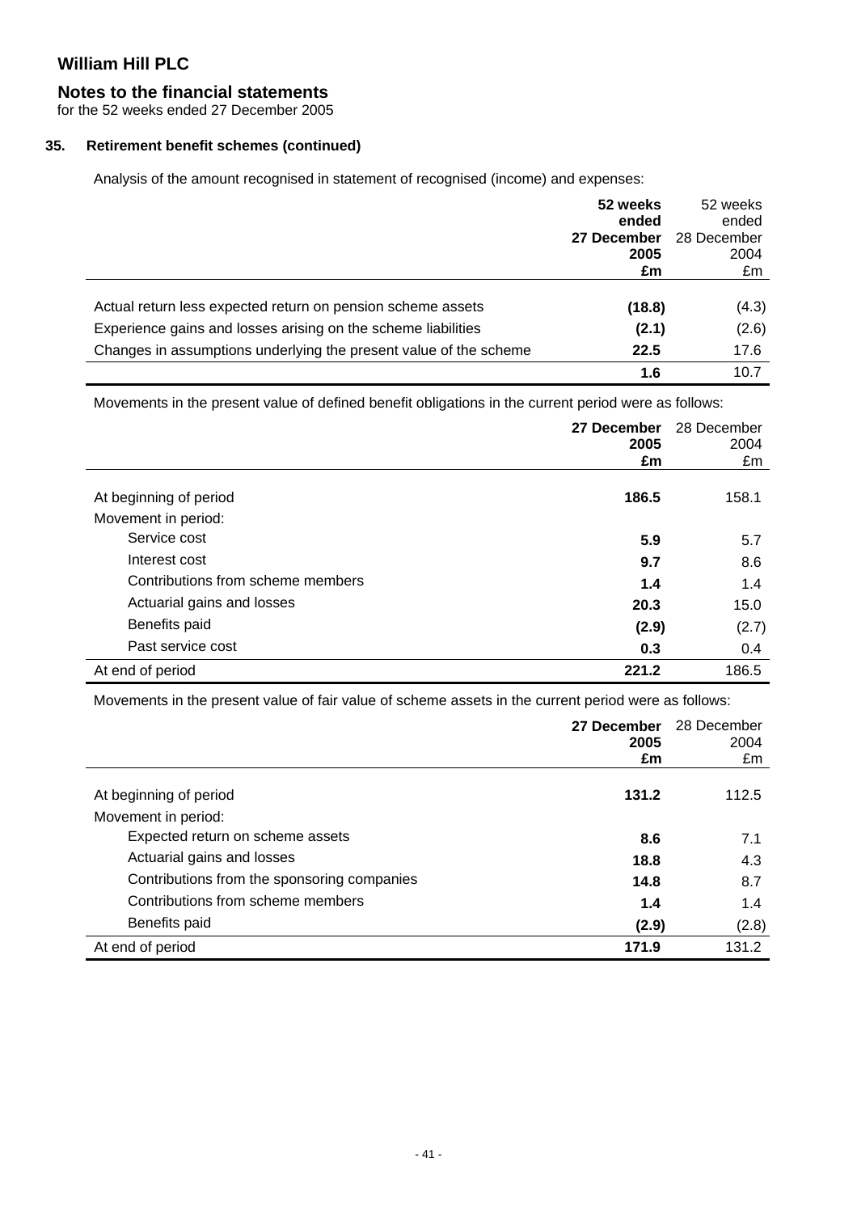# William Hill PLC

## Notes to the financial statements

for the 52 weeks ended 27 December 2005

### 35. Retirement benefit schemes (continued)

Analysis of the amount recognised in statement of recognised (income) and expenses:

| | **52 weeks ended 27 December 2005 £m** | 52 weeks ended 28 December 2004 £m |
|---|---|---|
| Actual return less expected return on pension scheme assets | **(18.8)** | (4.3) |
| Experience gains and losses arising on the scheme liabilities | **(2.1)** | (2.6) |
| Changes in assumptions underlying the present value of the scheme | **22.5** | 17.6 |
| | **1.6** | 10.7 |

Movements in the present value of defined benefit obligations in the current period were as follows:

| | **27 December 2005 £m** | 28 December 2004 £m |
|---|---|---|
| At beginning of period | **186.5** | 158.1 |
| Movement in period: | | |
| Service cost | **5.9** | 5.7 |
| Interest cost | **9.7** | 8.6 |
| Contributions from scheme members | **1.4** | 1.4 |
| Actuarial gains and losses | **20.3** | 15.0 |
| Benefits paid | **(2.9)** | (2.7) |
| Past service cost | **0.3** | 0.4 |
| At end of period | **221.2** | 186.5 |

Movements in the present value of fair value of scheme assets in the current period were as follows:

| | **27 December 2005 £m** | 28 December 2004 £m |
|---|---|---|
| At beginning of period | **131.2** | 112.5 |
| Movement in period: | | |
| Expected return on scheme assets | **8.6** | 7.1 |
| Actuarial gains and losses | **18.8** | 4.3 |
| Contributions from the sponsoring companies | **14.8** | 8.7 |
| Contributions from scheme members | **1.4** | 1.4 |
| Benefits paid | **(2.9)** | (2.8) |
| At end of period | **171.9** | 131.2 |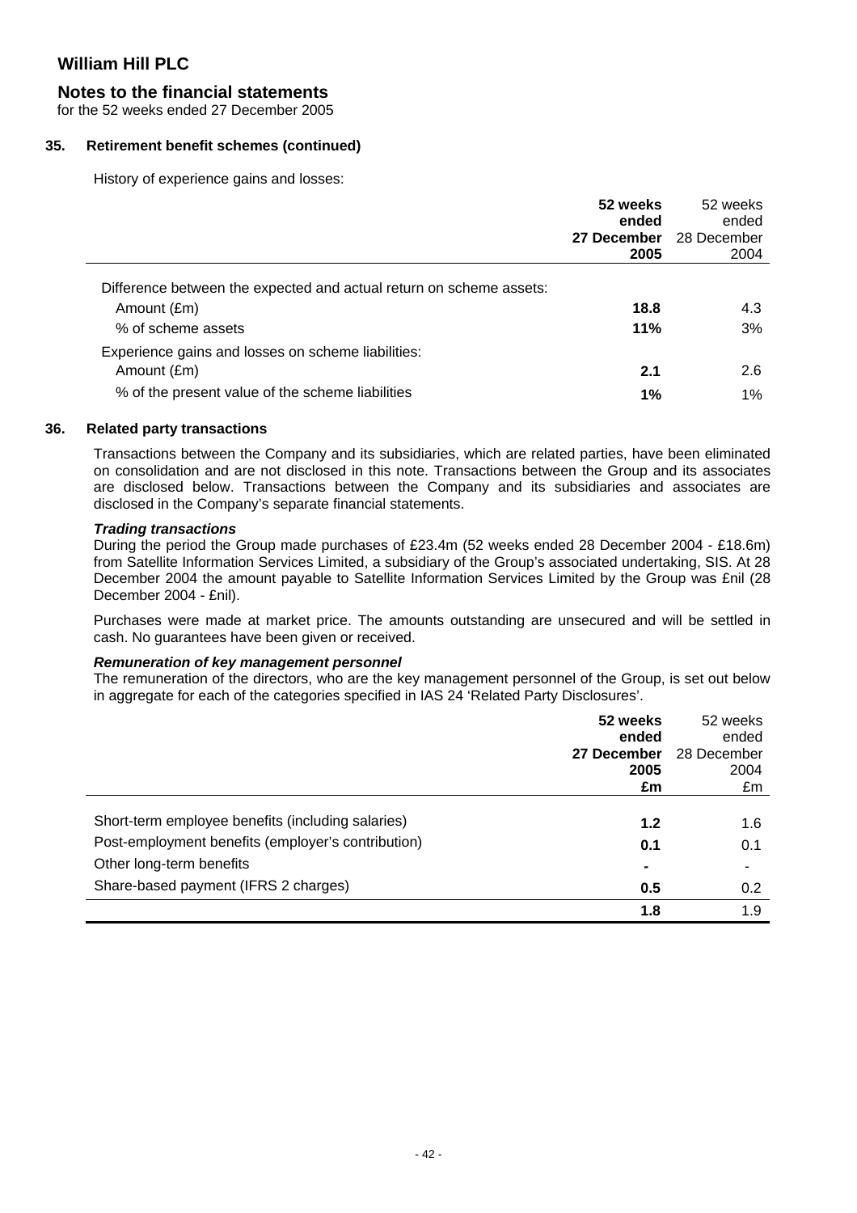# William Hill PLC

## Notes to the financial statements

for the 52 weeks ended 27 December 2005

### 35. Retirement benefit schemes (continued)

History of experience gains and losses:

| | **52 weeks ended 27 December 2005** | 52 weeks ended 28 December 2004 |
|---|---|---|
| Difference between the expected and actual return on scheme assets: | | |
| Amount (£m) | **18.8** | 4.3 |
| % of scheme assets | **11%** | 3% |
| Experience gains and losses on scheme liabilities: | | |
| Amount (£m) | **2.1** | 2.6 |
| % of the present value of the scheme liabilities | **1%** | 1% |

### 36. Related party transactions

Transactions between the Company and its subsidiaries, which are related parties, have been eliminated on consolidation and are not disclosed in this note. Transactions between the Group and its associates are disclosed below. Transactions between the Company and its subsidiaries and associates are disclosed in the Company's separate financial statements.

***Trading transactions***

During the period the Group made purchases of £23.4m (52 weeks ended 28 December 2004 - £18.6m) from Satellite Information Services Limited, a subsidiary of the Group's associated undertaking, SIS. At 28 December 2004 the amount payable to Satellite Information Services Limited by the Group was £nil (28 December 2004 - £nil).

Purchases were made at market price. The amounts outstanding are unsecured and will be settled in cash. No guarantees have been given or received.

***Remuneration of key management personnel***

The remuneration of the directors, who are the key management personnel of the Group, is set out below in aggregate for each of the categories specified in IAS 24 'Related Party Disclosures'.

| | **52 weeks ended 27 December 2005 £m** | 52 weeks ended 28 December 2004 £m |
|---|---|---|
| Short-term employee benefits (including salaries) | **1.2** | 1.6 |
| Post-employment benefits (employer's contribution) | **0.1** | 0.1 |
| Other long-term benefits | **-** | - |
| Share-based payment (IFRS 2 charges) | **0.5** | 0.2 |
| | **1.8** | 1.9 |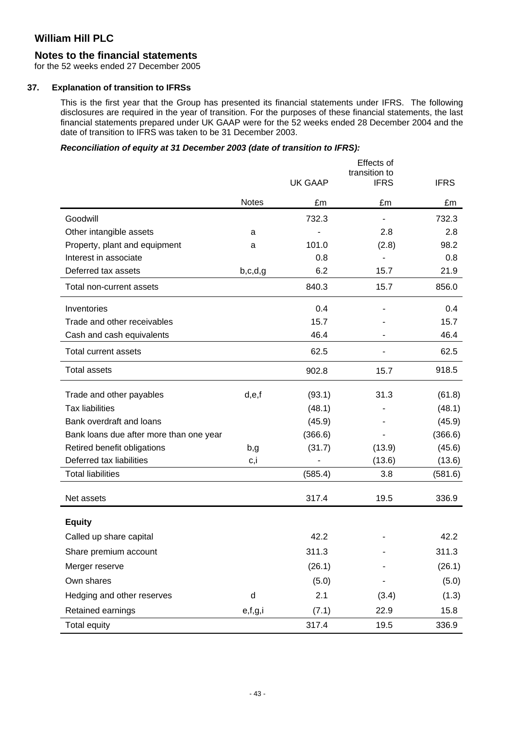# William Hill PLC

## Notes to the financial statements

for the 52 weeks ended 27 December 2005

### 37. Explanation of transition to IFRSs

This is the first year that the Group has presented its financial statements under IFRS. The following disclosures are required in the year of transition. For the purposes of these financial statements, the last financial statements prepared under UK GAAP were for the 52 weeks ended 28 December 2004 and the date of transition to IFRS was taken to be 31 December 2003.

***Reconciliation of equity at 31 December 2003 (date of transition to IFRS):***

| | | UK GAAP | Effects of transition to IFRS | IFRS |
|---|---|---|---|---|
| | Notes | £m | £m | £m |
| Goodwill | | 732.3 | - | 732.3 |
| Other intangible assets | a | - | 2.8 | 2.8 |
| Property, plant and equipment | a | 101.0 | (2.8) | 98.2 |
| Interest in associate | | 0.8 | - | 0.8 |
| Deferred tax assets | b,c,d,g | 6.2 | 15.7 | 21.9 |
| Total non-current assets | | 840.3 | 15.7 | 856.0 |
| Inventories | | 0.4 | - | 0.4 |
| Trade and other receivables | | 15.7 | - | 15.7 |
| Cash and cash equivalents | | 46.4 | - | 46.4 |
| Total current assets | | 62.5 | - | 62.5 |
| Total assets | | 902.8 | 15.7 | 918.5 |
| Trade and other payables | d,e,f | (93.1) | 31.3 | (61.8) |
| Tax liabilities | | (48.1) | - | (48.1) |
| Bank overdraft and loans | | (45.9) | - | (45.9) |
| Bank loans due after more than one year | | (366.6) | - | (366.6) |
| Retired benefit obligations | b,g | (31.7) | (13.9) | (45.6) |
| Deferred tax liabilities | c,i | - | (13.6) | (13.6) |
| Total liabilities | | (585.4) | 3.8 | (581.6) |
| Net assets | | 317.4 | 19.5 | 336.9 |
| **Equity** | | | | |
| Called up share capital | | 42.2 | - | 42.2 |
| Share premium account | | 311.3 | - | 311.3 |
| Merger reserve | | (26.1) | - | (26.1) |
| Own shares | | (5.0) | - | (5.0) |
| Hedging and other reserves | d | 2.1 | (3.4) | (1.3) |
| Retained earnings | e,f,g,i | (7.1) | 22.9 | 15.8 |
| Total equity | | 317.4 | 19.5 | 336.9 |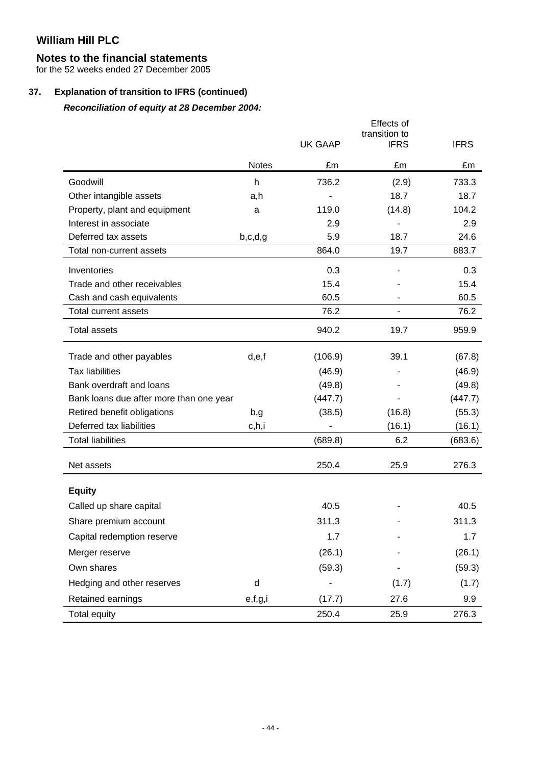# William Hill PLC

## Notes to the financial statements

for the 52 weeks ended 27 December 2005

### 37. Explanation of transition to IFRS (continued)

***Reconciliation of equity at 28 December 2004:***

| | Notes | UK GAAP | Effects of transition to IFRS | IFRS |
|---|---|---|---|---|
| | | £m | £m | £m |
| Goodwill | h | 736.2 | (2.9) | 733.3 |
| Other intangible assets | a,h | - | 18.7 | 18.7 |
| Property, plant and equipment | a | 119.0 | (14.8) | 104.2 |
| Interest in associate | | 2.9 | - | 2.9 |
| Deferred tax assets | b,c,d,g | 5.9 | 18.7 | 24.6 |
| Total non-current assets | | 864.0 | 19.7 | 883.7 |
| Inventories | | 0.3 | - | 0.3 |
| Trade and other receivables | | 15.4 | - | 15.4 |
| Cash and cash equivalents | | 60.5 | - | 60.5 |
| Total current assets | | 76.2 | - | 76.2 |
| Total assets | | 940.2 | 19.7 | 959.9 |
| Trade and other payables | d,e,f | (106.9) | 39.1 | (67.8) |
| Tax liabilities | | (46.9) | - | (46.9) |
| Bank overdraft and loans | | (49.8) | - | (49.8) |
| Bank loans due after more than one year | | (447.7) | - | (447.7) |
| Retired benefit obligations | b,g | (38.5) | (16.8) | (55.3) |
| Deferred tax liabilities | c,h,i | - | (16.1) | (16.1) |
| Total liabilities | | (689.8) | 6.2 | (683.6) |
| Net assets | | 250.4 | 25.9 | 276.3 |
| **Equity** | | | | |
| Called up share capital | | 40.5 | - | 40.5 |
| Share premium account | | 311.3 | - | 311.3 |
| Capital redemption reserve | | 1.7 | - | 1.7 |
| Merger reserve | | (26.1) | - | (26.1) |
| Own shares | | (59.3) | - | (59.3) |
| Hedging and other reserves | d | - | (1.7) | (1.7) |
| Retained earnings | e,f,g,i | (17.7) | 27.6 | 9.9 |
| Total equity | | 250.4 | 25.9 | 276.3 |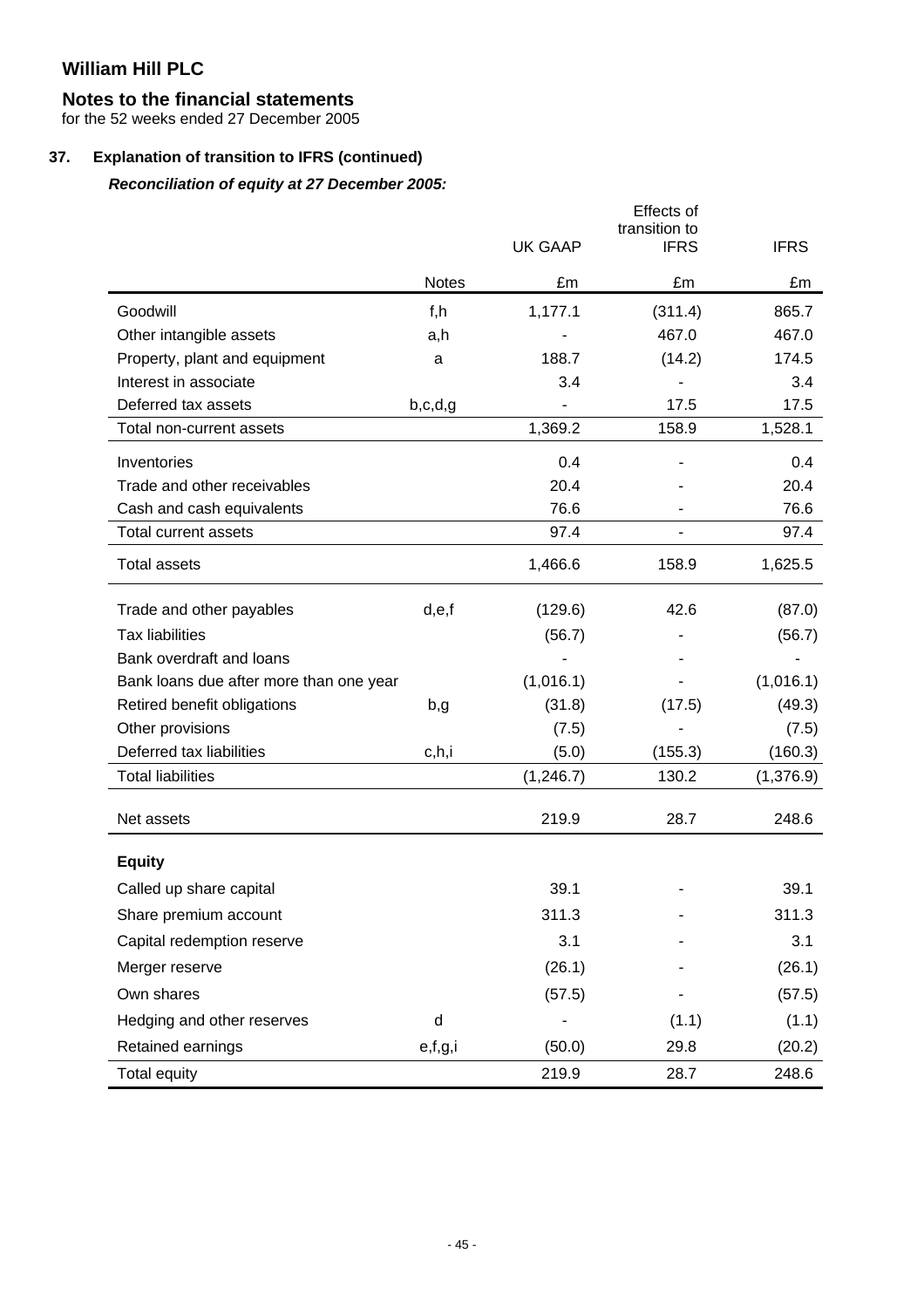# William Hill PLC

## Notes to the financial statements

for the 52 weeks ended 27 December 2005

### 37. Explanation of transition to IFRS (continued)

***Reconciliation of equity at 27 December 2005:***

| | Notes | UK GAAP | Effects of transition to IFRS | IFRS |
|---|---|---|---|---|
| | | £m | £m | £m |
| Goodwill | f,h | 1,177.1 | (311.4) | 865.7 |
| Other intangible assets | a,h | - | 467.0 | 467.0 |
| Property, plant and equipment | a | 188.7 | (14.2) | 174.5 |
| Interest in associate | | 3.4 | - | 3.4 |
| Deferred tax assets | b,c,d,g | - | 17.5 | 17.5 |
| Total non-current assets | | 1,369.2 | 158.9 | 1,528.1 |
| Inventories | | 0.4 | - | 0.4 |
| Trade and other receivables | | 20.4 | - | 20.4 |
| Cash and cash equivalents | | 76.6 | - | 76.6 |
| Total current assets | | 97.4 | - | 97.4 |
| Total assets | | 1,466.6 | 158.9 | 1,625.5 |
| Trade and other payables | d,e,f | (129.6) | 42.6 | (87.0) |
| Tax liabilities | | (56.7) | - | (56.7) |
| Bank overdraft and loans | | - | - | - |
| Bank loans due after more than one year | | (1,016.1) | - | (1,016.1) |
| Retired benefit obligations | b,g | (31.8) | (17.5) | (49.3) |
| Other provisions | | (7.5) | - | (7.5) |
| Deferred tax liabilities | c,h,i | (5.0) | (155.3) | (160.3) |
| Total liabilities | | (1,246.7) | 130.2 | (1,376.9) |
| Net assets | | 219.9 | 28.7 | 248.6 |
| **Equity** | | | | |
| Called up share capital | | 39.1 | - | 39.1 |
| Share premium account | | 311.3 | - | 311.3 |
| Capital redemption reserve | | 3.1 | - | 3.1 |
| Merger reserve | | (26.1) | - | (26.1) |
| Own shares | | (57.5) | - | (57.5) |
| Hedging and other reserves | d | - | (1.1) | (1.1) |
| Retained earnings | e,f,g,i | (50.0) | 29.8 | (20.2) |
| Total equity | | 219.9 | 28.7 | 248.6 |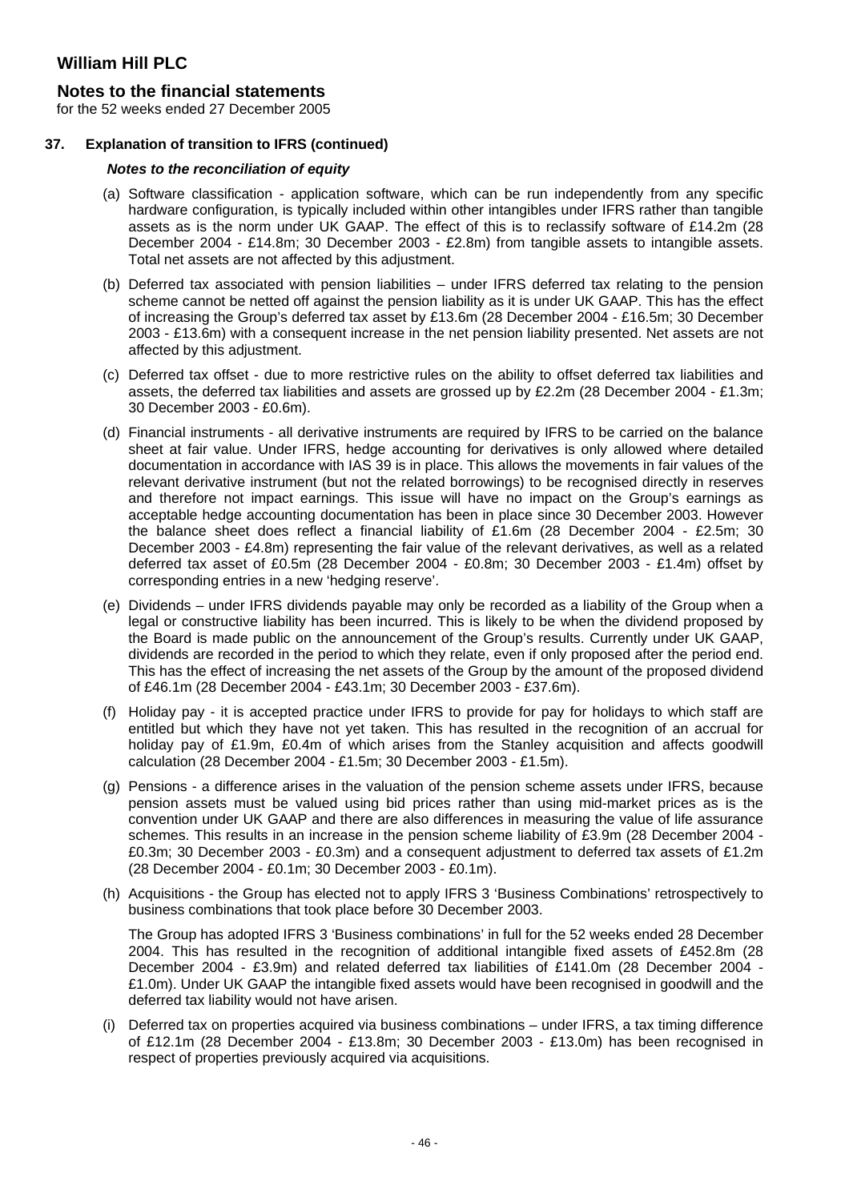# William Hill PLC

## Notes to the financial statements

for the 52 weeks ended 27 December 2005

### 37. Explanation of transition to IFRS (continued)

***Notes to the reconciliation of equity***

(a) Software classification - application software, which can be run independently from any specific hardware configuration, is typically included within other intangibles under IFRS rather than tangible assets as is the norm under UK GAAP. The effect of this is to reclassify software of £14.2m (28 December 2004 - £14.8m; 30 December 2003 - £2.8m) from tangible assets to intangible assets. Total net assets are not affected by this adjustment.

(b) Deferred tax associated with pension liabilities – under IFRS deferred tax relating to the pension scheme cannot be netted off against the pension liability as it is under UK GAAP. This has the effect of increasing the Group's deferred tax asset by £13.6m (28 December 2004 - £16.5m; 30 December 2003 - £13.6m) with a consequent increase in the net pension liability presented. Net assets are not affected by this adjustment.

(c) Deferred tax offset - due to more restrictive rules on the ability to offset deferred tax liabilities and assets, the deferred tax liabilities and assets are grossed up by £2.2m (28 December 2004 - £1.3m; 30 December 2003 - £0.6m).

(d) Financial instruments - all derivative instruments are required by IFRS to be carried on the balance sheet at fair value. Under IFRS, hedge accounting for derivatives is only allowed where detailed documentation in accordance with IAS 39 is in place. This allows the movements in fair values of the relevant derivative instrument (but not the related borrowings) to be recognised directly in reserves and therefore not impact earnings. This issue will have no impact on the Group's earnings as acceptable hedge accounting documentation has been in place since 30 December 2003. However the balance sheet does reflect a financial liability of £1.6m (28 December 2004 - £2.5m; 30 December 2003 - £4.8m) representing the fair value of the relevant derivatives, as well as a related deferred tax asset of £0.5m (28 December 2004 - £0.8m; 30 December 2003 - £1.4m) offset by corresponding entries in a new 'hedging reserve'.

(e) Dividends – under IFRS dividends payable may only be recorded as a liability of the Group when a legal or constructive liability has been incurred. This is likely to be when the dividend proposed by the Board is made public on the announcement of the Group's results. Currently under UK GAAP, dividends are recorded in the period to which they relate, even if only proposed after the period end. This has the effect of increasing the net assets of the Group by the amount of the proposed dividend of £46.1m (28 December 2004 - £43.1m; 30 December 2003 - £37.6m).

(f) Holiday pay - it is accepted practice under IFRS to provide for pay for holidays to which staff are entitled but which they have not yet taken. This has resulted in the recognition of an accrual for holiday pay of £1.9m, £0.4m of which arises from the Stanley acquisition and affects goodwill calculation (28 December 2004 - £1.5m; 30 December 2003 - £1.5m).

(g) Pensions - a difference arises in the valuation of the pension scheme assets under IFRS, because pension assets must be valued using bid prices rather than using mid-market prices as is the convention under UK GAAP and there are also differences in measuring the value of life assurance schemes. This results in an increase in the pension scheme liability of £3.9m (28 December 2004 - £0.3m; 30 December 2003 - £0.3m) and a consequent adjustment to deferred tax assets of £1.2m (28 December 2004 - £0.1m; 30 December 2003 - £0.1m).

(h) Acquisitions - the Group has elected not to apply IFRS 3 'Business Combinations' retrospectively to business combinations that took place before 30 December 2003.

The Group has adopted IFRS 3 'Business combinations' in full for the 52 weeks ended 28 December 2004. This has resulted in the recognition of additional intangible fixed assets of £452.8m (28 December 2004 - £3.9m) and related deferred tax liabilities of £141.0m (28 December 2004 - £1.0m). Under UK GAAP the intangible fixed assets would have been recognised in goodwill and the deferred tax liability would not have arisen.

(i) Deferred tax on properties acquired via business combinations – under IFRS, a tax timing difference of £12.1m (28 December 2004 - £13.8m; 30 December 2003 - £13.0m) has been recognised in respect of properties previously acquired via acquisitions.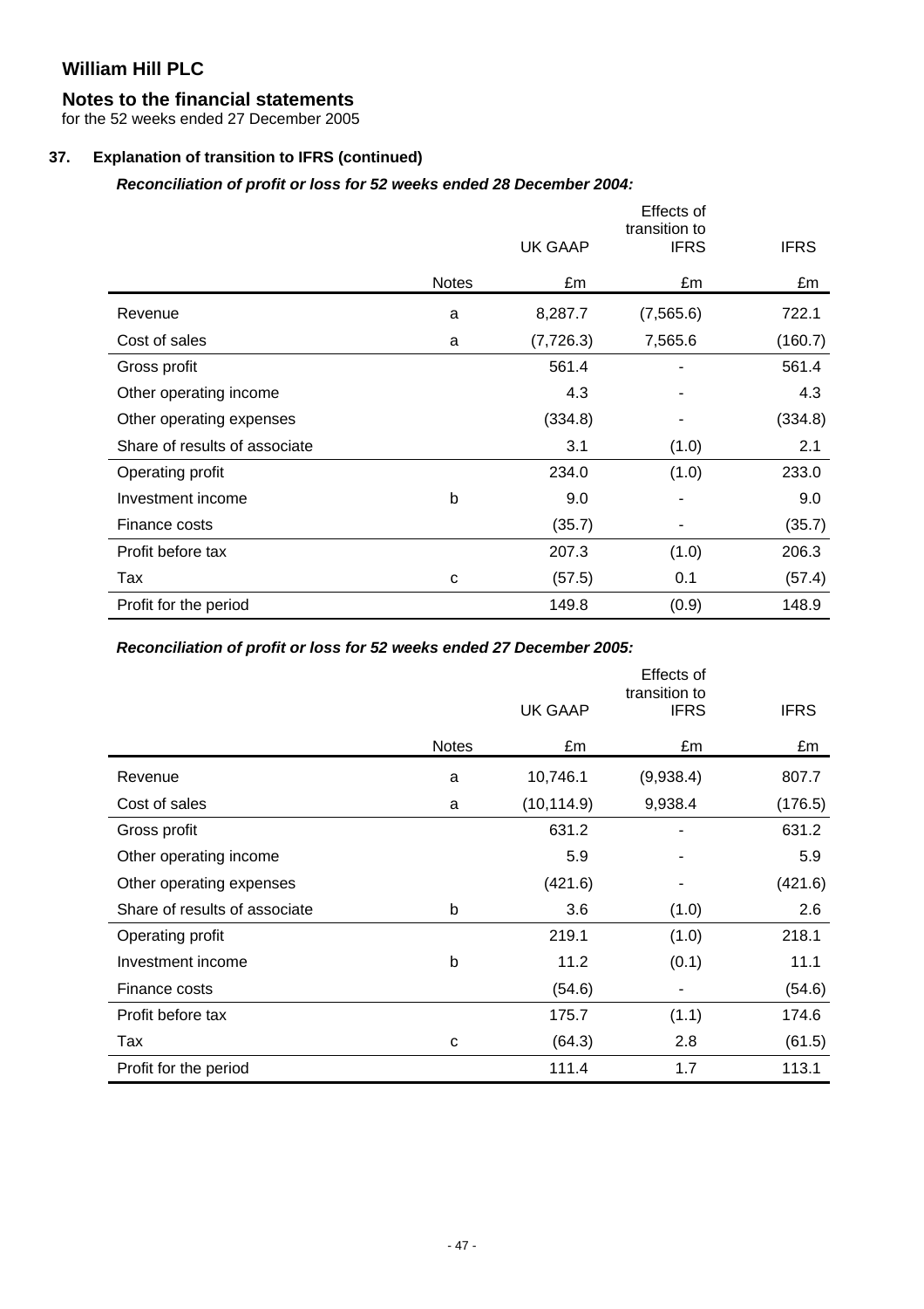# William Hill PLC

## Notes to the financial statements

for the 52 weeks ended 27 December 2005

### 37. Explanation of transition to IFRS (continued)

***Reconciliation of profit or loss for 52 weeks ended 28 December 2004:***

| | Notes | UK GAAP £m | Effects of transition to IFRS £m | IFRS £m |
|---|---|---|---|---|
| Revenue | a | 8,287.7 | (7,565.6) | 722.1 |
| Cost of sales | a | (7,726.3) | 7,565.6 | (160.7) |
| Gross profit | | 561.4 | - | 561.4 |
| Other operating income | | 4.3 | - | 4.3 |
| Other operating expenses | | (334.8) | - | (334.8) |
| Share of results of associate | | 3.1 | (1.0) | 2.1 |
| Operating profit | | 234.0 | (1.0) | 233.0 |
| Investment income | b | 9.0 | - | 9.0 |
| Finance costs | | (35.7) | - | (35.7) |
| Profit before tax | | 207.3 | (1.0) | 206.3 |
| Tax | c | (57.5) | 0.1 | (57.4) |
| Profit for the period | | 149.8 | (0.9) | 148.9 |

***Reconciliation of profit or loss for 52 weeks ended 27 December 2005:***

| | Notes | UK GAAP £m | Effects of transition to IFRS £m | IFRS £m |
|---|---|---|---|---|
| Revenue | a | 10,746.1 | (9,938.4) | 807.7 |
| Cost of sales | a | (10,114.9) | 9,938.4 | (176.5) |
| Gross profit | | 631.2 | - | 631.2 |
| Other operating income | | 5.9 | - | 5.9 |
| Other operating expenses | | (421.6) | - | (421.6) |
| Share of results of associate | b | 3.6 | (1.0) | 2.6 |
| Operating profit | | 219.1 | (1.0) | 218.1 |
| Investment income | b | 11.2 | (0.1) | 11.1 |
| Finance costs | | (54.6) | - | (54.6) |
| Profit before tax | | 175.7 | (1.1) | 174.6 |
| Tax | c | (64.3) | 2.8 | (61.5) |
| Profit for the period | | 111.4 | 1.7 | 113.1 |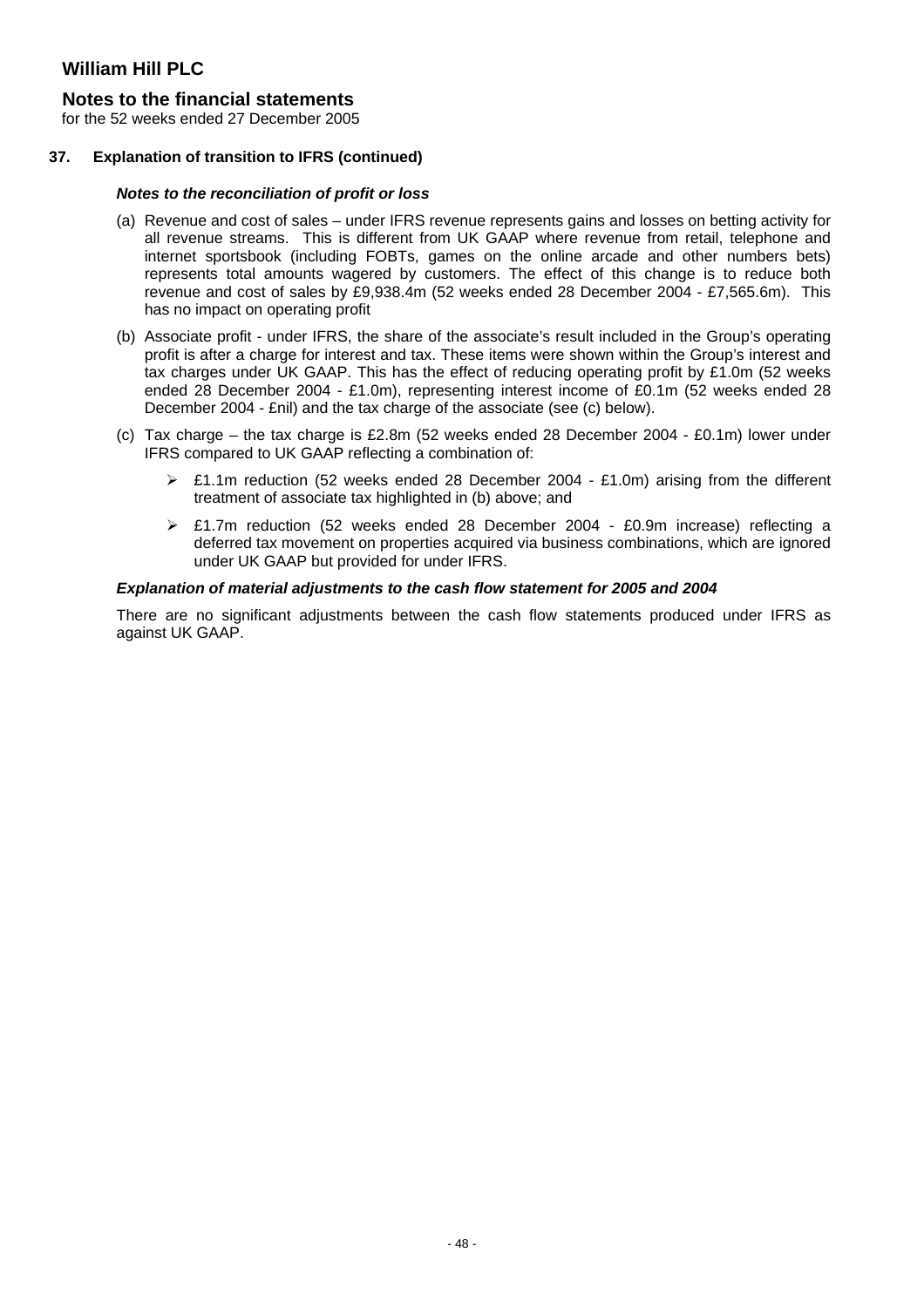# William Hill PLC

## Notes to the financial statements

for the 52 weeks ended 27 December 2005

### 37. Explanation of transition to IFRS (continued)

***Notes to the reconciliation of profit or loss***

(a) Revenue and cost of sales – under IFRS revenue represents gains and losses on betting activity for all revenue streams. This is different from UK GAAP where revenue from retail, telephone and internet sportsbook (including FOBTs, games on the online arcade and other numbers bets) represents total amounts wagered by customers. The effect of this change is to reduce both revenue and cost of sales by £9,938.4m (52 weeks ended 28 December 2004 - £7,565.6m). This has no impact on operating profit

(b) Associate profit - under IFRS, the share of the associate's result included in the Group's operating profit is after a charge for interest and tax. These items were shown within the Group's interest and tax charges under UK GAAP. This has the effect of reducing operating profit by £1.0m (52 weeks ended 28 December 2004 - £1.0m), representing interest income of £0.1m (52 weeks ended 28 December 2004 - £nil) and the tax charge of the associate (see (c) below).

(c) Tax charge – the tax charge is £2.8m (52 weeks ended 28 December 2004 - £0.1m) lower under IFRS compared to UK GAAP reflecting a combination of:

- £1.1m reduction (52 weeks ended 28 December 2004 - £1.0m) arising from the different treatment of associate tax highlighted in (b) above; and
- £1.7m reduction (52 weeks ended 28 December 2004 - £0.9m increase) reflecting a deferred tax movement on properties acquired via business combinations, which are ignored under UK GAAP but provided for under IFRS.

***Explanation of material adjustments to the cash flow statement for 2005 and 2004***

There are no significant adjustments between the cash flow statements produced under IFRS as against UK GAAP.